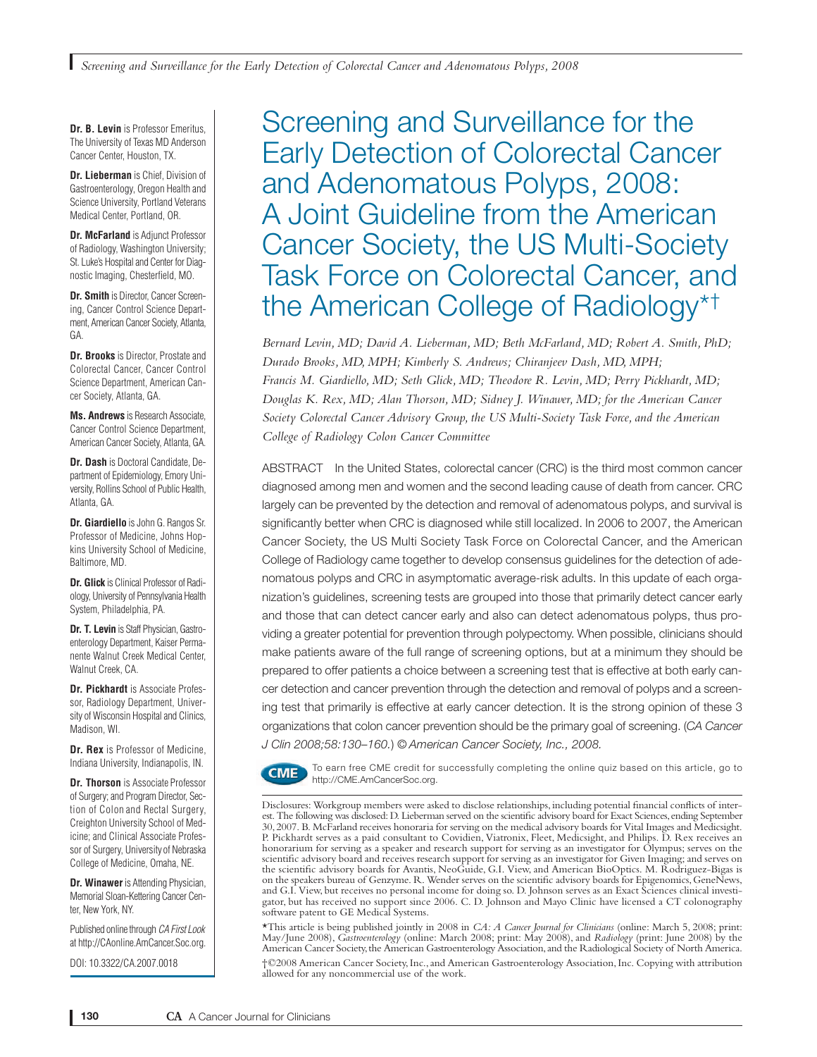# Screening and Surveillance for the Early Detection of Colorectal Cancer and Adenomatous Polyps, 2008: A Joint Guideline from the American Cancer Society, the US Multi-Society Task Force on Colorectal Cancer, and the American College of Radiology*†

*Bernard Levin, MD; David A. Lieberman, MD; Beth McFarland, MD; Robert A. Smith, PhD; Durado Brooks, MD, MPH; Kimberly S. Andrews; Chiranjeev Dash, MD, MPH; Francis M. Giardiello, MD; Seth Glick, MD; Theodore R. Levin, MD; Perry Pickhardt, MD; Douglas K. Rex, MD; Alan Thorson, MD; Sidney J. Winawer, MD; for the American Cancer Society Colorectal Cancer Advisory Group, the US Multi-Society Task Force, and the American College of Radiology Colon Cancer Committee*

**Dr. B. Levin** is Professor Emeritus, The University of Texas MD Anderson Cancer Center, Houston, TX.

**Dr. Lieberman** is Chief, Division of Gastroenterology, Oregon Health and Science University, Portland Veterans Medical Center, Portland, OR.

**Dr. McFarland** is Adjunct Professor of Radiology, Washington University; St. Luke's Hospital and Center for Diagnostic Imaging, Chesterfield, MO.

**Dr. Smith** is Director, Cancer Screening, Cancer Control Science Department, American Cancer Society, Atlanta, GA.

**Dr. Brooks** is Director, Prostate and Colorectal Cancer, Cancer Control Science Department, American Cancer Society, Atlanta, GA.

**Ms. Andrews** is Research Associate, Cancer Control Science Department, American Cancer Society, Atlanta, GA.

**Dr. Dash** is Doctoral Candidate, Department of Epidemiology, Emory University, Rollins School of Public Health, Atlanta, GA.

**Dr. Giardiello** is John G. Rangos Sr. Professor of Medicine, Johns Hopkins University School of Medicine, Baltimore, MD.

**Dr. Glick** is Clinical Professor of Radiology, University of Pennsylvania Health System, Philadelphia, PA.

**Dr. T. Levin** is Staff Physician, Gastroenterology Department, Kaiser Permanente Walnut Creek Medical Center, Walnut Creek, CA.

**Dr. Pickhardt** is Associate Professor, Radiology Department, University of Wisconsin Hospital and Clinics, Madison, WI.

**Dr. Rex** is Professor of Medicine, Indiana University, Indianapolis, IN.

**Dr. Thorson** is Associate Professor of Surgery; and Program Director, Section of Colon and Rectal Surgery, Creighton University School of Medicine; and Clinical Associate Professor of Surgery, University of Nebraska College of Medicine, Omaha, NE.

**Dr. Winawer** is Attending Physician, Memorial Sloan-Kettering Cancer Center, New York, NY.

Published online through *CA First Look* at http://CAonline.AmCancerSoc.org.

DOI: 10.3322/CA.2007.0018

ABSTRACT In the United States, colorectal cancer (CRC) is the third most common cancer diagnosed among men and women and the second leading cause of death from cancer. CRC largely can be prevented by the detection and removal of adenomatous polyps, and survival is significantly better when CRC is diagnosed while still localized. In 2006 to 2007, the American Cancer Society, the US Multi Society Task Force on Colorectal Cancer, and the American College of Radiology came together to develop consensus guidelines for the detection of adenomatous polyps and CRC in asymptomatic average-risk adults. In this update of each organization's guidelines, screening tests are grouped into those that primarily detect cancer early and those that can detect cancer early and also can detect adenomatous polyps, thus providing a greater potential for prevention through polypectomy. When possible, clinicians should make patients aware of the full range of screening options, but at a minimum they should be prepared to offer patients a choice between a screening test that is effective at both early cancer detection and cancer prevention through the detection and removal of polyps and a screening test that primarily is effective at early cancer detection. It is the strong opinion of these 3 organizations that colon cancer prevention should be the primary goal of screening. (*CA Cancer J Clin 2008;58:130–160.*) *© American Cancer Society, Inc., 2008.*

CME To earn free CME credit for successfully completing the online quiz based on this article, go to http://CME.AmCancerSoc.org.

Disclosures: Workgroup members were asked to disclose relationships, including potential financial conflicts of interest. The following was disclosed: D. Lieberman served on the scientific advisory board for Exact Sciences, ending September 30, 2007. B. McFarland receives honoraria for serving on the medical advisory boards for Vital Images and Medicsight. P. Pickhardt serves as a paid consultant to Covidien, Viatronix, Fleet, Medicsight, and Philips. D. Rex receives an honorarium for serving as a speaker and research support for serving as an investigator for Olympus; serves on the scientific advisory board and receives research support for serving as an investigator for Given Imaging; and serves on the scientific advisory boards for Avantis, NeoGuide, G.I. View, and American BioOptics. M. Rodriguez-Bigas is on the speakers bureau of Genzyme. R. Wender serves on the scientific advisory boards for Epigenomics, GeneNews, and G.I. View, but receives no personal income for doing so. D. Johnson serves as an Exact Sciences clinical investigator, but has received no support since 2006. C. D. Johnson and Mayo Clinic have licensed a CT colonography software patent to GE Medical Systems.

*This article is being published jointly in 2008 in *CA: A Cancer Journal for Clinicians* (online: March 5, 2008; print: May/June 2008), *Gastroenterology* (online: March 2008; print: May 2008), and *Radiology* (print: June 2008) by the American Cancer Society, the American Gastroenterology Association, and the Radiological Society of North America.

†©2008 American Cancer Society, Inc., and American Gastroenterology Association, Inc. Copying with attribution allowed for any noncommercial use of the work.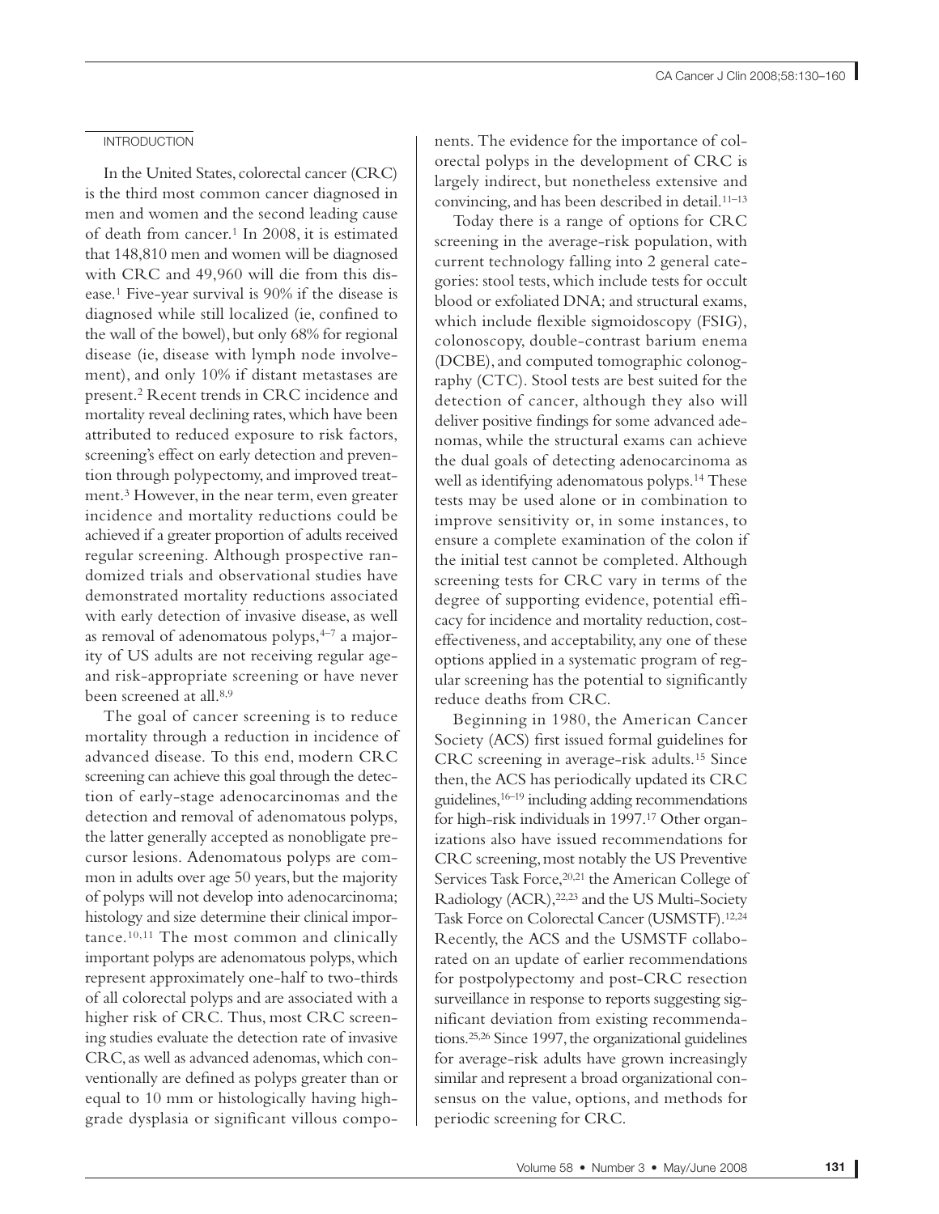## INTRODUCTION

In the United States, colorectal cancer (CRC) is the third most common cancer diagnosed in men and women and the second leading cause of death from cancer.[1] In 2008, it is estimated that 148,810 men and women will be diagnosed with CRC and 49,960 will die from this disease.[1] Five-year survival is 90% if the disease is diagnosed while still localized (ie, confined to the wall of the bowel), but only 68% for regional disease (ie, disease with lymph node involvement), and only 10% if distant metastases are present.[2] Recent trends in CRC incidence and mortality reveal declining rates, which have been attributed to reduced exposure to risk factors, screening's effect on early detection and prevention through polypectomy, and improved treatment.[3] However, in the near term, even greater incidence and mortality reductions could be achieved if a greater proportion of adults received regular screening. Although prospective randomized trials and observational studies have demonstrated mortality reductions associated with early detection of invasive disease, as well as removal of adenomatous polyps,[4–7] a majority of US adults are not receiving regular age- and risk-appropriate screening or have never been screened at all.[8,9]

The goal of cancer screening is to reduce mortality through a reduction in incidence of advanced disease. To this end, modern CRC screening can achieve this goal through the detection of early-stage adenocarcinomas and the detection and removal of adenomatous polyps, the latter generally accepted as nonobligate precursor lesions. Adenomatous polyps are common in adults over age 50 years, but the majority of polyps will not develop into adenocarcinoma; histology and size determine their clinical importance.[10,11] The most common and clinically important polyps are adenomatous polyps, which represent approximately one-half to two-thirds of all colorectal polyps and are associated with a higher risk of CRC. Thus, most CRC screening studies evaluate the detection rate of invasive CRC, as well as advanced adenomas, which conventionally are defined as polyps greater than or equal to 10 mm or histologically having high-grade dysplasia or significant villous components. The evidence for the importance of colorectal polyps in the development of CRC is largely indirect, but nonetheless extensive and convincing, and has been described in detail.[11–13]

Today there is a range of options for CRC screening in the average-risk population, with current technology falling into 2 general categories: stool tests, which include tests for occult blood or exfoliated DNA; and structural exams, which include flexible sigmoidoscopy (FSIG), colonoscopy, double-contrast barium enema (DCBE), and computed tomographic colonography (CTC). Stool tests are best suited for the detection of cancer, although they also will deliver positive findings for some advanced adenomas, while the structural exams can achieve the dual goals of detecting adenocarcinoma as well as identifying adenomatous polyps.[14] These tests may be used alone or in combination to improve sensitivity or, in some instances, to ensure a complete examination of the colon if the initial test cannot be completed. Although screening tests for CRC vary in terms of the degree of supporting evidence, potential efficacy for incidence and mortality reduction, cost-effectiveness, and acceptability, any one of these options applied in a systematic program of regular screening has the potential to significantly reduce deaths from CRC.

Beginning in 1980, the American Cancer Society (ACS) first issued formal guidelines for CRC screening in average-risk adults.[15] Since then, the ACS has periodically updated its CRC guidelines,[16–19] including adding recommendations for high-risk individuals in 1997.[17] Other organizations also have issued recommendations for CRC screening, most notably the US Preventive Services Task Force,[20,21] the American College of Radiology (ACR),[22,23] and the US Multi-Society Task Force on Colorectal Cancer (USMSTF).[12,24] Recently, the ACS and the USMSTF collaborated on an update of earlier recommendations for postpolypectomy and post-CRC resection surveillance in response to reports suggesting significant deviation from existing recommendations.[25,26] Since 1997, the organizational guidelines for average-risk adults have grown increasingly similar and represent a broad organizational consensus on the value, options, and methods for periodic screening for CRC.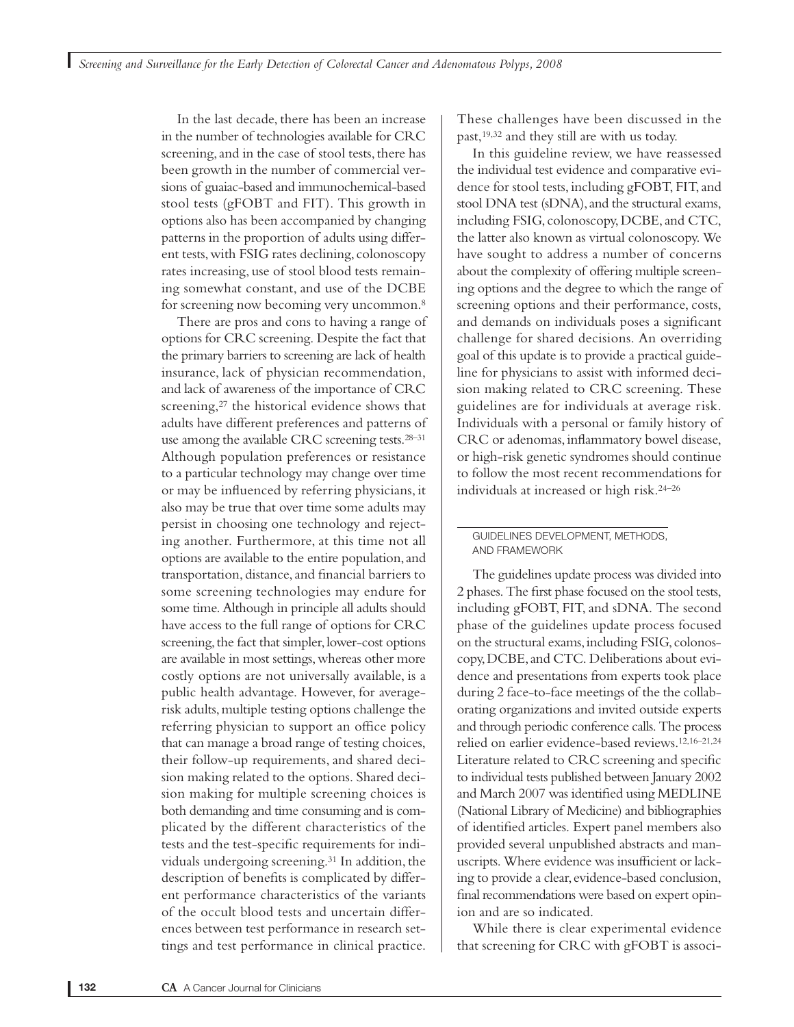In the last decade, there has been an increase in the number of technologies available for CRC screening, and in the case of stool tests, there has been growth in the number of commercial versions of guaiac-based and immunochemical-based stool tests (gFOBT and FIT). This growth in options also has been accompanied by changing patterns in the proportion of adults using different tests, with FSIG rates declining, colonoscopy rates increasing, use of stool blood tests remaining somewhat constant, and use of the DCBE for screening now becoming very uncommon.[8]

There are pros and cons to having a range of options for CRC screening. Despite the fact that the primary barriers to screening are lack of health insurance, lack of physician recommendation, and lack of awareness of the importance of CRC screening,[27] the historical evidence shows that adults have different preferences and patterns of use among the available CRC screening tests.[28–31] Although population preferences or resistance to a particular technology may change over time or may be influenced by referring physicians, it also may be true that over time some adults may persist in choosing one technology and rejecting another. Furthermore, at this time not all options are available to the entire population, and transportation, distance, and financial barriers to some screening technologies may endure for some time. Although in principle all adults should have access to the full range of options for CRC screening, the fact that simpler, lower-cost options are available in most settings, whereas other more costly options are not universally available, is a public health advantage. However, for average-risk adults, multiple testing options challenge the referring physician to support an office policy that can manage a broad range of testing choices, their follow-up requirements, and shared decision making related to the options. Shared decision making for multiple screening choices is both demanding and time consuming and is complicated by the different characteristics of the tests and the test-specific requirements for individuals undergoing screening.[31] In addition, the description of benefits is complicated by different performance characteristics of the variants of the occult blood tests and uncertain differences between test performance in research settings and test performance in clinical practice. These challenges have been discussed in the past,[19,32] and they still are with us today.

In this guideline review, we have reassessed the individual test evidence and comparative evidence for stool tests, including gFOBT, FIT, and stool DNA test (sDNA), and the structural exams, including FSIG, colonoscopy, DCBE, and CTC, the latter also known as virtual colonoscopy. We have sought to address a number of concerns about the complexity of offering multiple screening options and the degree to which the range of screening options and their performance, costs, and demands on individuals poses a significant challenge for shared decisions. An overriding goal of this update is to provide a practical guideline for physicians to assist with informed decision making related to CRC screening. These guidelines are for individuals at average risk. Individuals with a personal or family history of CRC or adenomas, inflammatory bowel disease, or high-risk genetic syndromes should continue to follow the most recent recommendations for individuals at increased or high risk.[24–26]

## GUIDELINES DEVELOPMENT, METHODS, AND FRAMEWORK

The guidelines update process was divided into 2 phases. The first phase focused on the stool tests, including gFOBT, FIT, and sDNA. The second phase of the guidelines update process focused on the structural exams, including FSIG, colonoscopy, DCBE, and CTC. Deliberations about evidence and presentations from experts took place during 2 face-to-face meetings of the the collaborating organizations and invited outside experts and through periodic conference calls. The process relied on earlier evidence-based reviews.[12,16–21,24] Literature related to CRC screening and specific to individual tests published between January 2002 and March 2007 was identified using MEDLINE (National Library of Medicine) and bibliographies of identified articles. Expert panel members also provided several unpublished abstracts and manuscripts. Where evidence was insufficient or lacking to provide a clear, evidence-based conclusion, final recommendations were based on expert opinion and are so indicated.

While there is clear experimental evidence that screening for CRC with gFOBT is associ-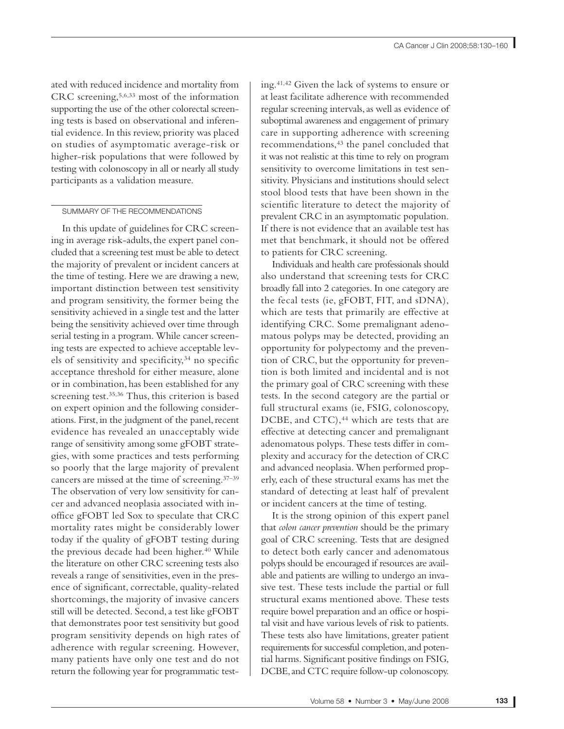ated with reduced incidence and mortality from CRC screening,[5,6,33] most of the information supporting the use of the other colorectal screening tests is based on observational and inferential evidence. In this review, priority was placed on studies of asymptomatic average-risk or higher-risk populations that were followed by testing with colonoscopy in all or nearly all study participants as a validation measure.

## SUMMARY OF THE RECOMMENDATIONS

In this update of guidelines for CRC screening in average risk-adults, the expert panel concluded that a screening test must be able to detect the majority of prevalent or incident cancers at the time of testing. Here we are drawing a new, important distinction between test sensitivity and program sensitivity, the former being the sensitivity achieved in a single test and the latter being the sensitivity achieved over time through serial testing in a program. While cancer screening tests are expected to achieve acceptable levels of sensitivity and specificity,[34] no specific acceptance threshold for either measure, alone or in combination, has been established for any screening test.[35,36] Thus, this criterion is based on expert opinion and the following considerations. First, in the judgment of the panel, recent evidence has revealed an unacceptably wide range of sensitivity among some gFOBT strategies, with some practices and tests performing so poorly that the large majority of prevalent cancers are missed at the time of screening.[37–39] The observation of very low sensitivity for cancer and advanced neoplasia associated with in-office gFOBT led Sox to speculate that CRC mortality rates might be considerably lower today if the quality of gFOBT testing during the previous decade had been higher.[40] While the literature on other CRC screening tests also reveals a range of sensitivities, even in the presence of significant, correctable, quality-related shortcomings, the majority of invasive cancers still will be detected. Second, a test like gFOBT that demonstrates poor test sensitivity but good program sensitivity depends on high rates of adherence with regular screening. However, many patients have only one test and do not return the following year for programmatic testing.[41,42] Given the lack of systems to ensure or at least facilitate adherence with recommended regular screening intervals, as well as evidence of suboptimal awareness and engagement of primary care in supporting adherence with screening recommendations,[43] the panel concluded that it was not realistic at this time to rely on program sensitivity to overcome limitations in test sensitivity. Physicians and institutions should select stool blood tests that have been shown in the scientific literature to detect the majority of prevalent CRC in an asymptomatic population. If there is not evidence that an available test has met that benchmark, it should not be offered to patients for CRC screening.

Individuals and health care professionals should also understand that screening tests for CRC broadly fall into 2 categories. In one category are the fecal tests (ie, gFOBT, FIT, and sDNA), which are tests that primarily are effective at identifying CRC. Some premalignant adenomatous polyps may be detected, providing an opportunity for polypectomy and the prevention of CRC, but the opportunity for prevention is both limited and incidental and is not the primary goal of CRC screening with these tests. In the second category are the partial or full structural exams (ie, FSIG, colonoscopy, DCBE, and CTC),[44] which are tests that are effective at detecting cancer and premalignant adenomatous polyps. These tests differ in complexity and accuracy for the detection of CRC and advanced neoplasia. When performed properly, each of these structural exams has met the standard of detecting at least half of prevalent or incident cancers at the time of testing.

It is the strong opinion of this expert panel that *colon cancer prevention* should be the primary goal of CRC screening. Tests that are designed to detect both early cancer and adenomatous polyps should be encouraged if resources are available and patients are willing to undergo an invasive test. These tests include the partial or full structural exams mentioned above. These tests require bowel preparation and an office or hospital visit and have various levels of risk to patients. These tests also have limitations, greater patient requirements for successful completion, and potential harms. Significant positive findings on FSIG, DCBE, and CTC require follow-up colonoscopy.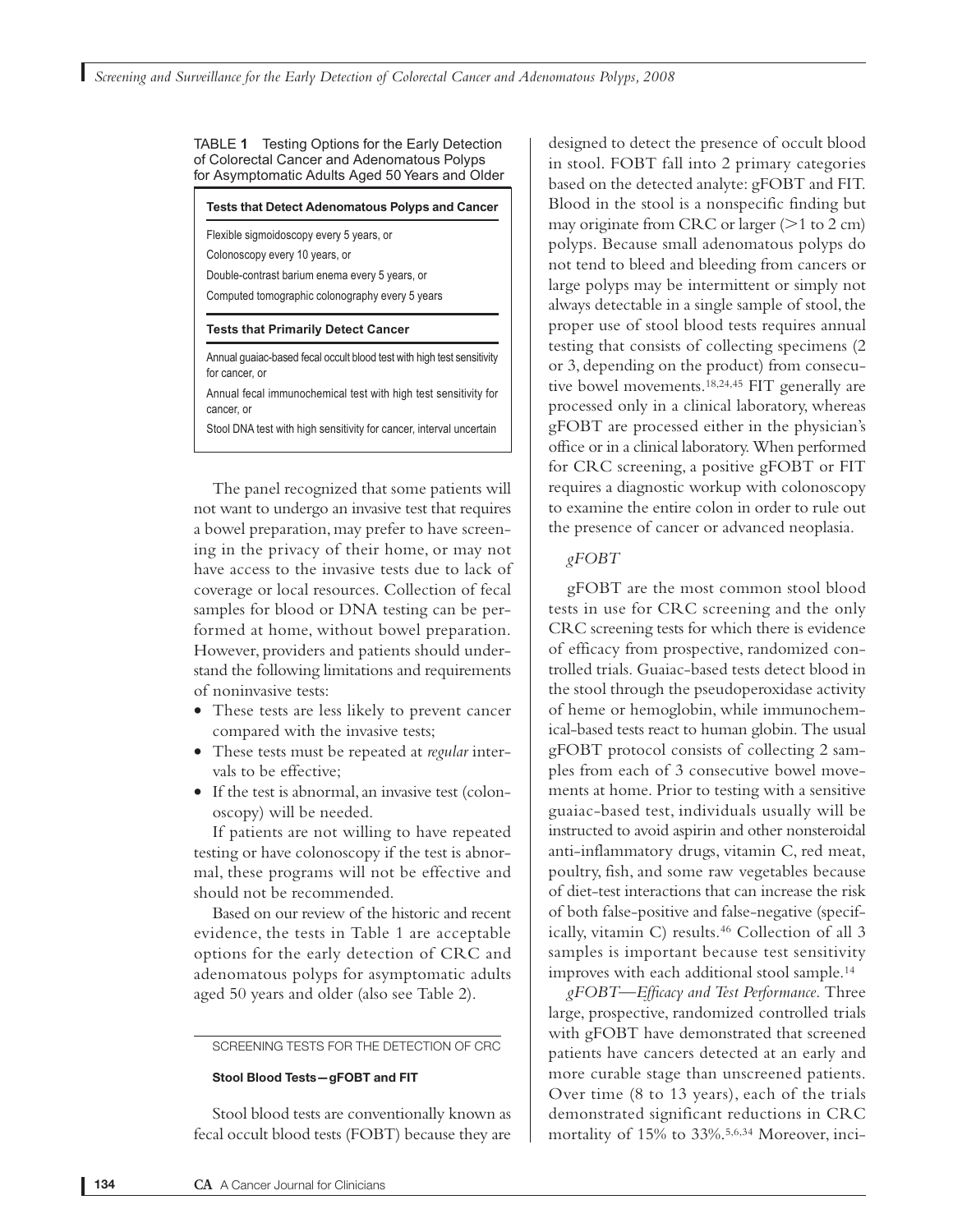TABLE **1** Testing Options for the Early Detection of Colorectal Cancer and Adenomatous Polyps for Asymptomatic Adults Aged 50 Years and Older

| **Tests that Detect Adenomatous Polyps and Cancer** |
|---|
| Flexible sigmoidoscopy every 5 years, or |
| Colonoscopy every 10 years, or |
| Double-contrast barium enema every 5 years, or |
| Computed tomographic colonography every 5 years |
| **Tests that Primarily Detect Cancer** |
| Annual guaiac-based fecal occult blood test with high test sensitivity for cancer, or |
| Annual fecal immunochemical test with high test sensitivity for cancer, or |
| Stool DNA test with high sensitivity for cancer, interval uncertain |

The panel recognized that some patients will not want to undergo an invasive test that requires a bowel preparation, may prefer to have screening in the privacy of their home, or may not have access to the invasive tests due to lack of coverage or local resources. Collection of fecal samples for blood or DNA testing can be performed at home, without bowel preparation. However, providers and patients should understand the following limitations and requirements of noninvasive tests:

- These tests are less likely to prevent cancer compared with the invasive tests;
- These tests must be repeated at *regular* intervals to be effective;
- If the test is abnormal, an invasive test (colonoscopy) will be needed.

If patients are not willing to have repeated testing or have colonoscopy if the test is abnormal, these programs will not be effective and should not be recommended.

Based on our review of the historic and recent evidence, the tests in Table 1 are acceptable options for the early detection of CRC and adenomatous polyps for asymptomatic adults aged 50 years and older (also see Table 2).

## SCREENING TESTS FOR THE DETECTION OF CRC

### Stool Blood Tests—gFOBT and FIT

Stool blood tests are conventionally known as fecal occult blood tests (FOBT) because they are designed to detect the presence of occult blood in stool. FOBT fall into 2 primary categories based on the detected analyte: gFOBT and FIT. Blood in the stool is a nonspecific finding but may originate from CRC or larger (>1 to 2 cm) polyps. Because small adenomatous polyps do not tend to bleed and bleeding from cancers or large polyps may be intermittent or simply not always detectable in a single sample of stool, the proper use of stool blood tests requires annual testing that consists of collecting specimens (2 or 3, depending on the product) from consecutive bowel movements.[18,24,45] FIT generally are processed only in a clinical laboratory, whereas gFOBT are processed either in the physician's office or in a clinical laboratory. When performed for CRC screening, a positive gFOBT or FIT requires a diagnostic workup with colonoscopy to examine the entire colon in order to rule out the presence of cancer or advanced neoplasia.

#### *gFOBT*

gFOBT are the most common stool blood tests in use for CRC screening and the only CRC screening tests for which there is evidence of efficacy from prospective, randomized controlled trials. Guaiac-based tests detect blood in the stool through the pseudoperoxidase activity of heme or hemoglobin, while immunochemical-based tests react to human globin. The usual gFOBT protocol consists of collecting 2 samples from each of 3 consecutive bowel movements at home. Prior to testing with a sensitive guaiac-based test, individuals usually will be instructed to avoid aspirin and other nonsteroidal anti-inflammatory drugs, vitamin C, red meat, poultry, fish, and some raw vegetables because of diet-test interactions that can increase the risk of both false-positive and false-negative (specifically, vitamin C) results.[46] Collection of all 3 samples is important because test sensitivity improves with each additional stool sample.[14]

*gFOBT—Efficacy and Test Performance.* Three large, prospective, randomized controlled trials with gFOBT have demonstrated that screened patients have cancers detected at an early and more curable stage than unscreened patients. Over time (8 to 13 years), each of the trials demonstrated significant reductions in CRC mortality of 15% to 33%.[5,6,34] Moreover, inci-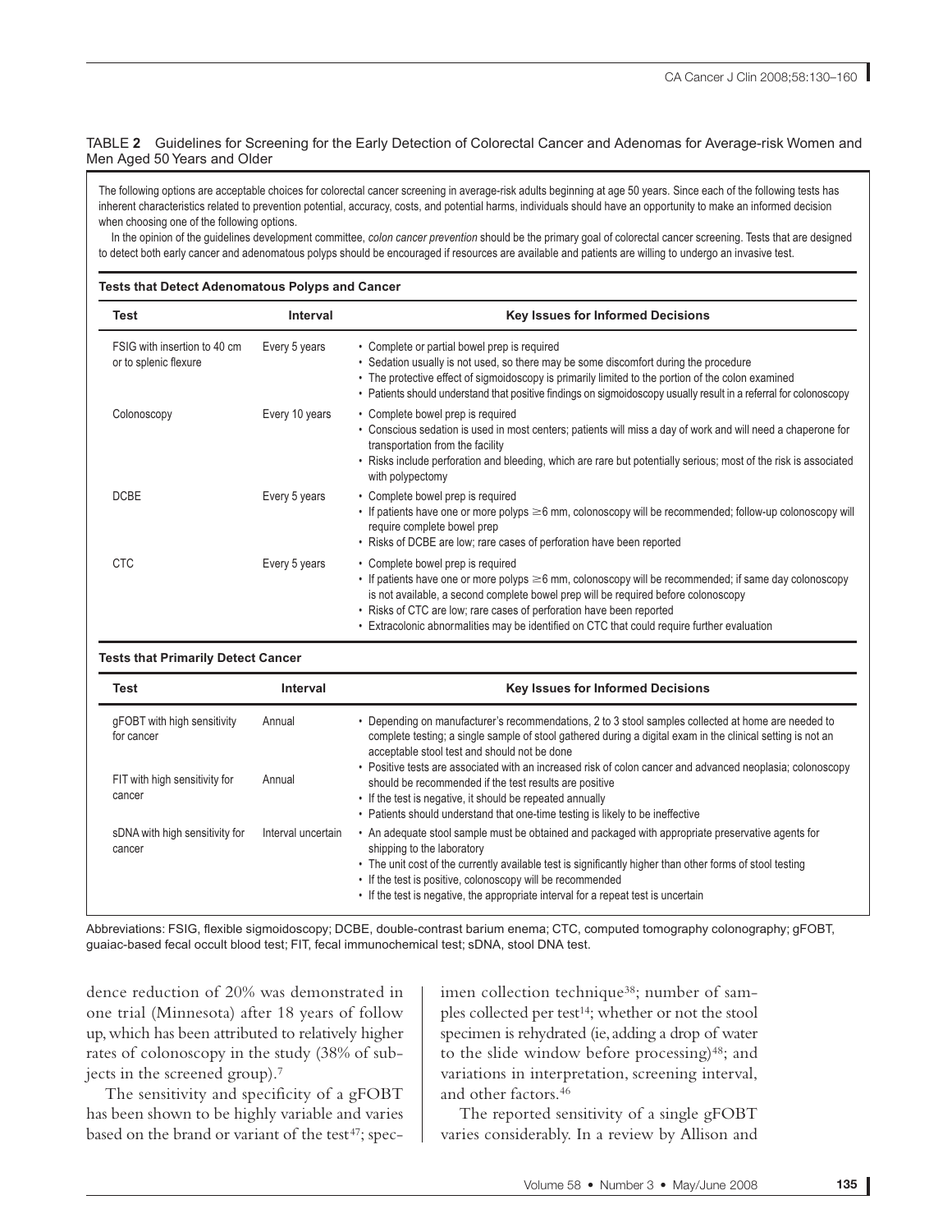TABLE **2** Guidelines for Screening for the Early Detection of Colorectal Cancer and Adenomas for Average-risk Women and Men Aged 50 Years and Older

The following options are acceptable choices for colorectal cancer screening in average-risk adults beginning at age 50 years. Since each of the following tests has inherent characteristics related to prevention potential, accuracy, costs, and potential harms, individuals should have an opportunity to make an informed decision when choosing one of the following options.

In the opinion of the guidelines development committee, *colon cancer prevention* should be the primary goal of colorectal cancer screening. Tests that are designed to detect both early cancer and adenomatous polyps should be encouraged if resources are available and patients are willing to undergo an invasive test.

**Tests that Detect Adenomatous Polyps and Cancer**

| Test | Interval | Key Issues for Informed Decisions |
|---|---|---|
| FSIG with insertion to 40 cm or to splenic flexure | Every 5 years | • Complete or partial bowel prep is required<br>• Sedation usually is not used, so there may be some discomfort during the procedure<br>• The protective effect of sigmoidoscopy is primarily limited to the portion of the colon examined<br>• Patients should understand that positive findings on sigmoidoscopy usually result in a referral for colonoscopy |
| Colonoscopy | Every 10 years | • Complete bowel prep is required<br>• Conscious sedation is used in most centers; patients will miss a day of work and will need a chaperone for transportation from the facility<br>• Risks include perforation and bleeding, which are rare but potentially serious; most of the risk is associated with polypectomy |
| DCBE | Every 5 years | • Complete bowel prep is required<br>• If patients have one or more polyps ≥6 mm, colonoscopy will be recommended; follow-up colonoscopy will require complete bowel prep<br>• Risks of DCBE are low; rare cases of perforation have been reported |
| CTC | Every 5 years | • Complete bowel prep is required<br>• If patients have one or more polyps ≥6 mm, colonoscopy will be recommended; if same day colonoscopy is not available, a second complete bowel prep will be required before colonoscopy<br>• Risks of CTC are low; rare cases of perforation have been reported<br>• Extracolonic abnormalities may be identified on CTC that could require further evaluation |

**Tests that Primarily Detect Cancer**

| Test | Interval | Key Issues for Informed Decisions |
|---|---|---|
| gFOBT with high sensitivity for cancer | Annual | • Depending on manufacturer's recommendations, 2 to 3 stool samples collected at home are needed to complete testing; a single sample of stool gathered during a digital exam in the clinical setting is not an acceptable stool test and should not be done<br>• Positive tests are associated with an increased risk of colon cancer and advanced neoplasia; colonoscopy should be recommended if the test results are positive<br>• If the test is negative, it should be repeated annually<br>• Patients should understand that one-time testing is likely to be ineffective |
| FIT with high sensitivity for cancer | Annual | |
| sDNA with high sensitivity for cancer | Interval uncertain | • An adequate stool sample must be obtained and packaged with appropriate preservative agents for shipping to the laboratory<br>• The unit cost of the currently available test is significantly higher than other forms of stool testing<br>• If the test is positive, colonoscopy will be recommended<br>• If the test is negative, the appropriate interval for a repeat test is uncertain |

Abbreviations: FSIG, flexible sigmoidoscopy; DCBE, double-contrast barium enema; CTC, computed tomography colonography; gFOBT, guaiac-based fecal occult blood test; FIT, fecal immunochemical test; sDNA, stool DNA test.

dence reduction of 20% was demonstrated in one trial (Minnesota) after 18 years of follow up, which has been attributed to relatively higher rates of colonoscopy in the study (38% of subjects in the screened group).[7]

The sensitivity and specificity of a gFOBT has been shown to be highly variable and varies based on the brand or variant of the test[47]; specimen collection technique[38]; number of samples collected per test[14]; whether or not the stool specimen is rehydrated (ie, adding a drop of water to the slide window before processing)[48]; and variations in interpretation, screening interval, and other factors.[46]

The reported sensitivity of a single gFOBT varies considerably. In a review by Allison and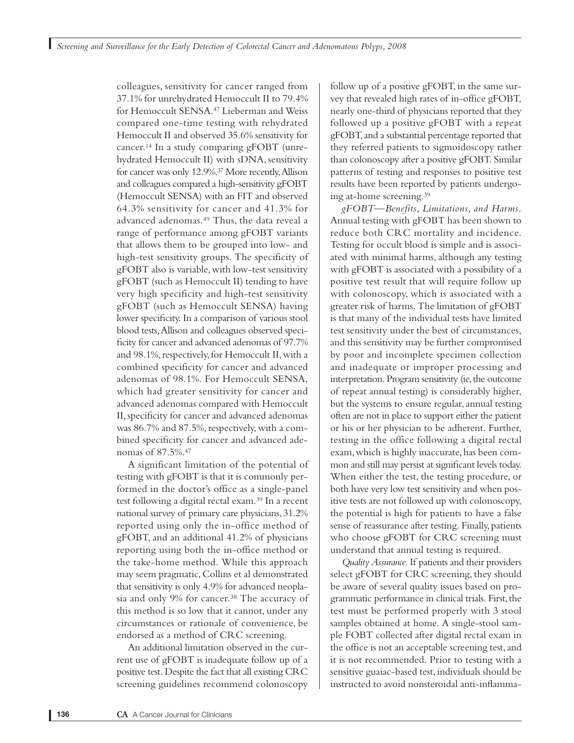colleagues, sensitivity for cancer ranged from 37.1% for unrehydrated Hemoccult II to 79.4% for Hemoccult SENSA.[47] Lieberman and Weiss compared one-time testing with rehydrated Hemoccult II and observed 35.6% sensitivity for cancer.[14] In a study comparing gFOBT (unrehydrated Hemoccult II) with sDNA, sensitivity for cancer was only 12.9%.[37] More recently, Allison and colleagues compared a high-sensitivity gFOBT (Hemoccult SENSA) with an FIT and observed 64.3% sensitivity for cancer and 41.3% for advanced adenomas.[49] Thus, the data reveal a range of performance among gFOBT variants that allows them to be grouped into low- and high-test sensitivity groups. The specificity of gFOBT also is variable, with low-test sensitivity gFOBT (such as Hemoccult II) tending to have very high specificity and high-test sensitivity gFOBT (such as Hemoccult SENSA) having lower specificity. In a comparison of various stool blood tests, Allison and colleagues observed specificity for cancer and advanced adenomas of 97.7% and 98.1%, respectively, for Hemoccult II, with a combined specificity for cancer and advanced adenomas of 98.1%. For Hemoccult SENSA, which had greater sensitivity for cancer and advanced adenomas compared with Hemoccult II, specificity for cancer and advanced adenomas was 86.7% and 87.5%, respectively, with a combined specificity for cancer and advanced adenomas of 87.5%.[47]

A significant limitation of the potential of testing with gFOBT is that it is commonly performed in the doctor's office as a single-panel test following a digital rectal exam.[39] In a recent national survey of primary care physicians, 31.2% reported using only the in-office method of gFOBT, and an additional 41.2% of physicians reporting using both the in-office method or the take-home method. While this approach may seem pragmatic, Collins et al demonstrated that sensitivity is only 4.9% for advanced neoplasia and only 9% for cancer.[38] The accuracy of this method is so low that it cannot, under any circumstances or rationale of convenience, be endorsed as a method of CRC screening.

An additional limitation observed in the current use of gFOBT is inadequate follow up of a positive test. Despite the fact that all existing CRC screening guidelines recommend colonoscopy follow up of a positive gFOBT, in the same survey that revealed high rates of in-office gFOBT, nearly one-third of physicians reported that they followed up a positive gFOBT with a repeat gFOBT, and a substantial percentage reported that they referred patients to sigmoidoscopy rather than colonoscopy after a positive gFOBT. Similar patterns of testing and responses to positive test results have been reported by patients undergoing at-home screening.[39]

*gFOBT—Benefits, Limitations, and Harms.* Annual testing with gFOBT has been shown to reduce both CRC mortality and incidence. Testing for occult blood is simple and is associated with minimal harms, although any testing with gFOBT is associated with a possibility of a positive test result that will require follow up with colonoscopy, which is associated with a greater risk of harms. The limitation of gFOBT is that many of the individual tests have limited test sensitivity under the best of circumstances, and this sensitivity may be further compromised by poor and incomplete specimen collection and inadequate or improper processing and interpretation. Program sensitivity (ie, the outcome of repeat annual testing) is considerably higher, but the systems to ensure regular, annual testing often are not in place to support either the patient or his or her physician to be adherent. Further, testing in the office following a digital rectal exam, which is highly inaccurate, has been common and still may persist at significant levels today. When either the test, the testing procedure, or both have very low test sensitivity and when positive tests are not followed up with colonoscopy, the potential is high for patients to have a false sense of reassurance after testing. Finally, patients who choose gFOBT for CRC screening must understand that annual testing is required.

*Quality Assurance.* If patients and their providers select gFOBT for CRC screening, they should be aware of several quality issues based on programmatic performance in clinical trials. First, the test must be performed properly with 3 stool samples obtained at home. A single-stool sample FOBT collected after digital rectal exam in the office is not an acceptable screening test, and it is not recommended. Prior to testing with a sensitive guaiac-based test, individuals should be instructed to avoid nonsteroidal anti-inflamma-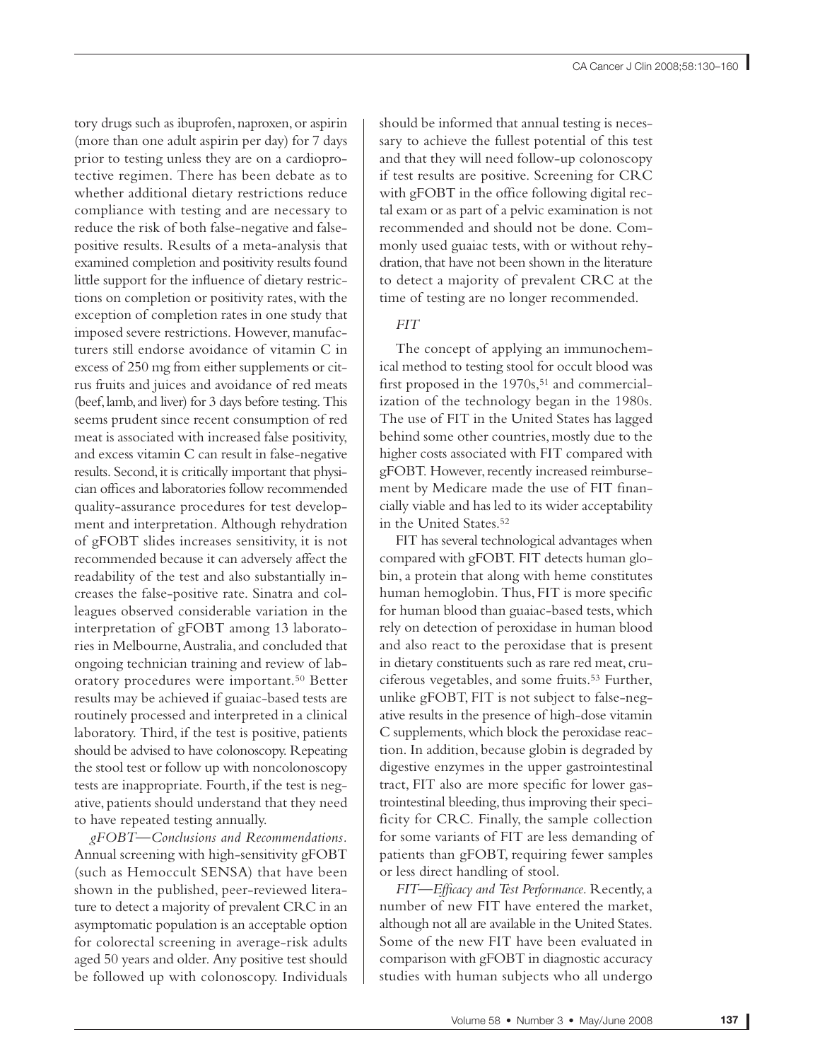tory drugs such as ibuprofen, naproxen, or aspirin (more than one adult aspirin per day) for 7 days prior to testing unless they are on a cardioprotective regimen. There has been debate as to whether additional dietary restrictions reduce compliance with testing and are necessary to reduce the risk of both false-negative and false-positive results. Results of a meta-analysis that examined completion and positivity results found little support for the influence of dietary restrictions on completion or positivity rates, with the exception of completion rates in one study that imposed severe restrictions. However, manufacturers still endorse avoidance of vitamin C in excess of 250 mg from either supplements or citrus fruits and juices and avoidance of red meats (beef, lamb, and liver) for 3 days before testing. This seems prudent since recent consumption of red meat is associated with increased false positivity, and excess vitamin C can result in false-negative results. Second, it is critically important that physician offices and laboratories follow recommended quality-assurance procedures for test development and interpretation. Although rehydration of gFOBT slides increases sensitivity, it is not recommended because it can adversely affect the readability of the test and also substantially increases the false-positive rate. Sinatra and colleagues observed considerable variation in the interpretation of gFOBT among 13 laboratories in Melbourne, Australia, and concluded that ongoing technician training and review of laboratory procedures were important.[50] Better results may be achieved if guaiac-based tests are routinely processed and interpreted in a clinical laboratory. Third, if the test is positive, patients should be advised to have colonoscopy. Repeating the stool test or follow up with noncolonoscopy tests are inappropriate. Fourth, if the test is negative, patients should understand that they need to have repeated testing annually.

*gFOBT—Conclusions and Recommendations.* Annual screening with high-sensitivity gFOBT (such as Hemoccult SENSA) that have been shown in the published, peer-reviewed literature to detect a majority of prevalent CRC in an asymptomatic population is an acceptable option for colorectal screening in average-risk adults aged 50 years and older. Any positive test should be followed up with colonoscopy. Individuals should be informed that annual testing is necessary to achieve the fullest potential of this test and that they will need follow-up colonoscopy if test results are positive. Screening for CRC with gFOBT in the office following digital rectal exam or as part of a pelvic examination is not recommended and should not be done. Commonly used guaiac tests, with or without rehydration, that have not been shown in the literature to detect a majority of prevalent CRC at the time of testing are no longer recommended.

*FIT*

The concept of applying an immunochemical method to testing stool for occult blood was first proposed in the 1970s,[51] and commercialization of the technology began in the 1980s. The use of FIT in the United States has lagged behind some other countries, mostly due to the higher costs associated with FIT compared with gFOBT. However, recently increased reimbursement by Medicare made the use of FIT financially viable and has led to its wider acceptability in the United States.[52]

FIT has several technological advantages when compared with gFOBT. FIT detects human globin, a protein that along with heme constitutes human hemoglobin. Thus, FIT is more specific for human blood than guaiac-based tests, which rely on detection of peroxidase in human blood and also react to the peroxidase that is present in dietary constituents such as rare red meat, cruciferous vegetables, and some fruits.[53] Further, unlike gFOBT, FIT is not subject to false-negative results in the presence of high-dose vitamin C supplements, which block the peroxidase reaction. In addition, because globin is degraded by digestive enzymes in the upper gastrointestinal tract, FIT also are more specific for lower gastrointestinal bleeding, thus improving their specificity for CRC. Finally, the sample collection for some variants of FIT are less demanding of patients than gFOBT, requiring fewer samples or less direct handling of stool.

*FIT—Efficacy and Test Performance.* Recently, a number of new FIT have entered the market, although not all are available in the United States. Some of the new FIT have been evaluated in comparison with gFOBT in diagnostic accuracy studies with human subjects who all undergo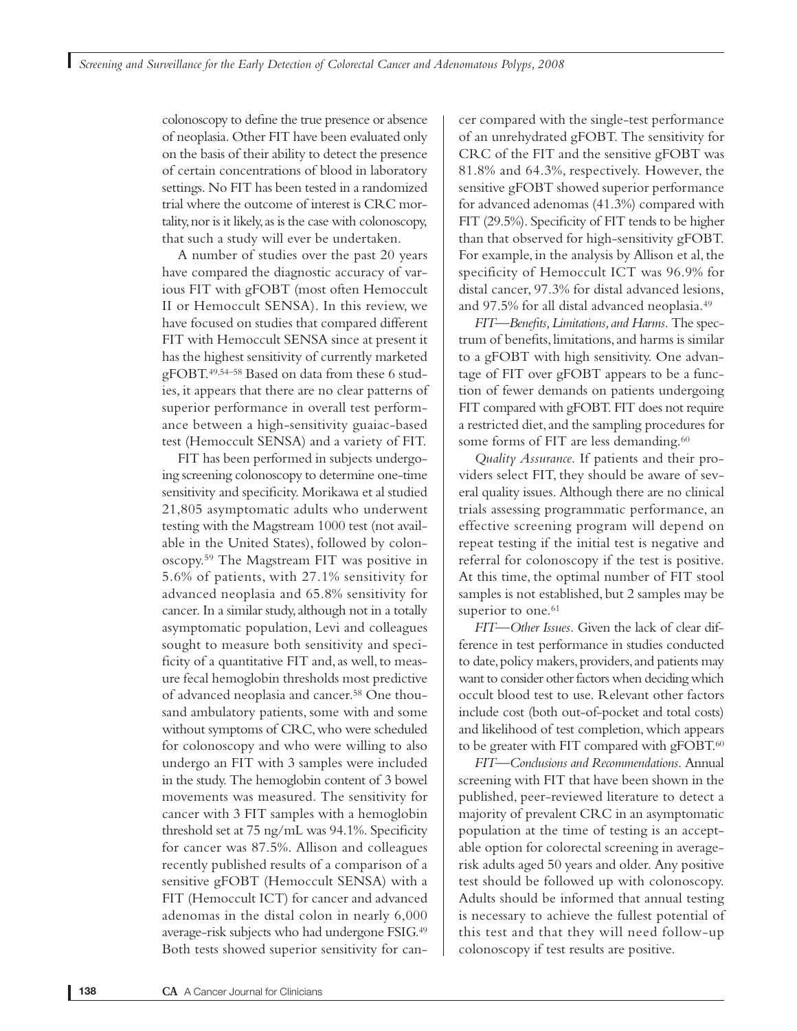colonoscopy to define the true presence or absence of neoplasia. Other FIT have been evaluated only on the basis of their ability to detect the presence of certain concentrations of blood in laboratory settings. No FIT has been tested in a randomized trial where the outcome of interest is CRC mortality, nor is it likely, as is the case with colonoscopy, that such a study will ever be undertaken.

A number of studies over the past 20 years have compared the diagnostic accuracy of various FIT with gFOBT (most often Hemoccult II or Hemoccult SENSA). In this review, we have focused on studies that compared different FIT with Hemoccult SENSA since at present it has the highest sensitivity of currently marketed gFOBT.[49,54–58] Based on data from these 6 studies, it appears that there are no clear patterns of superior performance in overall test performance between a high-sensitivity guaiac-based test (Hemoccult SENSA) and a variety of FIT.

FIT has been performed in subjects undergoing screening colonoscopy to determine one-time sensitivity and specificity. Morikawa et al studied 21,805 asymptomatic adults who underwent testing with the Magstream 1000 test (not available in the United States), followed by colonoscopy.[59] The Magstream FIT was positive in 5.6% of patients, with 27.1% sensitivity for advanced neoplasia and 65.8% sensitivity for cancer. In a similar study, although not in a totally asymptomatic population, Levi and colleagues sought to measure both sensitivity and specificity of a quantitative FIT and, as well, to measure fecal hemoglobin thresholds most predictive of advanced neoplasia and cancer.[58] One thousand ambulatory patients, some with and some without symptoms of CRC, who were scheduled for colonoscopy and who were willing to also undergo an FIT with 3 samples were included in the study. The hemoglobin content of 3 bowel movements was measured. The sensitivity for cancer with 3 FIT samples with a hemoglobin threshold set at 75 ng/mL was 94.1%. Specificity for cancer was 87.5%. Allison and colleagues recently published results of a comparison of a sensitive gFOBT (Hemoccult SENSA) with a FIT (Hemoccult ICT) for cancer and advanced adenomas in the distal colon in nearly 6,000 average-risk subjects who had undergone FSIG.[49] Both tests showed superior sensitivity for cancer compared with the single-test performance of an unrehydrated gFOBT. The sensitivity for CRC of the FIT and the sensitive gFOBT was 81.8% and 64.3%, respectively. However, the sensitive gFOBT showed superior performance for advanced adenomas (41.3%) compared with FIT (29.5%). Specificity of FIT tends to be higher than that observed for high-sensitivity gFOBT. For example, in the analysis by Allison et al, the specificity of Hemoccult ICT was 96.9% for distal cancer, 97.3% for distal advanced lesions, and 97.5% for all distal advanced neoplasia.[49]

*FIT—Benefits, Limitations, and Harms.* The spectrum of benefits, limitations, and harms is similar to a gFOBT with high sensitivity. One advantage of FIT over gFOBT appears to be a function of fewer demands on patients undergoing FIT compared with gFOBT. FIT does not require a restricted diet, and the sampling procedures for some forms of FIT are less demanding.[60]

*Quality Assurance.* If patients and their providers select FIT, they should be aware of several quality issues. Although there are no clinical trials assessing programmatic performance, an effective screening program will depend on repeat testing if the initial test is negative and referral for colonoscopy if the test is positive. At this time, the optimal number of FIT stool samples is not established, but 2 samples may be superior to one.[61]

*FIT—Other Issues.* Given the lack of clear difference in test performance in studies conducted to date, policy makers, providers, and patients may want to consider other factors when deciding which occult blood test to use. Relevant other factors include cost (both out-of-pocket and total costs) and likelihood of test completion, which appears to be greater with FIT compared with gFOBT.[60]

*FIT—Conclusions and Recommendations.* Annual screening with FIT that have been shown in the published, peer-reviewed literature to detect a majority of prevalent CRC in an asymptomatic population at the time of testing is an acceptable option for colorectal screening in average-risk adults aged 50 years and older. Any positive test should be followed up with colonoscopy. Adults should be informed that annual testing is necessary to achieve the fullest potential of this test and that they will need follow-up colonoscopy if test results are positive.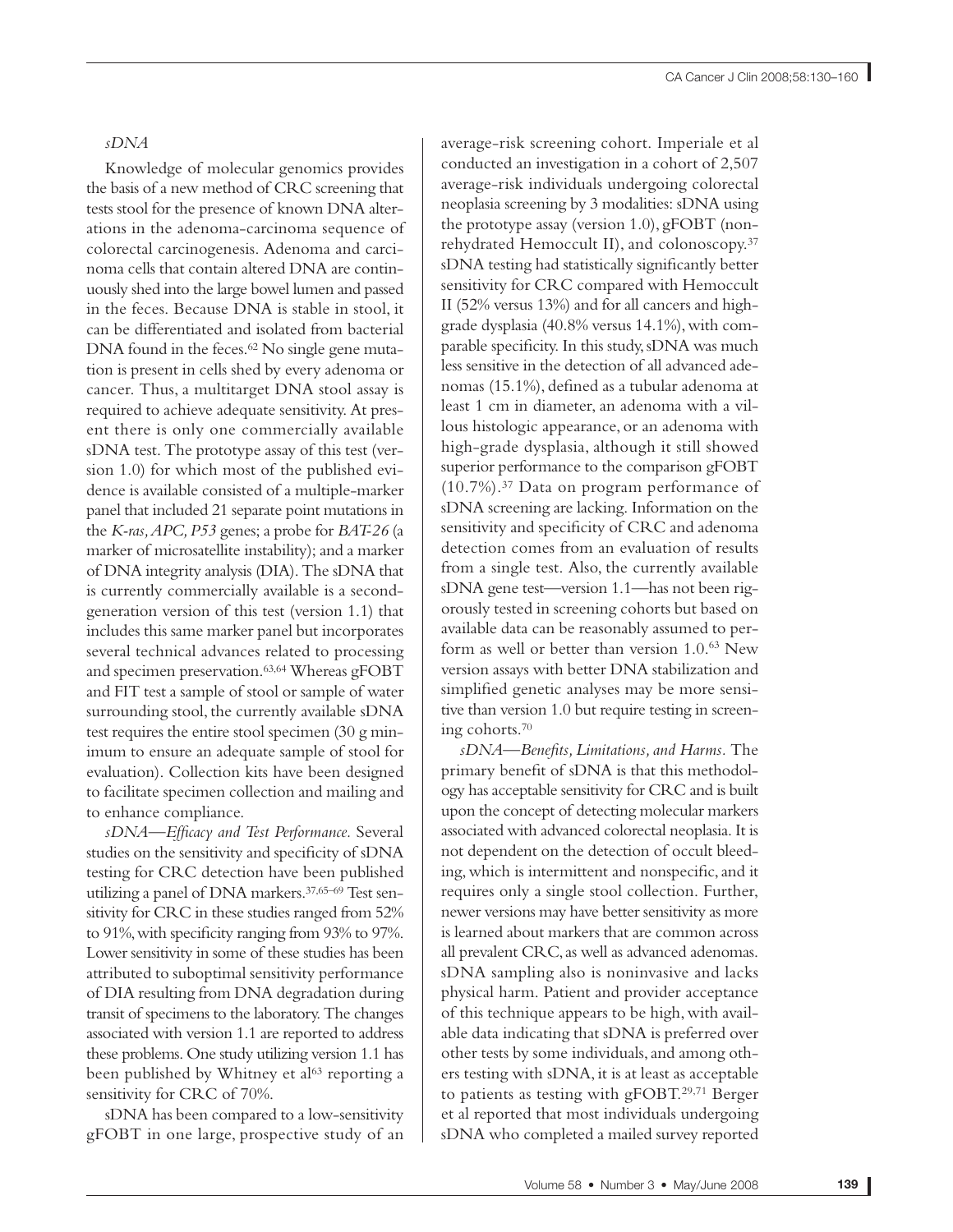### *sDNA*

Knowledge of molecular genomics provides the basis of a new method of CRC screening that tests stool for the presence of known DNA alterations in the adenoma-carcinoma sequence of colorectal carcinogenesis. Adenoma and carcinoma cells that contain altered DNA are continuously shed into the large bowel lumen and passed in the feces. Because DNA is stable in stool, it can be differentiated and isolated from bacterial DNA found in the feces.[62] No single gene mutation is present in cells shed by every adenoma or cancer. Thus, a multitarget DNA stool assay is required to achieve adequate sensitivity. At present there is only one commercially available sDNA test. The prototype assay of this test (version 1.0) for which most of the published evidence is available consisted of a multiple-marker panel that included 21 separate point mutations in the *K-ras, APC, P53* genes; a probe for *BAT-26* (a marker of microsatellite instability); and a marker of DNA integrity analysis (DIA). The sDNA that is currently commercially available is a second-generation version of this test (version 1.1) that includes this same marker panel but incorporates several technical advances related to processing and specimen preservation.[63,64] Whereas gFOBT and FIT test a sample of stool or sample of water surrounding stool, the currently available sDNA test requires the entire stool specimen (30 g minimum to ensure an adequate sample of stool for evaluation). Collection kits have been designed to facilitate specimen collection and mailing and to enhance compliance.

*sDNA—Efficacy and Test Performance.* Several studies on the sensitivity and specificity of sDNA testing for CRC detection have been published utilizing a panel of DNA markers.[37,65–69] Test sensitivity for CRC in these studies ranged from 52% to 91%, with specificity ranging from 93% to 97%. Lower sensitivity in some of these studies has been attributed to suboptimal sensitivity performance of DIA resulting from DNA degradation during transit of specimens to the laboratory. The changes associated with version 1.1 are reported to address these problems. One study utilizing version 1.1 has been published by Whitney et al[63] reporting a sensitivity for CRC of 70%.

sDNA has been compared to a low-sensitivity gFOBT in one large, prospective study of an average-risk screening cohort. Imperiale et al conducted an investigation in a cohort of 2,507 average-risk individuals undergoing colorectal neoplasia screening by 3 modalities: sDNA using the prototype assay (version 1.0), gFOBT (nonrehydrated Hemoccult II), and colonoscopy.[37] sDNA testing had statistically significantly better sensitivity for CRC compared with Hemoccult II (52% versus 13%) and for all cancers and high-grade dysplasia (40.8% versus 14.1%), with comparable specificity. In this study, sDNA was much less sensitive in the detection of all advanced adenomas (15.1%), defined as a tubular adenoma at least 1 cm in diameter, an adenoma with a villous histologic appearance, or an adenoma with high-grade dysplasia, although it still showed superior performance to the comparison gFOBT (10.7%).[37] Data on program performance of sDNA screening are lacking. Information on the sensitivity and specificity of CRC and adenoma detection comes from an evaluation of results from a single test. Also, the currently available sDNA gene test—version 1.1—has not been rigorously tested in screening cohorts but based on available data can be reasonably assumed to perform as well or better than version 1.0.[63] New version assays with better DNA stabilization and simplified genetic analyses may be more sensitive than version 1.0 but require testing in screening cohorts.[70]

*sDNA—Benefits, Limitations, and Harms.* The primary benefit of sDNA is that this methodology has acceptable sensitivity for CRC and is built upon the concept of detecting molecular markers associated with advanced colorectal neoplasia. It is not dependent on the detection of occult bleeding, which is intermittent and nonspecific, and it requires only a single stool collection. Further, newer versions may have better sensitivity as more is learned about markers that are common across all prevalent CRC, as well as advanced adenomas. sDNA sampling also is noninvasive and lacks physical harm. Patient and provider acceptance of this technique appears to be high, with available data indicating that sDNA is preferred over other tests by some individuals, and among others testing with sDNA, it is at least as acceptable to patients as testing with gFOBT.[29,71] Berger et al reported that most individuals undergoing sDNA who completed a mailed survey reported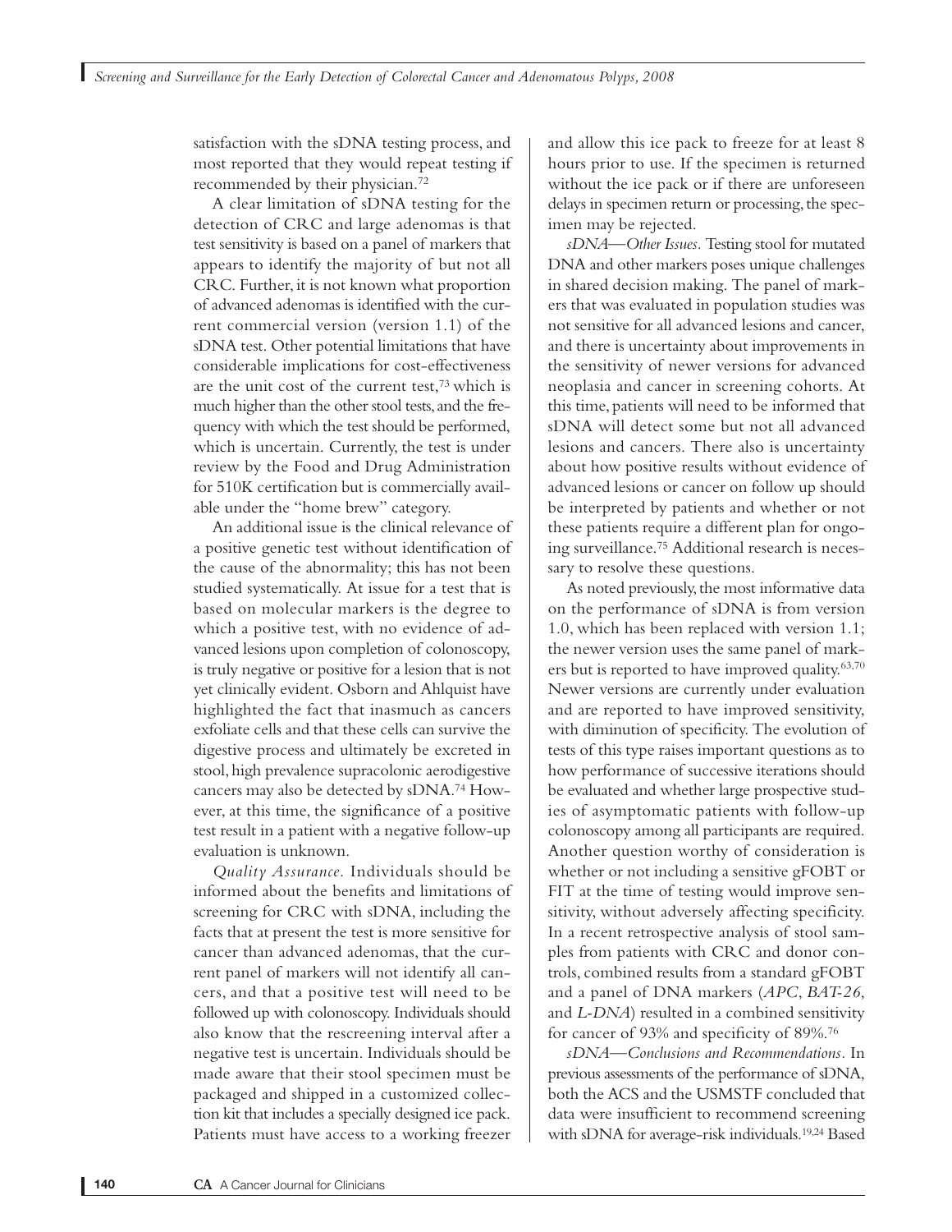satisfaction with the sDNA testing process, and most reported that they would repeat testing if recommended by their physician.[72]

A clear limitation of sDNA testing for the detection of CRC and large adenomas is that test sensitivity is based on a panel of markers that appears to identify the majority of but not all CRC. Further, it is not known what proportion of advanced adenomas is identified with the current commercial version (version 1.1) of the sDNA test. Other potential limitations that have considerable implications for cost-effectiveness are the unit cost of the current test,[73] which is much higher than the other stool tests, and the frequency with which the test should be performed, which is uncertain. Currently, the test is under review by the Food and Drug Administration for 510K certification but is commercially available under the "home brew" category.

An additional issue is the clinical relevance of a positive genetic test without identification of the cause of the abnormality; this has not been studied systematically. At issue for a test that is based on molecular markers is the degree to which a positive test, with no evidence of advanced lesions upon completion of colonoscopy, is truly negative or positive for a lesion that is not yet clinically evident. Osborn and Ahlquist have highlighted the fact that inasmuch as cancers exfoliate cells and that these cells can survive the digestive process and ultimately be excreted in stool, high prevalence supracolonic aerodigestive cancers may also be detected by sDNA.[74] However, at this time, the significance of a positive test result in a patient with a negative follow-up evaluation is unknown.

*Quality Assurance.* Individuals should be informed about the benefits and limitations of screening for CRC with sDNA, including the facts that at present the test is more sensitive for cancer than advanced adenomas, that the current panel of markers will not identify all cancers, and that a positive test will need to be followed up with colonoscopy. Individuals should also know that the rescreening interval after a negative test is uncertain. Individuals should be made aware that their stool specimen must be packaged and shipped in a customized collection kit that includes a specially designed ice pack. Patients must have access to a working freezer and allow this ice pack to freeze for at least 8 hours prior to use. If the specimen is returned without the ice pack or if there are unforeseen delays in specimen return or processing, the specimen may be rejected.

*sDNA—Other Issues.* Testing stool for mutated DNA and other markers poses unique challenges in shared decision making. The panel of markers that was evaluated in population studies was not sensitive for all advanced lesions and cancer, and there is uncertainty about improvements in the sensitivity of newer versions for advanced neoplasia and cancer in screening cohorts. At this time, patients will need to be informed that sDNA will detect some but not all advanced lesions and cancers. There also is uncertainty about how positive results without evidence of advanced lesions or cancer on follow up should be interpreted by patients and whether or not these patients require a different plan for ongoing surveillance.[75] Additional research is necessary to resolve these questions.

As noted previously, the most informative data on the performance of sDNA is from version 1.0, which has been replaced with version 1.1; the newer version uses the same panel of markers but is reported to have improved quality.[63,70] Newer versions are currently under evaluation and are reported to have improved sensitivity, with diminution of specificity. The evolution of tests of this type raises important questions as to how performance of successive iterations should be evaluated and whether large prospective studies of asymptomatic patients with follow-up colonoscopy among all participants are required. Another question worthy of consideration is whether or not including a sensitive gFOBT or FIT at the time of testing would improve sensitivity, without adversely affecting specificity. In a recent retrospective analysis of stool samples from patients with CRC and donor controls, combined results from a standard gFOBT and a panel of DNA markers (*APC*, *BAT-26*, and *L-DNA*) resulted in a combined sensitivity for cancer of 93% and specificity of 89%.[76]

*sDNA—Conclusions and Recommendations.* In previous assessments of the performance of sDNA, both the ACS and the USMSTF concluded that data were insufficient to recommend screening with sDNA for average-risk individuals.[19,24] Based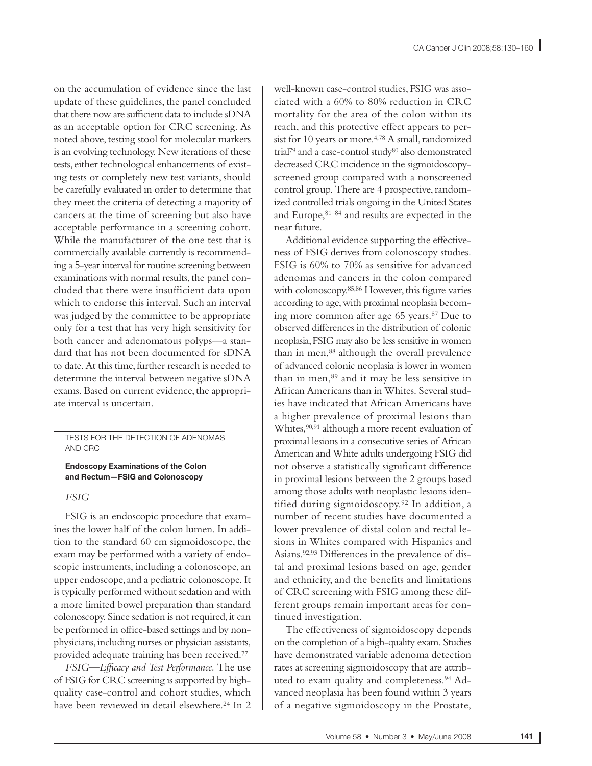on the accumulation of evidence since the last update of these guidelines, the panel concluded that there now are sufficient data to include sDNA as an acceptable option for CRC screening. As noted above, testing stool for molecular markers is an evolving technology. New iterations of these tests, either technological enhancements of existing tests or completely new test variants, should be carefully evaluated in order to determine that they meet the criteria of detecting a majority of cancers at the time of screening but also have acceptable performance in a screening cohort. While the manufacturer of the one test that is commercially available currently is recommending a 5-year interval for routine screening between examinations with normal results, the panel concluded that there were insufficient data upon which to endorse this interval. Such an interval was judged by the committee to be appropriate only for a test that has very high sensitivity for both cancer and adenomatous polyps—a standard that has not been documented for sDNA to date. At this time, further research is needed to determine the interval between negative sDNA exams. Based on current evidence, the appropriate interval is uncertain.

## TESTS FOR THE DETECTION OF ADENOMAS AND CRC

### Endoscopy Examinations of the Colon and Rectum—FSIG and Colonoscopy

#### *FSIG*

FSIG is an endoscopic procedure that examines the lower half of the colon lumen. In addition to the standard 60 cm sigmoidoscope, the exam may be performed with a variety of endoscopic instruments, including a colonoscope, an upper endoscope, and a pediatric colonoscope. It is typically performed without sedation and with a more limited bowel preparation than standard colonoscopy. Since sedation is not required, it can be performed in office-based settings and by nonphysicians, including nurses or physician assistants, provided adequate training has been received.[77]

*FSIG—Efficacy and Test Performance.* The use of FSIG for CRC screening is supported by high-quality case-control and cohort studies, which have been reviewed in detail elsewhere.[24] In 2 well-known case-control studies, FSIG was associated with a 60% to 80% reduction in CRC mortality for the area of the colon within its reach, and this protective effect appears to persist for 10 years or more.[4,78] A small, randomized trial[79] and a case-control study[80] also demonstrated decreased CRC incidence in the sigmoidoscopy-screened group compared with a nonscreened control group. There are 4 prospective, randomized controlled trials ongoing in the United States and Europe,[81–84] and results are expected in the near future.

Additional evidence supporting the effectiveness of FSIG derives from colonoscopy studies. FSIG is 60% to 70% as sensitive for advanced adenomas and cancers in the colon compared with colonoscopy.[85,86] However, this figure varies according to age, with proximal neoplasia becoming more common after age 65 years.[87] Due to observed differences in the distribution of colonic neoplasia, FSIG may also be less sensitive in women than in men,[88] although the overall prevalence of advanced colonic neoplasia is lower in women than in men,[89] and it may be less sensitive in African Americans than in Whites. Several studies have indicated that African Americans have a higher prevalence of proximal lesions than Whites,[90,91] although a more recent evaluation of proximal lesions in a consecutive series of African American and White adults undergoing FSIG did not observe a statistically significant difference in proximal lesions between the 2 groups based among those adults with neoplastic lesions identified during sigmoidoscopy.[92] In addition, a number of recent studies have documented a lower prevalence of distal colon and rectal lesions in Whites compared with Hispanics and Asians.[92,93] Differences in the prevalence of distal and proximal lesions based on age, gender and ethnicity, and the benefits and limitations of CRC screening with FSIG among these different groups remain important areas for continued investigation.

The effectiveness of sigmoidoscopy depends on the completion of a high-quality exam. Studies have demonstrated variable adenoma detection rates at screening sigmoidoscopy that are attributed to exam quality and completeness.[94] Advanced neoplasia has been found within 3 years of a negative sigmoidoscopy in the Prostate,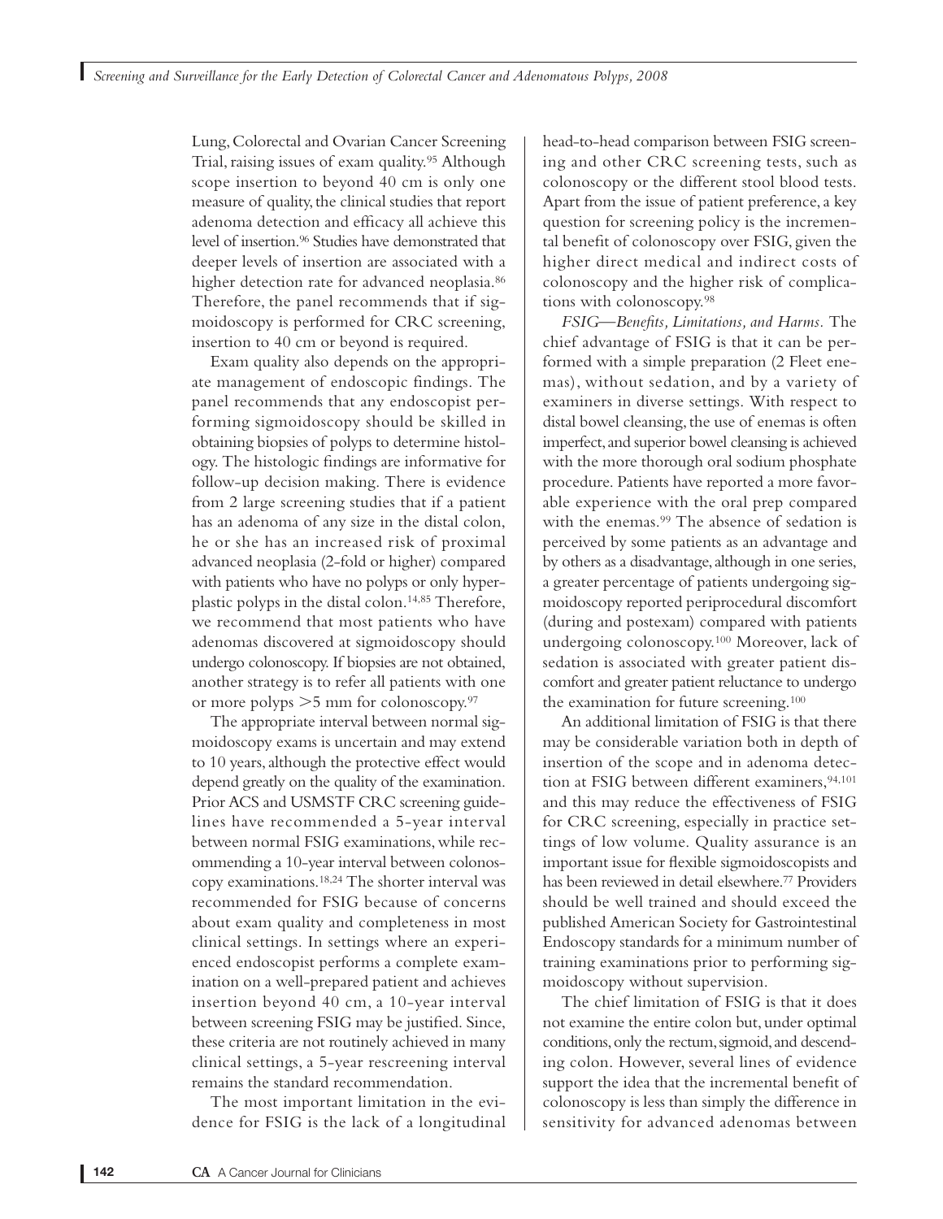Lung, Colorectal and Ovarian Cancer Screening Trial, raising issues of exam quality.[95] Although scope insertion to beyond 40 cm is only one measure of quality, the clinical studies that report adenoma detection and efficacy all achieve this level of insertion.[96] Studies have demonstrated that deeper levels of insertion are associated with a higher detection rate for advanced neoplasia.[86] Therefore, the panel recommends that if sigmoidoscopy is performed for CRC screening, insertion to 40 cm or beyond is required.

Exam quality also depends on the appropriate management of endoscopic findings. The panel recommends that any endoscopist performing sigmoidoscopy should be skilled in obtaining biopsies of polyps to determine histology. The histologic findings are informative for follow-up decision making. There is evidence from 2 large screening studies that if a patient has an adenoma of any size in the distal colon, he or she has an increased risk of proximal advanced neoplasia (2-fold or higher) compared with patients who have no polyps or only hyperplastic polyps in the distal colon.[14,85] Therefore, we recommend that most patients who have adenomas discovered at sigmoidoscopy should undergo colonoscopy. If biopsies are not obtained, another strategy is to refer all patients with one or more polyps >5 mm for colonoscopy.[97]

The appropriate interval between normal sigmoidoscopy exams is uncertain and may extend to 10 years, although the protective effect would depend greatly on the quality of the examination. Prior ACS and USMSTF CRC screening guidelines have recommended a 5-year interval between normal FSIG examinations, while recommending a 10-year interval between colonoscopy examinations.[18,24] The shorter interval was recommended for FSIG because of concerns about exam quality and completeness in most clinical settings. In settings where an experienced endoscopist performs a complete examination on a well-prepared patient and achieves insertion beyond 40 cm, a 10-year interval between screening FSIG may be justified. Since, these criteria are not routinely achieved in many clinical settings, a 5-year rescreening interval remains the standard recommendation.

The most important limitation in the evidence for FSIG is the lack of a longitudinal head-to-head comparison between FSIG screening and other CRC screening tests, such as colonoscopy or the different stool blood tests. Apart from the issue of patient preference, a key question for screening policy is the incremental benefit of colonoscopy over FSIG, given the higher direct medical and indirect costs of colonoscopy and the higher risk of complications with colonoscopy.[98]

*FSIG—Benefits, Limitations, and Harms.* The chief advantage of FSIG is that it can be performed with a simple preparation (2 Fleet enemas), without sedation, and by a variety of examiners in diverse settings. With respect to distal bowel cleansing, the use of enemas is often imperfect, and superior bowel cleansing is achieved with the more thorough oral sodium phosphate procedure. Patients have reported a more favorable experience with the oral prep compared with the enemas.[99] The absence of sedation is perceived by some patients as an advantage and by others as a disadvantage, although in one series, a greater percentage of patients undergoing sigmoidoscopy reported periprocedural discomfort (during and postexam) compared with patients undergoing colonoscopy.[100] Moreover, lack of sedation is associated with greater patient discomfort and greater patient reluctance to undergo the examination for future screening.[100]

An additional limitation of FSIG is that there may be considerable variation both in depth of insertion of the scope and in adenoma detection at FSIG between different examiners,[94,101] and this may reduce the effectiveness of FSIG for CRC screening, especially in practice settings of low volume. Quality assurance is an important issue for flexible sigmoidoscopists and has been reviewed in detail elsewhere.[77] Providers should be well trained and should exceed the published American Society for Gastrointestinal Endoscopy standards for a minimum number of training examinations prior to performing sigmoidoscopy without supervision.

The chief limitation of FSIG is that it does not examine the entire colon but, under optimal conditions, only the rectum, sigmoid, and descending colon. However, several lines of evidence support the idea that the incremental benefit of colonoscopy is less than simply the difference in sensitivity for advanced adenomas between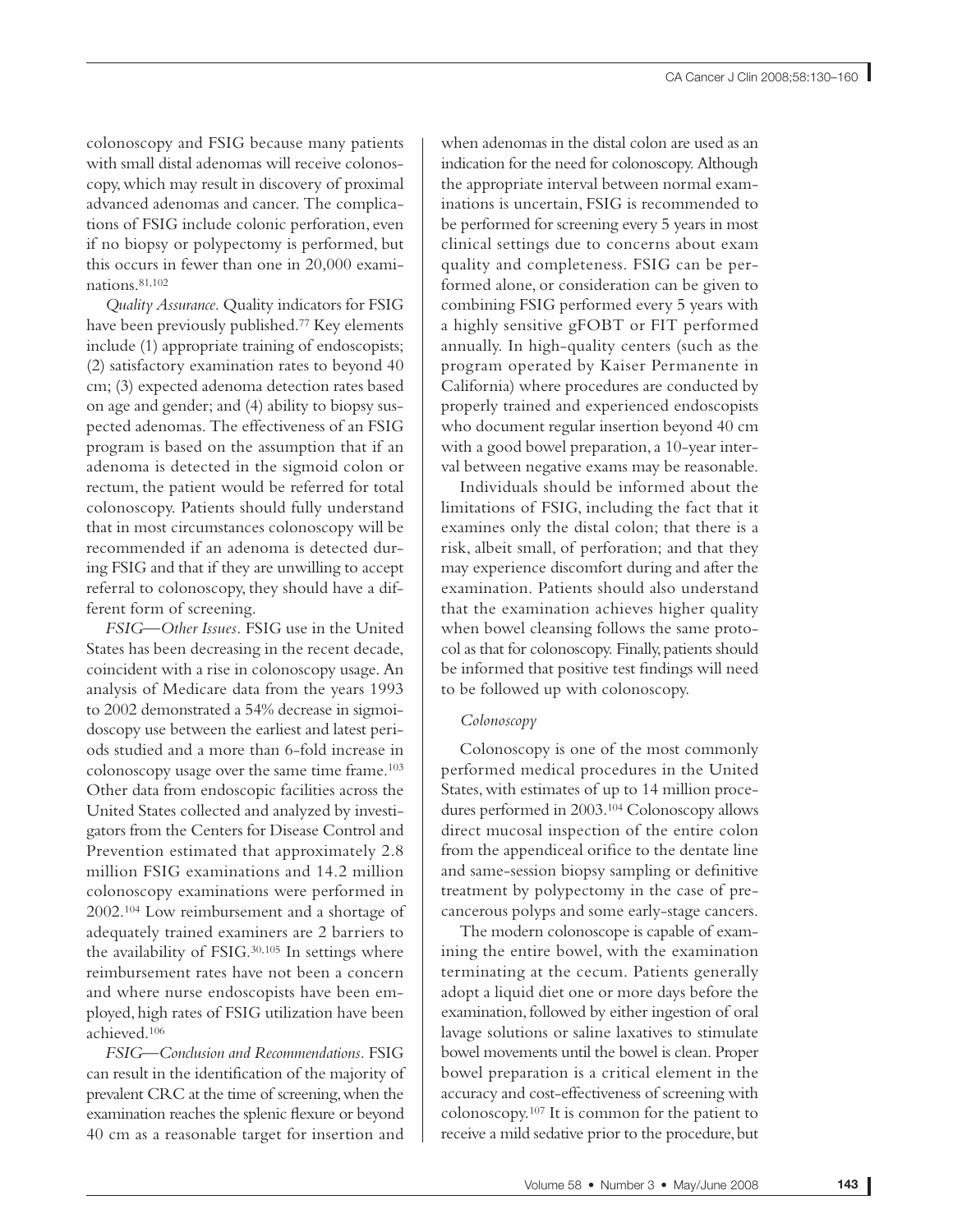colonoscopy and FSIG because many patients with small distal adenomas will receive colonoscopy, which may result in discovery of proximal advanced adenomas and cancer. The complications of FSIG include colonic perforation, even if no biopsy or polypectomy is performed, but this occurs in fewer than one in 20,000 examinations.[81,102]

*Quality Assurance.* Quality indicators for FSIG have been previously published.[77] Key elements include (1) appropriate training of endoscopists; (2) satisfactory examination rates to beyond 40 cm; (3) expected adenoma detection rates based on age and gender; and (4) ability to biopsy suspected adenomas. The effectiveness of an FSIG program is based on the assumption that if an adenoma is detected in the sigmoid colon or rectum, the patient would be referred for total colonoscopy. Patients should fully understand that in most circumstances colonoscopy will be recommended if an adenoma is detected during FSIG and that if they are unwilling to accept referral to colonoscopy, they should have a different form of screening.

*FSIG—Other Issues.* FSIG use in the United States has been decreasing in the recent decade, coincident with a rise in colonoscopy usage. An analysis of Medicare data from the years 1993 to 2002 demonstrated a 54% decrease in sigmoidoscopy use between the earliest and latest periods studied and a more than 6-fold increase in colonoscopy usage over the same time frame.[103] Other data from endoscopic facilities across the United States collected and analyzed by investigators from the Centers for Disease Control and Prevention estimated that approximately 2.8 million FSIG examinations and 14.2 million colonoscopy examinations were performed in 2002.[104] Low reimbursement and a shortage of adequately trained examiners are 2 barriers to the availability of FSIG.[30,105] In settings where reimbursement rates have not been a concern and where nurse endoscopists have been employed, high rates of FSIG utilization have been achieved.[106]

*FSIG—Conclusion and Recommendations.* FSIG can result in the identification of the majority of prevalent CRC at the time of screening, when the examination reaches the splenic flexure or beyond 40 cm as a reasonable target for insertion and when adenomas in the distal colon are used as an indication for the need for colonoscopy. Although the appropriate interval between normal examinations is uncertain, FSIG is recommended to be performed for screening every 5 years in most clinical settings due to concerns about exam quality and completeness. FSIG can be performed alone, or consideration can be given to combining FSIG performed every 5 years with a highly sensitive gFOBT or FIT performed annually. In high-quality centers (such as the program operated by Kaiser Permanente in California) where procedures are conducted by properly trained and experienced endoscopists who document regular insertion beyond 40 cm with a good bowel preparation, a 10-year interval between negative exams may be reasonable.

Individuals should be informed about the limitations of FSIG, including the fact that it examines only the distal colon; that there is a risk, albeit small, of perforation; and that they may experience discomfort during and after the examination. Patients should also understand that the examination achieves higher quality when bowel cleansing follows the same protocol as that for colonoscopy. Finally, patients should be informed that positive test findings will need to be followed up with colonoscopy.

### *Colonoscopy*

Colonoscopy is one of the most commonly performed medical procedures in the United States, with estimates of up to 14 million procedures performed in 2003.[104] Colonoscopy allows direct mucosal inspection of the entire colon from the appendiceal orifice to the dentate line and same-session biopsy sampling or definitive treatment by polypectomy in the case of precancerous polyps and some early-stage cancers.

The modern colonoscope is capable of examining the entire bowel, with the examination terminating at the cecum. Patients generally adopt a liquid diet one or more days before the examination, followed by either ingestion of oral lavage solutions or saline laxatives to stimulate bowel movements until the bowel is clean. Proper bowel preparation is a critical element in the accuracy and cost-effectiveness of screening with colonoscopy.[107] It is common for the patient to receive a mild sedative prior to the procedure, but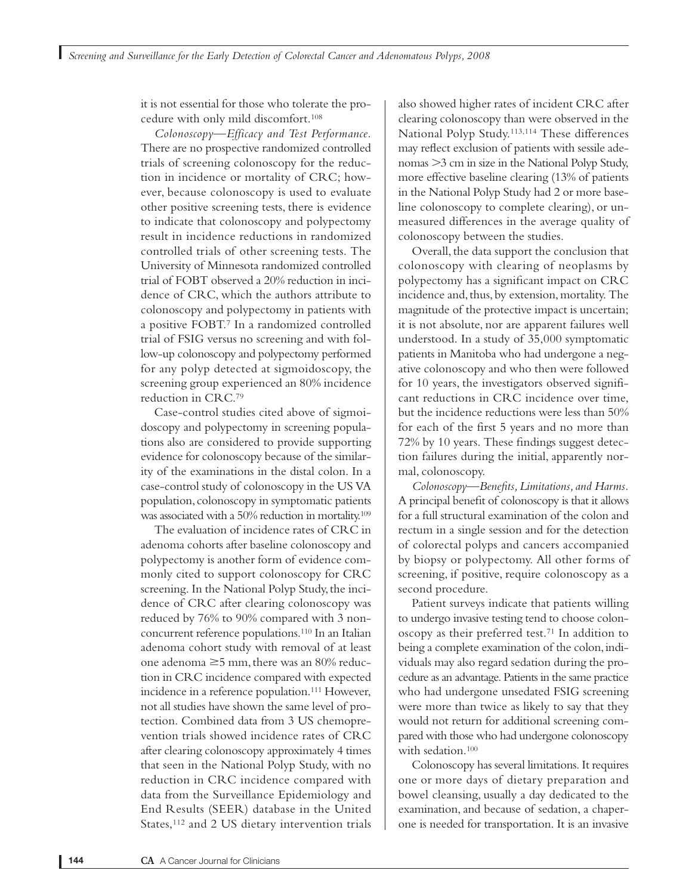it is not essential for those who tolerate the procedure with only mild discomfort.[108]

*Colonoscopy—Efficacy and Test Performance.* There are no prospective randomized controlled trials of screening colonoscopy for the reduction in incidence or mortality of CRC; however, because colonoscopy is used to evaluate other positive screening tests, there is evidence to indicate that colonoscopy and polypectomy result in incidence reductions in randomized controlled trials of other screening tests. The University of Minnesota randomized controlled trial of FOBT observed a 20% reduction in incidence of CRC, which the authors attribute to colonoscopy and polypectomy in patients with a positive FOBT.[7] In a randomized controlled trial of FSIG versus no screening and with follow-up colonoscopy and polypectomy performed for any polyp detected at sigmoidoscopy, the screening group experienced an 80% incidence reduction in CRC.[79]

Case-control studies cited above of sigmoidoscopy and polypectomy in screening populations also are considered to provide supporting evidence for colonoscopy because of the similarity of the examinations in the distal colon. In a case-control study of colonoscopy in the US VA population, colonoscopy in symptomatic patients was associated with a 50% reduction in mortality.[109]

The evaluation of incidence rates of CRC in adenoma cohorts after baseline colonoscopy and polypectomy is another form of evidence commonly cited to support colonoscopy for CRC screening. In the National Polyp Study, the incidence of CRC after clearing colonoscopy was reduced by 76% to 90% compared with 3 nonconcurrent reference populations.[110] In an Italian adenoma cohort study with removal of at least one adenoma ≥5 mm, there was an 80% reduction in CRC incidence compared with expected incidence in a reference population.[111] However, not all studies have shown the same level of protection. Combined data from 3 US chemoprevention trials showed incidence rates of CRC after clearing colonoscopy approximately 4 times that seen in the National Polyp Study, with no reduction in CRC incidence compared with data from the Surveillance Epidemiology and End Results (SEER) database in the United States,[112] and 2 US dietary intervention trials also showed higher rates of incident CRC after clearing colonoscopy than were observed in the National Polyp Study.[113,114] These differences may reflect exclusion of patients with sessile adenomas >3 cm in size in the National Polyp Study, more effective baseline clearing (13% of patients in the National Polyp Study had 2 or more baseline colonoscopy to complete clearing), or unmeasured differences in the average quality of colonoscopy between the studies.

Overall, the data support the conclusion that colonoscopy with clearing of neoplasms by polypectomy has a significant impact on CRC incidence and, thus, by extension, mortality. The magnitude of the protective impact is uncertain; it is not absolute, nor are apparent failures well understood. In a study of 35,000 symptomatic patients in Manitoba who had undergone a negative colonoscopy and who then were followed for 10 years, the investigators observed significant reductions in CRC incidence over time, but the incidence reductions were less than 50% for each of the first 5 years and no more than 72% by 10 years. These findings suggest detection failures during the initial, apparently normal, colonoscopy.

*Colonoscopy—Benefits, Limitations, and Harms.* A principal benefit of colonoscopy is that it allows for a full structural examination of the colon and rectum in a single session and for the detection of colorectal polyps and cancers accompanied by biopsy or polypectomy. All other forms of screening, if positive, require colonoscopy as a second procedure.

Patient surveys indicate that patients willing to undergo invasive testing tend to choose colonoscopy as their preferred test.[71] In addition to being a complete examination of the colon, individuals may also regard sedation during the procedure as an advantage. Patients in the same practice who had undergone unsedated FSIG screening were more than twice as likely to say that they would not return for additional screening compared with those who had undergone colonoscopy with sedation.[100]

Colonoscopy has several limitations. It requires one or more days of dietary preparation and bowel cleansing, usually a day dedicated to the examination, and because of sedation, a chaperone is needed for transportation. It is an invasive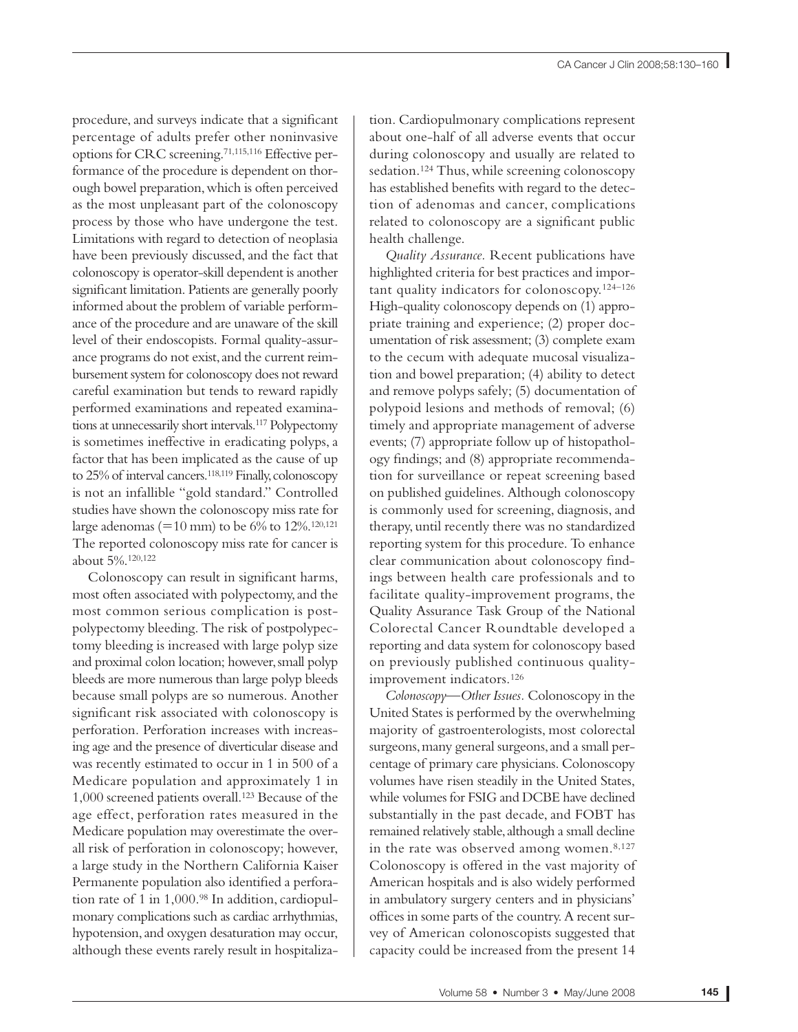procedure, and surveys indicate that a significant percentage of adults prefer other noninvasive options for CRC screening.[71,115,116] Effective performance of the procedure is dependent on thorough bowel preparation, which is often perceived as the most unpleasant part of the colonoscopy process by those who have undergone the test. Limitations with regard to detection of neoplasia have been previously discussed, and the fact that colonoscopy is operator-skill dependent is another significant limitation. Patients are generally poorly informed about the problem of variable performance of the procedure and are unaware of the skill level of their endoscopists. Formal quality-assurance programs do not exist, and the current reimbursement system for colonoscopy does not reward careful examination but tends to reward rapidly performed examinations and repeated examinations at unnecessarily short intervals.[117] Polypectomy is sometimes ineffective in eradicating polyps, a factor that has been implicated as the cause of up to 25% of interval cancers.[118,119] Finally, colonoscopy is not an infallible "gold standard." Controlled studies have shown the colonoscopy miss rate for large adenomas (=10 mm) to be 6% to 12%.[120,121] The reported colonoscopy miss rate for cancer is about 5%.[120,122]

Colonoscopy can result in significant harms, most often associated with polypectomy, and the most common serious complication is postpolypectomy bleeding. The risk of postpolypectomy bleeding is increased with large polyp size and proximal colon location; however, small polyp bleeds are more numerous than large polyp bleeds because small polyps are so numerous. Another significant risk associated with colonoscopy is perforation. Perforation increases with increasing age and the presence of diverticular disease and was recently estimated to occur in 1 in 500 of a Medicare population and approximately 1 in 1,000 screened patients overall.[123] Because of the age effect, perforation rates measured in the Medicare population may overestimate the overall risk of perforation in colonoscopy; however, a large study in the Northern California Kaiser Permanente population also identified a perforation rate of 1 in 1,000.[98] In addition, cardiopulmonary complications such as cardiac arrhythmias, hypotension, and oxygen desaturation may occur, although these events rarely result in hospitalization. Cardiopulmonary complications represent about one-half of all adverse events that occur during colonoscopy and usually are related to sedation.[124] Thus, while screening colonoscopy has established benefits with regard to the detection of adenomas and cancer, complications related to colonoscopy are a significant public health challenge.

*Quality Assurance.* Recent publications have highlighted criteria for best practices and important quality indicators for colonoscopy.[124–126] High-quality colonoscopy depends on (1) appropriate training and experience; (2) proper documentation of risk assessment; (3) complete exam to the cecum with adequate mucosal visualization and bowel preparation; (4) ability to detect and remove polyps safely; (5) documentation of polypoid lesions and methods of removal; (6) timely and appropriate management of adverse events; (7) appropriate follow up of histopathology findings; and (8) appropriate recommendation for surveillance or repeat screening based on published guidelines. Although colonoscopy is commonly used for screening, diagnosis, and therapy, until recently there was no standardized reporting system for this procedure. To enhance clear communication about colonoscopy findings between health care professionals and to facilitate quality-improvement programs, the Quality Assurance Task Group of the National Colorectal Cancer Roundtable developed a reporting and data system for colonoscopy based on previously published continuous quality-improvement indicators.[126]

*Colonoscopy—Other Issues.* Colonoscopy in the United States is performed by the overwhelming majority of gastroenterologists, most colorectal surgeons, many general surgeons, and a small percentage of primary care physicians. Colonoscopy volumes have risen steadily in the United States, while volumes for FSIG and DCBE have declined substantially in the past decade, and FOBT has remained relatively stable, although a small decline in the rate was observed among women.[8,127] Colonoscopy is offered in the vast majority of American hospitals and is also widely performed in ambulatory surgery centers and in physicians' offices in some parts of the country. A recent survey of American colonoscopists suggested that capacity could be increased from the present 14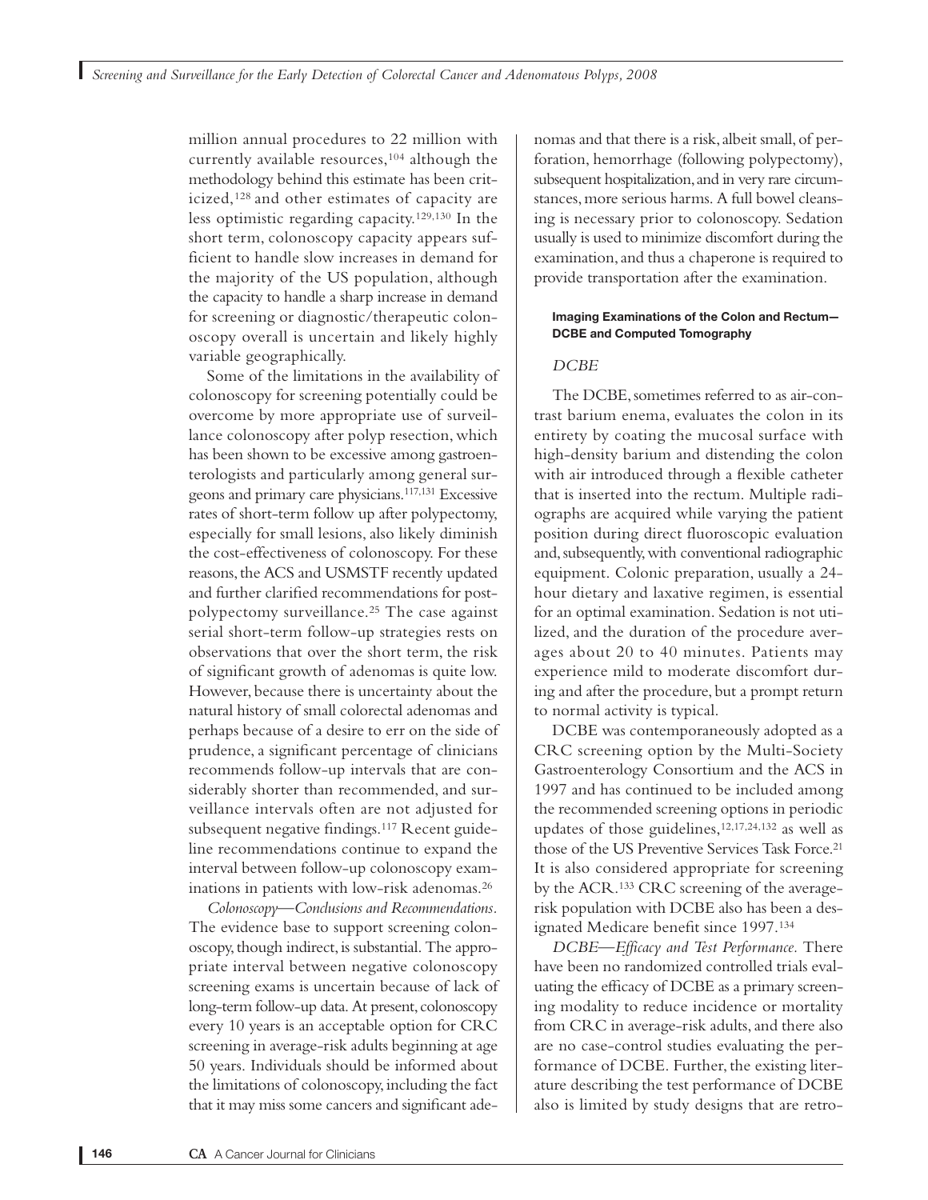million annual procedures to 22 million with currently available resources,[104] although the methodology behind this estimate has been criticized,[128] and other estimates of capacity are less optimistic regarding capacity.[129,130] In the short term, colonoscopy capacity appears sufficient to handle slow increases in demand for the majority of the US population, although the capacity to handle a sharp increase in demand for screening or diagnostic/therapeutic colonoscopy overall is uncertain and likely highly variable geographically.

Some of the limitations in the availability of colonoscopy for screening potentially could be overcome by more appropriate use of surveillance colonoscopy after polyp resection, which has been shown to be excessive among gastroenterologists and particularly among general surgeons and primary care physicians.[117,131] Excessive rates of short-term follow up after polypectomy, especially for small lesions, also likely diminish the cost-effectiveness of colonoscopy. For these reasons, the ACS and USMSTF recently updated and further clarified recommendations for post-polypectomy surveillance.[25] The case against serial short-term follow-up strategies rests on observations that over the short term, the risk of significant growth of adenomas is quite low. However, because there is uncertainty about the natural history of small colorectal adenomas and perhaps because of a desire to err on the side of prudence, a significant percentage of clinicians recommends follow-up intervals that are considerably shorter than recommended, and surveillance intervals often are not adjusted for subsequent negative findings.[117] Recent guideline recommendations continue to expand the interval between follow-up colonoscopy examinations in patients with low-risk adenomas.[26]

*Colonoscopy—Conclusions and Recommendations.* The evidence base to support screening colonoscopy, though indirect, is substantial. The appropriate interval between negative colonoscopy screening exams is uncertain because of lack of long-term follow-up data. At present, colonoscopy every 10 years is an acceptable option for CRC screening in average-risk adults beginning at age 50 years. Individuals should be informed about the limitations of colonoscopy, including the fact that it may miss some cancers and significant adenomas and that there is a risk, albeit small, of perforation, hemorrhage (following polypectomy), subsequent hospitalization, and in very rare circumstances, more serious harms. A full bowel cleansing is necessary prior to colonoscopy. Sedation usually is used to minimize discomfort during the examination, and thus a chaperone is required to provide transportation after the examination.

#### Imaging Examinations of the Colon and Rectum—DCBE and Computed Tomography

*DCBE*

The DCBE, sometimes referred to as air-contrast barium enema, evaluates the colon in its entirety by coating the mucosal surface with high-density barium and distending the colon with air introduced through a flexible catheter that is inserted into the rectum. Multiple radiographs are acquired while varying the patient position during direct fluoroscopic evaluation and, subsequently, with conventional radiographic equipment. Colonic preparation, usually a 24-hour dietary and laxative regimen, is essential for an optimal examination. Sedation is not utilized, and the duration of the procedure averages about 20 to 40 minutes. Patients may experience mild to moderate discomfort during and after the procedure, but a prompt return to normal activity is typical.

DCBE was contemporaneously adopted as a CRC screening option by the Multi-Society Gastroenterology Consortium and the ACS in 1997 and has continued to be included among the recommended screening options in periodic updates of those guidelines,[12,17,24,132] as well as those of the US Preventive Services Task Force.[21] It is also considered appropriate for screening by the ACR.[133] CRC screening of the average-risk population with DCBE also has been a designated Medicare benefit since 1997.[134]

*DCBE—Efficacy and Test Performance.* There have been no randomized controlled trials evaluating the efficacy of DCBE as a primary screening modality to reduce incidence or mortality from CRC in average-risk adults, and there also are no case-control studies evaluating the performance of DCBE. Further, the existing literature describing the test performance of DCBE also is limited by study designs that are retro-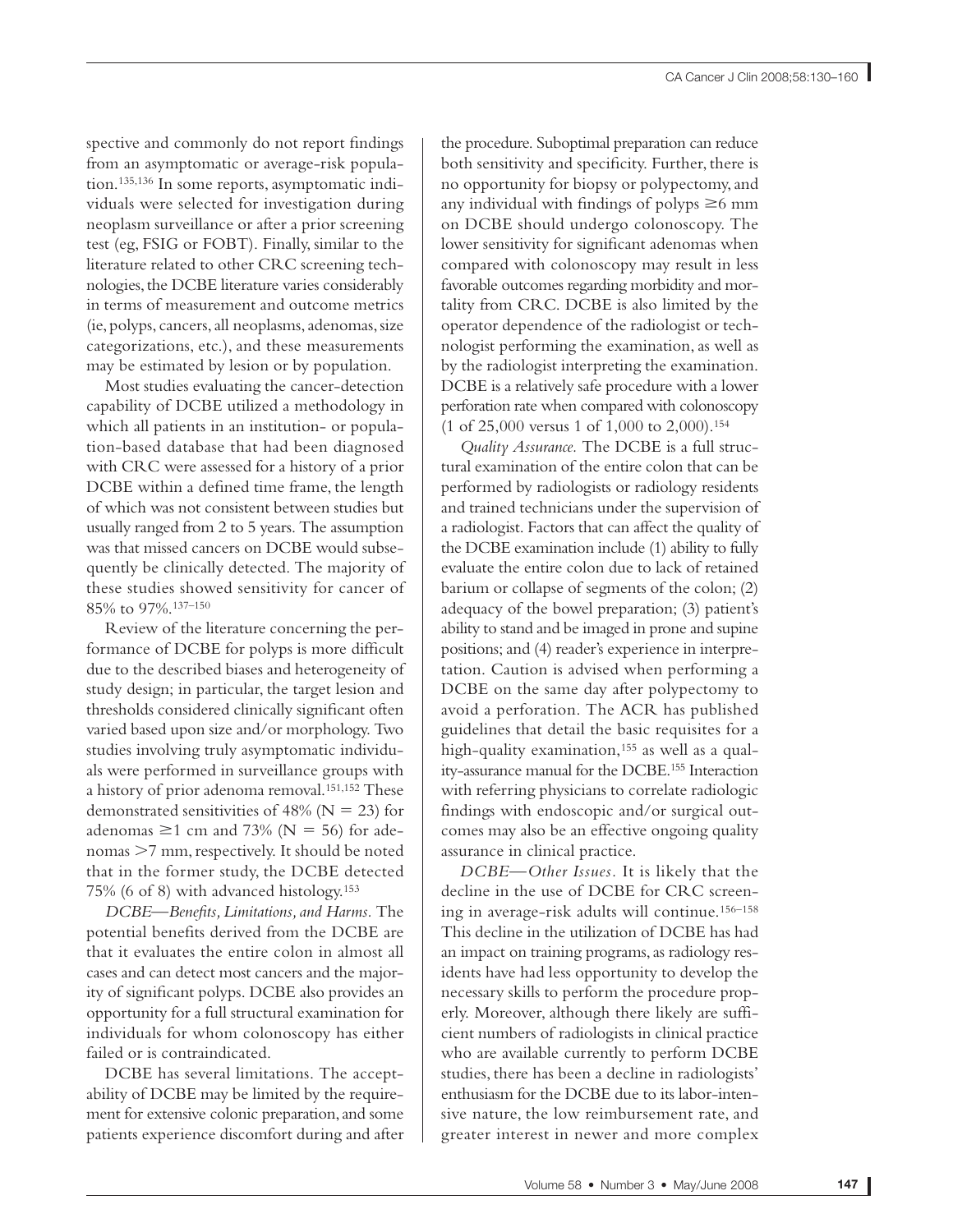spective and commonly do not report findings from an asymptomatic or average-risk population.[135,136] In some reports, asymptomatic individuals were selected for investigation during neoplasm surveillance or after a prior screening test (eg, FSIG or FOBT). Finally, similar to the literature related to other CRC screening technologies, the DCBE literature varies considerably in terms of measurement and outcome metrics (ie, polyps, cancers, all neoplasms, adenomas, size categorizations, etc.), and these measurements may be estimated by lesion or by population.

Most studies evaluating the cancer-detection capability of DCBE utilized a methodology in which all patients in an institution- or population-based database that had been diagnosed with CRC were assessed for a history of a prior DCBE within a defined time frame, the length of which was not consistent between studies but usually ranged from 2 to 5 years. The assumption was that missed cancers on DCBE would subsequently be clinically detected. The majority of these studies showed sensitivity for cancer of 85% to 97%.[137–150]

Review of the literature concerning the performance of DCBE for polyps is more difficult due to the described biases and heterogeneity of study design; in particular, the target lesion and thresholds considered clinically significant often varied based upon size and/or morphology. Two studies involving truly asymptomatic individuals were performed in surveillance groups with a history of prior adenoma removal.[151,152] These demonstrated sensitivities of 48% (N = 23) for adenomas ≥1 cm and 73% (N = 56) for adenomas >7 mm, respectively. It should be noted that in the former study, the DCBE detected 75% (6 of 8) with advanced histology.[153]

*DCBE—Benefits, Limitations, and Harms.* The potential benefits derived from the DCBE are that it evaluates the entire colon in almost all cases and can detect most cancers and the majority of significant polyps. DCBE also provides an opportunity for a full structural examination for individuals for whom colonoscopy has either failed or is contraindicated.

DCBE has several limitations. The acceptability of DCBE may be limited by the requirement for extensive colonic preparation, and some patients experience discomfort during and after the procedure. Suboptimal preparation can reduce both sensitivity and specificity. Further, there is no opportunity for biopsy or polypectomy, and any individual with findings of polyps ≥6 mm on DCBE should undergo colonoscopy. The lower sensitivity for significant adenomas when compared with colonoscopy may result in less favorable outcomes regarding morbidity and mortality from CRC. DCBE is also limited by the operator dependence of the radiologist or technologist performing the examination, as well as by the radiologist interpreting the examination. DCBE is a relatively safe procedure with a lower perforation rate when compared with colonoscopy (1 of 25,000 versus 1 of 1,000 to 2,000).[154]

*Quality Assurance.* The DCBE is a full structural examination of the entire colon that can be performed by radiologists or radiology residents and trained technicians under the supervision of a radiologist. Factors that can affect the quality of the DCBE examination include (1) ability to fully evaluate the entire colon due to lack of retained barium or collapse of segments of the colon; (2) adequacy of the bowel preparation; (3) patient's ability to stand and be imaged in prone and supine positions; and (4) reader's experience in interpretation. Caution is advised when performing a DCBE on the same day after polypectomy to avoid a perforation. The ACR has published guidelines that detail the basic requisites for a high-quality examination,[155] as well as a quality-assurance manual for the DCBE.[155] Interaction with referring physicians to correlate radiologic findings with endoscopic and/or surgical outcomes may also be an effective ongoing quality assurance in clinical practice.

*DCBE—Other Issues.* It is likely that the decline in the use of DCBE for CRC screening in average-risk adults will continue.[156–158] This decline in the utilization of DCBE has had an impact on training programs, as radiology residents have had less opportunity to develop the necessary skills to perform the procedure properly. Moreover, although there likely are sufficient numbers of radiologists in clinical practice who are available currently to perform DCBE studies, there has been a decline in radiologists' enthusiasm for the DCBE due to its labor-intensive nature, the low reimbursement rate, and greater interest in newer and more complex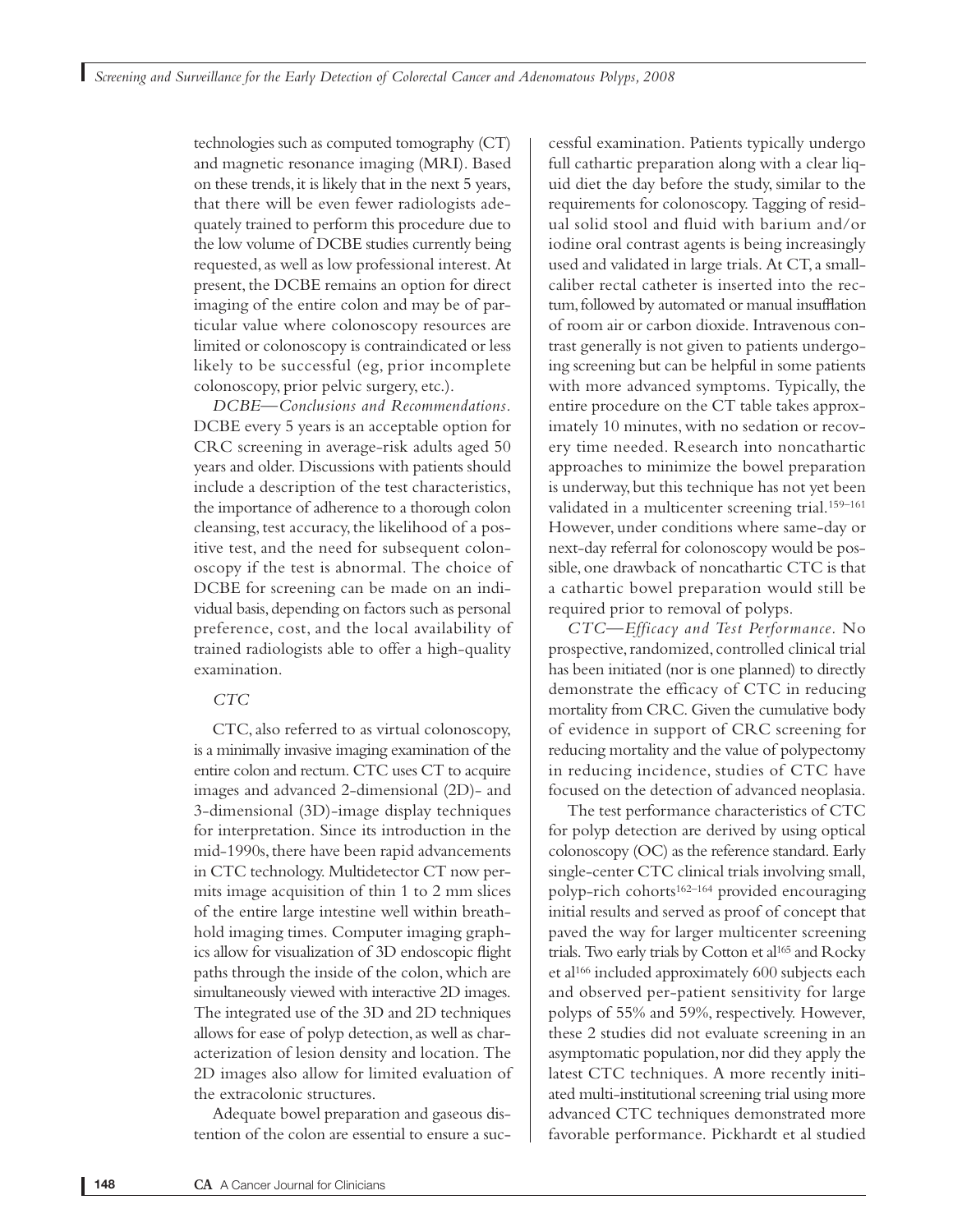technologies such as computed tomography (CT) and magnetic resonance imaging (MRI). Based on these trends, it is likely that in the next 5 years, that there will be even fewer radiologists adequately trained to perform this procedure due to the low volume of DCBE studies currently being requested, as well as low professional interest. At present, the DCBE remains an option for direct imaging of the entire colon and may be of particular value where colonoscopy resources are limited or colonoscopy is contraindicated or less likely to be successful (eg, prior incomplete colonoscopy, prior pelvic surgery, etc.).

*DCBE—Conclusions and Recommendations.* DCBE every 5 years is an acceptable option for CRC screening in average-risk adults aged 50 years and older. Discussions with patients should include a description of the test characteristics, the importance of adherence to a thorough colon cleansing, test accuracy, the likelihood of a positive test, and the need for subsequent colonoscopy if the test is abnormal. The choice of DCBE for screening can be made on an individual basis, depending on factors such as personal preference, cost, and the local availability of trained radiologists able to offer a high-quality examination.

### *CTC*

CTC, also referred to as virtual colonoscopy, is a minimally invasive imaging examination of the entire colon and rectum. CTC uses CT to acquire images and advanced 2-dimensional (2D)- and 3-dimensional (3D)-image display techniques for interpretation. Since its introduction in the mid-1990s, there have been rapid advancements in CTC technology. Multidetector CT now permits image acquisition of thin 1 to 2 mm slices of the entire large intestine well within breath-hold imaging times. Computer imaging graphics allow for visualization of 3D endoscopic flight paths through the inside of the colon, which are simultaneously viewed with interactive 2D images. The integrated use of the 3D and 2D techniques allows for ease of polyp detection, as well as characterization of lesion density and location. The 2D images also allow for limited evaluation of the extracolonic structures.

Adequate bowel preparation and gaseous distention of the colon are essential to ensure a successful examination. Patients typically undergo full cathartic preparation along with a clear liquid diet the day before the study, similar to the requirements for colonoscopy. Tagging of residual solid stool and fluid with barium and/or iodine oral contrast agents is being increasingly used and validated in large trials. At CT, a small-caliber rectal catheter is inserted into the rectum, followed by automated or manual insufflation of room air or carbon dioxide. Intravenous contrast generally is not given to patients undergoing screening but can be helpful in some patients with more advanced symptoms. Typically, the entire procedure on the CT table takes approximately 10 minutes, with no sedation or recovery time needed. Research into noncathartic approaches to minimize the bowel preparation is underway, but this technique has not yet been validated in a multicenter screening trial.[159–161] However, under conditions where same-day or next-day referral for colonoscopy would be possible, one drawback of noncathartic CTC is that a cathartic bowel preparation would still be required prior to removal of polyps.

*CTC—Efficacy and Test Performance.* No prospective, randomized, controlled clinical trial has been initiated (nor is one planned) to directly demonstrate the efficacy of CTC in reducing mortality from CRC. Given the cumulative body of evidence in support of CRC screening for reducing mortality and the value of polypectomy in reducing incidence, studies of CTC have focused on the detection of advanced neoplasia.

The test performance characteristics of CTC for polyp detection are derived by using optical colonoscopy (OC) as the reference standard. Early single-center CTC clinical trials involving small, polyp-rich cohorts[162–164] provided encouraging initial results and served as proof of concept that paved the way for larger multicenter screening trials. Two early trials by Cotton et al[165] and Rocky et al[166] included approximately 600 subjects each and observed per-patient sensitivity for large polyps of 55% and 59%, respectively. However, these 2 studies did not evaluate screening in an asymptomatic population, nor did they apply the latest CTC techniques. A more recently initiated multi-institutional screening trial using more advanced CTC techniques demonstrated more favorable performance. Pickhardt et al studied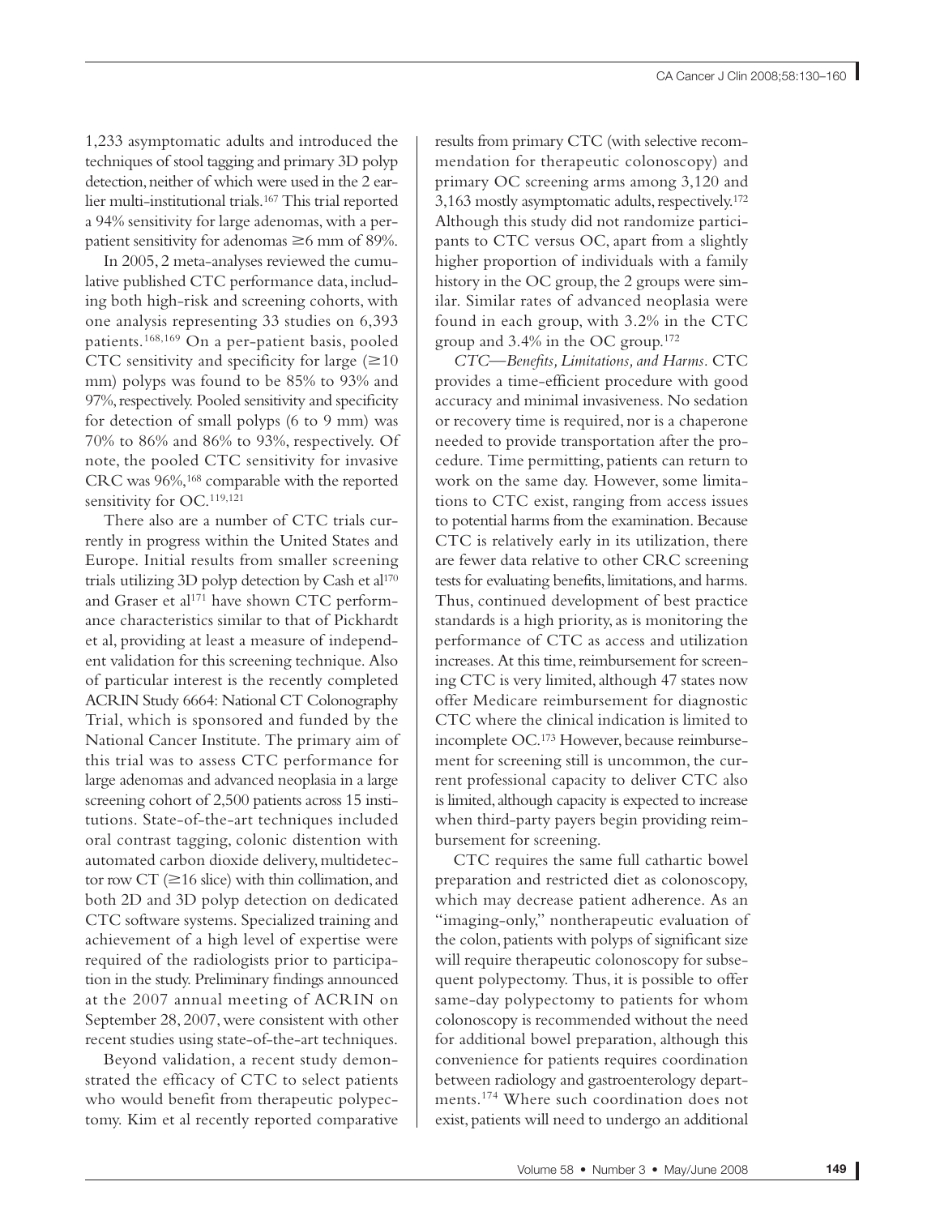1,233 asymptomatic adults and introduced the techniques of stool tagging and primary 3D polyp detection, neither of which were used in the 2 earlier multi-institutional trials.[167] This trial reported a 94% sensitivity for large adenomas, with a per-patient sensitivity for adenomas ≥6 mm of 89%.

In 2005, 2 meta-analyses reviewed the cumulative published CTC performance data, including both high-risk and screening cohorts, with one analysis representing 33 studies on 6,393 patients.[168,169] On a per-patient basis, pooled CTC sensitivity and specificity for large (≥10 mm) polyps was found to be 85% to 93% and 97%, respectively. Pooled sensitivity and specificity for detection of small polyps (6 to 9 mm) was 70% to 86% and 86% to 93%, respectively. Of note, the pooled CTC sensitivity for invasive CRC was 96%,[168] comparable with the reported sensitivity for OC.[119,121]

There also are a number of CTC trials currently in progress within the United States and Europe. Initial results from smaller screening trials utilizing 3D polyp detection by Cash et al[170] and Graser et al[171] have shown CTC performance characteristics similar to that of Pickhardt et al, providing at least a measure of independent validation for this screening technique. Also of particular interest is the recently completed ACRIN Study 6664: National CT Colonography Trial, which is sponsored and funded by the National Cancer Institute. The primary aim of this trial was to assess CTC performance for large adenomas and advanced neoplasia in a large screening cohort of 2,500 patients across 15 institutions. State-of-the-art techniques included oral contrast tagging, colonic distention with automated carbon dioxide delivery, multidetector row CT (≥16 slice) with thin collimation, and both 2D and 3D polyp detection on dedicated CTC software systems. Specialized training and achievement of a high level of expertise were required of the radiologists prior to participation in the study. Preliminary findings announced at the 2007 annual meeting of ACRIN on September 28, 2007, were consistent with other recent studies using state-of-the-art techniques.

Beyond validation, a recent study demonstrated the efficacy of CTC to select patients who would benefit from therapeutic polypectomy. Kim et al recently reported comparative results from primary CTC (with selective recommendation for therapeutic colonoscopy) and primary OC screening arms among 3,120 and 3,163 mostly asymptomatic adults, respectively.[172] Although this study did not randomize participants to CTC versus OC, apart from a slightly higher proportion of individuals with a family history in the OC group, the 2 groups were similar. Similar rates of advanced neoplasia were found in each group, with 3.2% in the CTC group and 3.4% in the OC group.[172]

*CTC—Benefits, Limitations, and Harms.* CTC provides a time-efficient procedure with good accuracy and minimal invasiveness. No sedation or recovery time is required, nor is a chaperone needed to provide transportation after the procedure. Time permitting, patients can return to work on the same day. However, some limitations to CTC exist, ranging from access issues to potential harms from the examination. Because CTC is relatively early in its utilization, there are fewer data relative to other CRC screening tests for evaluating benefits, limitations, and harms. Thus, continued development of best practice standards is a high priority, as is monitoring the performance of CTC as access and utilization increases. At this time, reimbursement for screening CTC is very limited, although 47 states now offer Medicare reimbursement for diagnostic CTC where the clinical indication is limited to incomplete OC.[173] However, because reimbursement for screening still is uncommon, the current professional capacity to deliver CTC also is limited, although capacity is expected to increase when third-party payers begin providing reimbursement for screening.

CTC requires the same full cathartic bowel preparation and restricted diet as colonoscopy, which may decrease patient adherence. As an "imaging-only," nontherapeutic evaluation of the colon, patients with polyps of significant size will require therapeutic colonoscopy for subsequent polypectomy. Thus, it is possible to offer same-day polypectomy to patients for whom colonoscopy is recommended without the need for additional bowel preparation, although this convenience for patients requires coordination between radiology and gastroenterology departments.[174] Where such coordination does not exist, patients will need to undergo an additional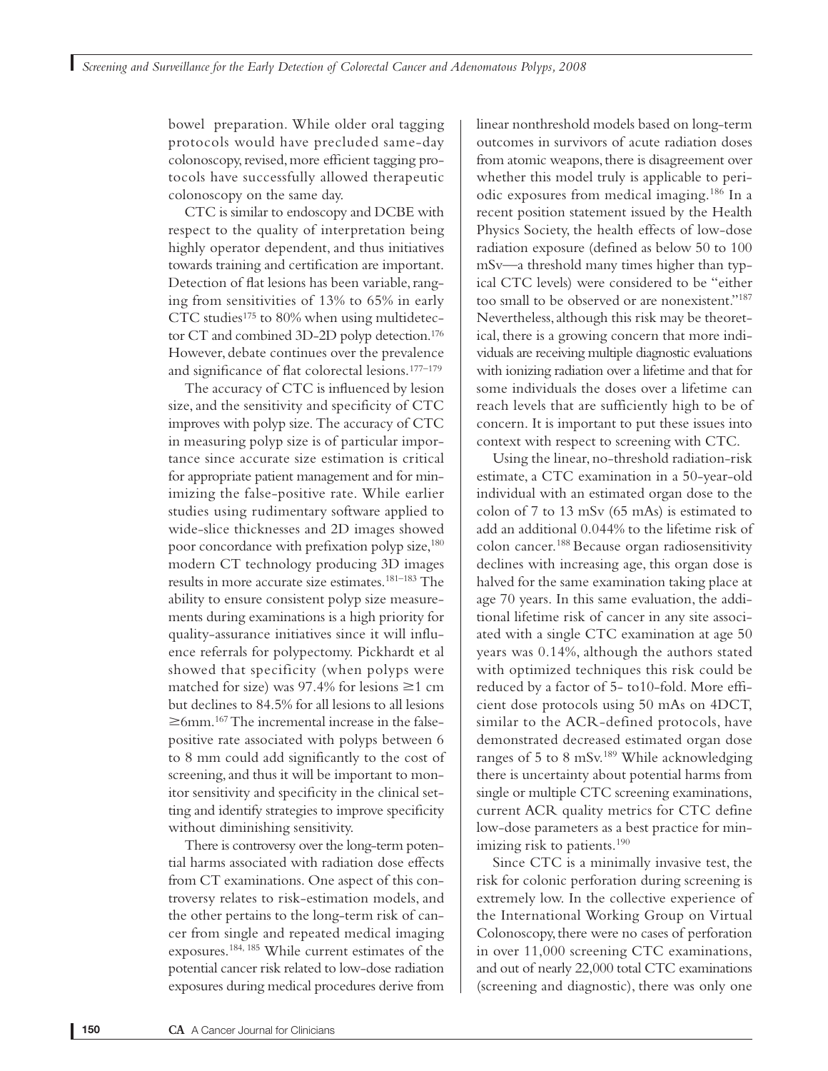bowel preparation. While older oral tagging protocols would have precluded same-day colonoscopy, revised, more efficient tagging protocols have successfully allowed therapeutic colonoscopy on the same day.

CTC is similar to endoscopy and DCBE with respect to the quality of interpretation being highly operator dependent, and thus initiatives towards training and certification are important. Detection of flat lesions has been variable, ranging from sensitivities of 13% to 65% in early CTC studies[175] to 80% when using multidetector CT and combined 3D-2D polyp detection.[176] However, debate continues over the prevalence and significance of flat colorectal lesions.[177–179]

The accuracy of CTC is influenced by lesion size, and the sensitivity and specificity of CTC improves with polyp size. The accuracy of CTC in measuring polyp size is of particular importance since accurate size estimation is critical for appropriate patient management and for minimizing the false-positive rate. While earlier studies using rudimentary software applied to wide-slice thicknesses and 2D images showed poor concordance with prefixation polyp size,[180] modern CT technology producing 3D images results in more accurate size estimates.[181–183] The ability to ensure consistent polyp size measurements during examinations is a high priority for quality-assurance initiatives since it will influence referrals for polypectomy. Pickhardt et al showed that specificity (when polyps were matched for size) was 97.4% for lesions ≥1 cm but declines to 84.5% for all lesions to all lesions ≥6mm.[167] The incremental increase in the false-positive rate associated with polyps between 6 to 8 mm could add significantly to the cost of screening, and thus it will be important to monitor sensitivity and specificity in the clinical setting and identify strategies to improve specificity without diminishing sensitivity.

There is controversy over the long-term potential harms associated with radiation dose effects from CT examinations. One aspect of this controversy relates to risk-estimation models, and the other pertains to the long-term risk of cancer from single and repeated medical imaging exposures.[184, 185] While current estimates of the potential cancer risk related to low-dose radiation exposures during medical procedures derive from linear nonthreshold models based on long-term outcomes in survivors of acute radiation doses from atomic weapons, there is disagreement over whether this model truly is applicable to periodic exposures from medical imaging.[186] In a recent position statement issued by the Health Physics Society, the health effects of low-dose radiation exposure (defined as below 50 to 100 mSv—a threshold many times higher than typical CTC levels) were considered to be "either too small to be observed or are nonexistent."[187] Nevertheless, although this risk may be theoretical, there is a growing concern that more individuals are receiving multiple diagnostic evaluations with ionizing radiation over a lifetime and that for some individuals the doses over a lifetime can reach levels that are sufficiently high to be of concern. It is important to put these issues into context with respect to screening with CTC.

Using the linear, no-threshold radiation-risk estimate, a CTC examination in a 50-year-old individual with an estimated organ dose to the colon of 7 to 13 mSv (65 mAs) is estimated to add an additional 0.044% to the lifetime risk of colon cancer.[188] Because organ radiosensitivity declines with increasing age, this organ dose is halved for the same examination taking place at age 70 years. In this same evaluation, the additional lifetime risk of cancer in any site associated with a single CTC examination at age 50 years was 0.14%, although the authors stated with optimized techniques this risk could be reduced by a factor of 5- to10-fold. More efficient dose protocols using 50 mAs on 4DCT, similar to the ACR-defined protocols, have demonstrated decreased estimated organ dose ranges of 5 to 8 mSv.[189] While acknowledging there is uncertainty about potential harms from single or multiple CTC screening examinations, current ACR quality metrics for CTC define low-dose parameters as a best practice for minimizing risk to patients.[190]

Since CTC is a minimally invasive test, the risk for colonic perforation during screening is extremely low. In the collective experience of the International Working Group on Virtual Colonoscopy, there were no cases of perforation in over 11,000 screening CTC examinations, and out of nearly 22,000 total CTC examinations (screening and diagnostic), there was only one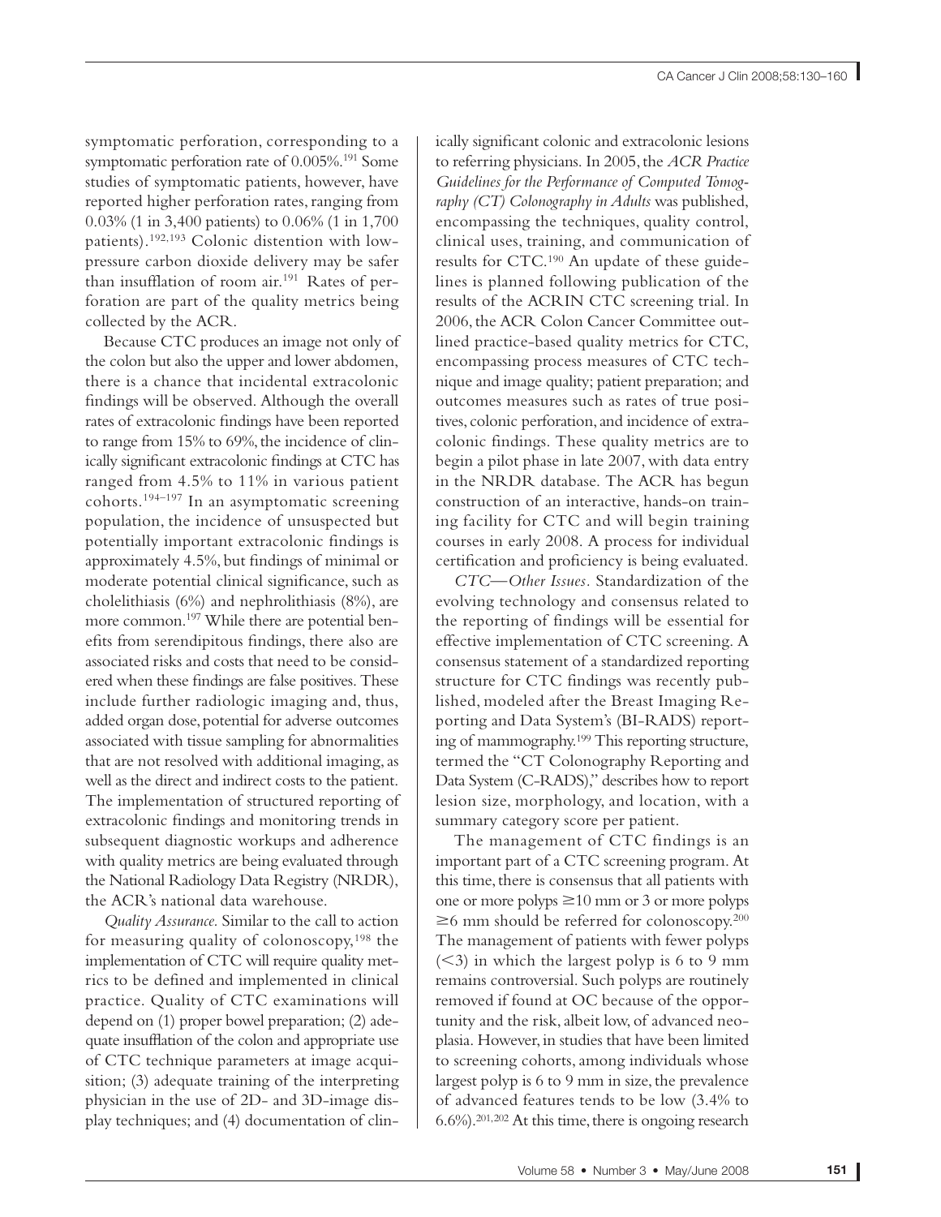symptomatic perforation, corresponding to a symptomatic perforation rate of 0.005%.[191] Some studies of symptomatic patients, however, have reported higher perforation rates, ranging from 0.03% (1 in 3,400 patients) to 0.06% (1 in 1,700 patients).[192,193] Colonic distention with low-pressure carbon dioxide delivery may be safer than insufflation of room air.[191] Rates of perforation are part of the quality metrics being collected by the ACR.

Because CTC produces an image not only of the colon but also the upper and lower abdomen, there is a chance that incidental extracolonic findings will be observed. Although the overall rates of extracolonic findings have been reported to range from 15% to 69%, the incidence of clinically significant extracolonic findings at CTC has ranged from 4.5% to 11% in various patient cohorts.[194–197] In an asymptomatic screening population, the incidence of unsuspected but potentially important extracolonic findings is approximately 4.5%, but findings of minimal or moderate potential clinical significance, such as cholelithiasis (6%) and nephrolithiasis (8%), are more common.[197] While there are potential benefits from serendipitous findings, there also are associated risks and costs that need to be considered when these findings are false positives. These include further radiologic imaging and, thus, added organ dose, potential for adverse outcomes associated with tissue sampling for abnormalities that are not resolved with additional imaging, as well as the direct and indirect costs to the patient. The implementation of structured reporting of extracolonic findings and monitoring trends in subsequent diagnostic workups and adherence with quality metrics are being evaluated through the National Radiology Data Registry (NRDR), the ACR's national data warehouse.

*Quality Assurance.* Similar to the call to action for measuring quality of colonoscopy,[198] the implementation of CTC will require quality metrics to be defined and implemented in clinical practice. Quality of CTC examinations will depend on (1) proper bowel preparation; (2) adequate insufflation of the colon and appropriate use of CTC technique parameters at image acquisition; (3) adequate training of the interpreting physician in the use of 2D- and 3D-image display techniques; and (4) documentation of clinically significant colonic and extracolonic lesions to referring physicians. In 2005, the *ACR Practice Guidelines for the Performance of Computed Tomography (CT) Colonography in Adults* was published, encompassing the techniques, quality control, clinical uses, training, and communication of results for CTC.[190] An update of these guidelines is planned following publication of the results of the ACRIN CTC screening trial. In 2006, the ACR Colon Cancer Committee outlined practice-based quality metrics for CTC, encompassing process measures of CTC technique and image quality; patient preparation; and outcomes measures such as rates of true positives, colonic perforation, and incidence of extracolonic findings. These quality metrics are to begin a pilot phase in late 2007, with data entry in the NRDR database. The ACR has begun construction of an interactive, hands-on training facility for CTC and will begin training courses in early 2008. A process for individual certification and proficiency is being evaluated.

*CTC—Other Issues.* Standardization of the evolving technology and consensus related to the reporting of findings will be essential for effective implementation of CTC screening. A consensus statement of a standardized reporting structure for CTC findings was recently published, modeled after the Breast Imaging Reporting and Data System's (BI-RADS) reporting of mammography.[199] This reporting structure, termed the "CT Colonography Reporting and Data System (C-RADS)," describes how to report lesion size, morphology, and location, with a summary category score per patient.

The management of CTC findings is an important part of a CTC screening program. At this time, there is consensus that all patients with one or more polyps ≥10 mm or 3 or more polyps ≥6 mm should be referred for colonoscopy.[200] The management of patients with fewer polyps (<3) in which the largest polyp is 6 to 9 mm remains controversial. Such polyps are routinely removed if found at OC because of the opportunity and the risk, albeit low, of advanced neoplasia. However, in studies that have been limited to screening cohorts, among individuals whose largest polyp is 6 to 9 mm in size, the prevalence of advanced features tends to be low (3.4% to 6.6%).[201,202] At this time, there is ongoing research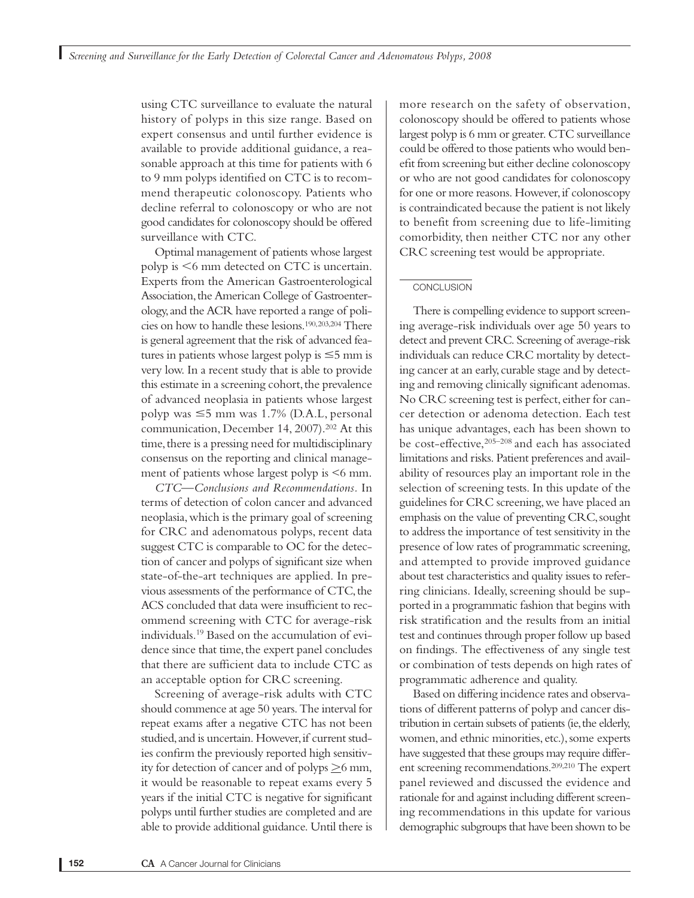using CTC surveillance to evaluate the natural history of polyps in this size range. Based on expert consensus and until further evidence is available to provide additional guidance, a reasonable approach at this time for patients with 6 to 9 mm polyps identified on CTC is to recommend therapeutic colonoscopy. Patients who decline referral to colonoscopy or who are not good candidates for colonoscopy should be offered surveillance with CTC.

Optimal management of patients whose largest polyp is <6 mm detected on CTC is uncertain. Experts from the American Gastroenterological Association, the American College of Gastroenterology, and the ACR have reported a range of policies on how to handle these lesions.[190,203,204] There is general agreement that the risk of advanced features in patients whose largest polyp is $\leq$5 mm is very low. In a recent study that is able to provide this estimate in a screening cohort, the prevalence of advanced neoplasia in patients whose largest polyp was $\leq$5 mm was 1.7% (D.A.L, personal communication, December 14, 2007).[202] At this time, there is a pressing need for multidisciplinary consensus on the reporting and clinical management of patients whose largest polyp is <6 mm.

*CTC—Conclusions and Recommendations.* In terms of detection of colon cancer and advanced neoplasia, which is the primary goal of screening for CRC and adenomatous polyps, recent data suggest CTC is comparable to OC for the detection of cancer and polyps of significant size when state-of-the-art techniques are applied. In previous assessments of the performance of CTC, the ACS concluded that data were insufficient to recommend screening with CTC for average-risk individuals.[19] Based on the accumulation of evidence since that time, the expert panel concludes that there are sufficient data to include CTC as an acceptable option for CRC screening.

Screening of average-risk adults with CTC should commence at age 50 years. The interval for repeat exams after a negative CTC has not been studied, and is uncertain. However, if current studies confirm the previously reported high sensitivity for detection of cancer and of polyps $\geq$6 mm, it would be reasonable to repeat exams every 5 years if the initial CTC is negative for significant polyps until further studies are completed and are able to provide additional guidance. Until there is more research on the safety of observation, colonoscopy should be offered to patients whose largest polyp is 6 mm or greater. CTC surveillance could be offered to those patients who would benefit from screening but either decline colonoscopy or who are not good candidates for colonoscopy for one or more reasons. However, if colonoscopy is contraindicated because the patient is not likely to benefit from screening due to life-limiting comorbidity, then neither CTC nor any other CRC screening test would be appropriate.

## CONCLUSION

There is compelling evidence to support screening average-risk individuals over age 50 years to detect and prevent CRC. Screening of average-risk individuals can reduce CRC mortality by detecting cancer at an early, curable stage and by detecting and removing clinically significant adenomas. No CRC screening test is perfect, either for cancer detection or adenoma detection. Each test has unique advantages, each has been shown to be cost-effective,[205–208] and each has associated limitations and risks. Patient preferences and availability of resources play an important role in the selection of screening tests. In this update of the guidelines for CRC screening, we have placed an emphasis on the value of preventing CRC, sought to address the importance of test sensitivity in the presence of low rates of programmatic screening, and attempted to provide improved guidance about test characteristics and quality issues to referring clinicians. Ideally, screening should be supported in a programmatic fashion that begins with risk stratification and the results from an initial test and continues through proper follow up based on findings. The effectiveness of any single test or combination of tests depends on high rates of programmatic adherence and quality.

Based on differing incidence rates and observations of different patterns of polyp and cancer distribution in certain subsets of patients (ie, the elderly, women, and ethnic minorities, etc.), some experts have suggested that these groups may require different screening recommendations.[209,210] The expert panel reviewed and discussed the evidence and rationale for and against including different screening recommendations in this update for various demographic subgroups that have been shown to be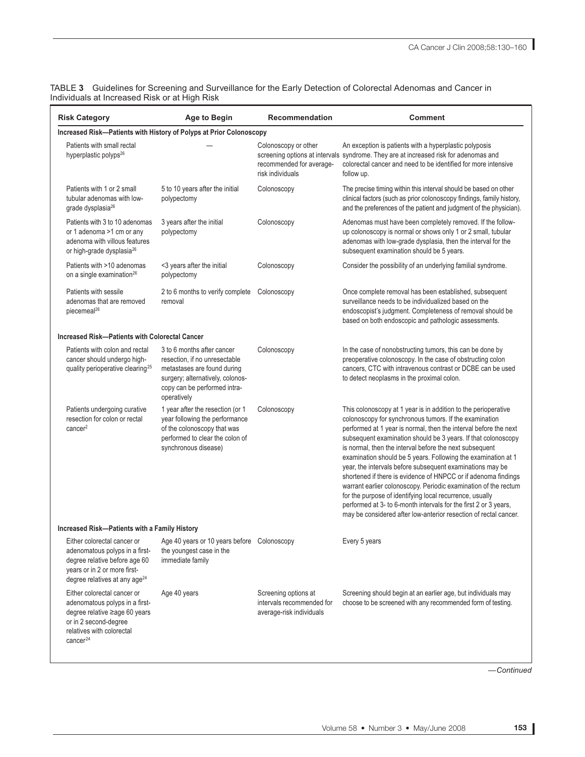TABLE **3** Guidelines for Screening and Surveillance for the Early Detection of Colorectal Adenomas and Cancer in Individuals at Increased Risk or at High Risk

| Risk Category | Age to Begin | Recommendation | Comment |
|---|---|---|---|
| **Increased Risk—Patients with History of Polyps at Prior Colonoscopy** | | | |
| Patients with small rectal hyperplastic polyps[26] | — | Colonoscopy or other screening options at intervals recommended for average-risk individuals | An exception is patients with a hyperplastic polyposis syndrome. They are at increased risk for adenomas and colorectal cancer and need to be identified for more intensive follow up. |
| Patients with 1 or 2 small tubular adenomas with low-grade dysplasia[26] | 5 to 10 years after the initial polypectomy | Colonoscopy | The precise timing within this interval should be based on other clinical factors (such as prior colonoscopy findings, family history, and the preferences of the patient and judgment of the physician). |
| Patients with 3 to 10 adenomas or 1 adenoma >1 cm or any adenoma with villous features or high-grade dysplasia[26] | 3 years after the initial polypectomy | Colonoscopy | Adenomas must have been completely removed. If the follow-up colonoscopy is normal or shows only 1 or 2 small, tubular adenomas with low-grade dysplasia, then the interval for the subsequent examination should be 5 years. |
| Patients with >10 adenomas on a single examination[26] | <3 years after the initial polypectomy | Colonoscopy | Consider the possibility of an underlying familial syndrome. |
| Patients with sessile adenomas that are removed piecemeal[26] | 2 to 6 months to verify complete removal | Colonoscopy | Once complete removal has been established, subsequent surveillance needs to be individualized based on the endoscopist's judgment. Completeness of removal should be based on both endoscopic and pathologic assessments. |
| **Increased Risk—Patients with Colorectal Cancer** | | | |
| Patients with colon and rectal cancer should undergo high-quality perioperative clearing[25] | 3 to 6 months after cancer resection, if no unresectable metastases are found during surgery; alternatively, colonoscopy can be performed intra-operatively | Colonoscopy | In the case of nonobstructing tumors, this can be done by preoperative colonoscopy. In the case of obstructing colon cancers, CTC with intravenous contrast or DCBE can be used to detect neoplasms in the proximal colon. |
| Patients undergoing curative resection for colon or rectal cancer[2] | 1 year after the resection (or 1 year following the performance of the colonoscopy that was performed to clear the colon of synchronous disease) | Colonoscopy | This colonoscopy at 1 year is in addition to the perioperative colonoscopy for synchronous tumors. If the examination performed at 1 year is normal, then the interval before the next subsequent examination should be 3 years. If that colonoscopy is normal, then the interval before the next subsequent examination should be 5 years. Following the examination at 1 year, the intervals before subsequent examinations may be shortened if there is evidence of HNPCC or if adenoma findings warrant earlier colonoscopy. Periodic examination of the rectum for the purpose of identifying local recurrence, usually performed at 3- to 6-month intervals for the first 2 or 3 years, may be considered after low-anterior resection of rectal cancer. |
| **Increased Risk—Patients with a Family History** | | | |
| Either colorectal cancer or adenomatous polyps in a first-degree relative before age 60 years or in 2 or more first-degree relatives at any age[24] | Age 40 years or 10 years before the youngest case in the immediate family | Colonoscopy | Every 5 years |
| Either colorectal cancer or adenomatous polyps in a first-degree relative ≥age 60 years or in 2 second-degree relatives with colorectal cancer[24] | Age 40 years | Screening options at intervals recommended for average-risk individuals | Screening should begin at an earlier age, but individuals may choose to be screened with any recommended form of testing. |

*—Continued*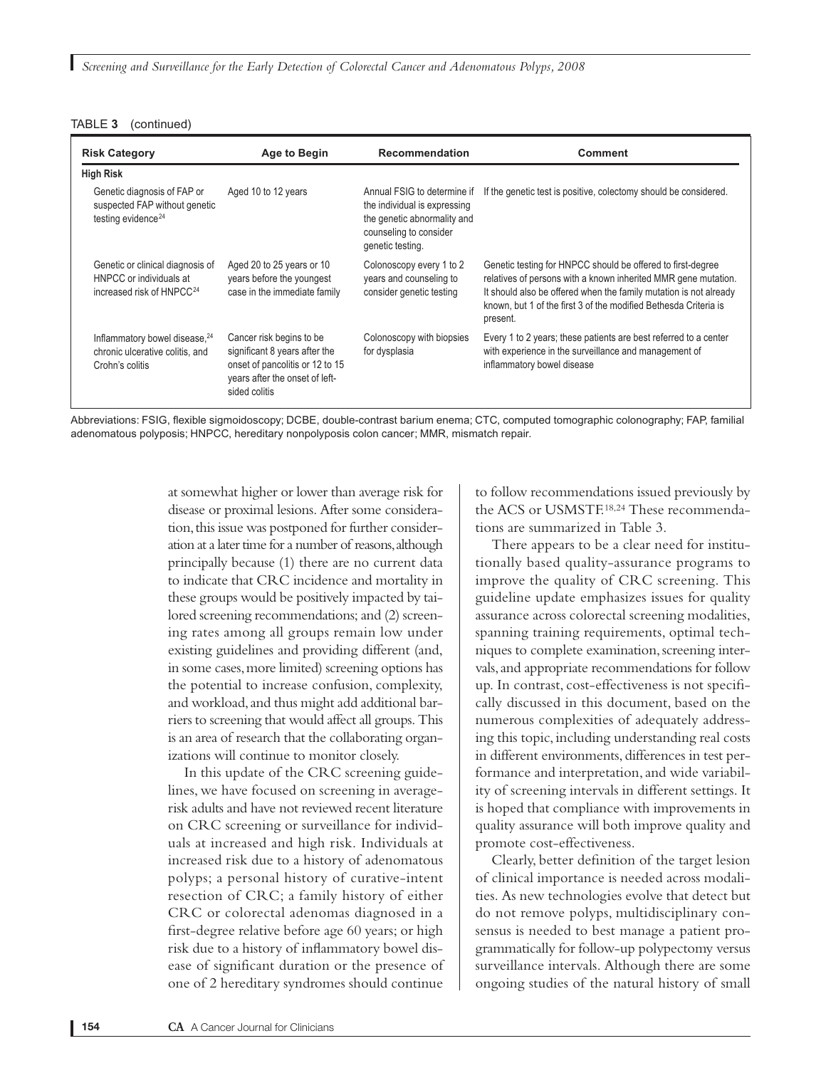TABLE **3** (continued)

| Risk Category | Age to Begin | Recommendation | Comment |
| --- | --- | --- | --- |
| **High Risk** | | | |
| Genetic diagnosis of FAP or suspected FAP without genetic testing evidence[24] | Aged 10 to 12 years | Annual FSIG to determine if the individual is expressing the genetic abnormality and counseling to consider genetic testing. | If the genetic test is positive, colectomy should be considered. |
| Genetic or clinical diagnosis of HNPCC or individuals at increased risk of HNPCC[24] | Aged 20 to 25 years or 10 years before the youngest case in the immediate family | Colonoscopy every 1 to 2 years and counseling to consider genetic testing | Genetic testing for HNPCC should be offered to first-degree relatives of persons with a known inherited MMR gene mutation. It should also be offered when the family mutation is not already known, but 1 of the first 3 of the modified Bethesda Criteria is present. |
| Inflammatory bowel disease,[24] chronic ulcerative colitis, and Crohn's colitis | Cancer risk begins to be significant 8 years after the onset of pancolitis or 12 to 15 years after the onset of left-sided colitis | Colonoscopy with biopsies for dysplasia | Every 1 to 2 years; these patients are best referred to a center with experience in the surveillance and management of inflammatory bowel disease |

Abbreviations: FSIG, flexible sigmoidoscopy; DCBE, double-contrast barium enema; CTC, computed tomographic colonography; FAP, familial adenomatous polyposis; HNPCC, hereditary nonpolyposis colon cancer; MMR, mismatch repair.

at somewhat higher or lower than average risk for disease or proximal lesions. After some consideration, this issue was postponed for further consideration at a later time for a number of reasons, although principally because (1) there are no current data to indicate that CRC incidence and mortality in these groups would be positively impacted by tailored screening recommendations; and (2) screening rates among all groups remain low under existing guidelines and providing different (and, in some cases, more limited) screening options has the potential to increase confusion, complexity, and workload, and thus might add additional barriers to screening that would affect all groups. This is an area of research that the collaborating organizations will continue to monitor closely.

In this update of the CRC screening guidelines, we have focused on screening in average-risk adults and have not reviewed recent literature on CRC screening or surveillance for individuals at increased and high risk. Individuals at increased risk due to a history of adenomatous polyps; a personal history of curative-intent resection of CRC; a family history of either CRC or colorectal adenomas diagnosed in a first-degree relative before age 60 years; or high risk due to a history of inflammatory bowel disease of significant duration or the presence of one of 2 hereditary syndromes should continue to follow recommendations issued previously by the ACS or USMSTF.[18,24] These recommendations are summarized in Table 3.

There appears to be a clear need for institutionally based quality-assurance programs to improve the quality of CRC screening. This guideline update emphasizes issues for quality assurance across colorectal screening modalities, spanning training requirements, optimal techniques to complete examination, screening intervals, and appropriate recommendations for follow up. In contrast, cost-effectiveness is not specifically discussed in this document, based on the numerous complexities of adequately addressing this topic, including understanding real costs in different environments, differences in test performance and interpretation, and wide variability of screening intervals in different settings. It is hoped that compliance with improvements in quality assurance will both improve quality and promote cost-effectiveness.

Clearly, better definition of the target lesion of clinical importance is needed across modalities. As new technologies evolve that detect but do not remove polyps, multidisciplinary consensus is needed to best manage a patient programmatically for follow-up polypectomy versus surveillance intervals. Although there are some ongoing studies of the natural history of small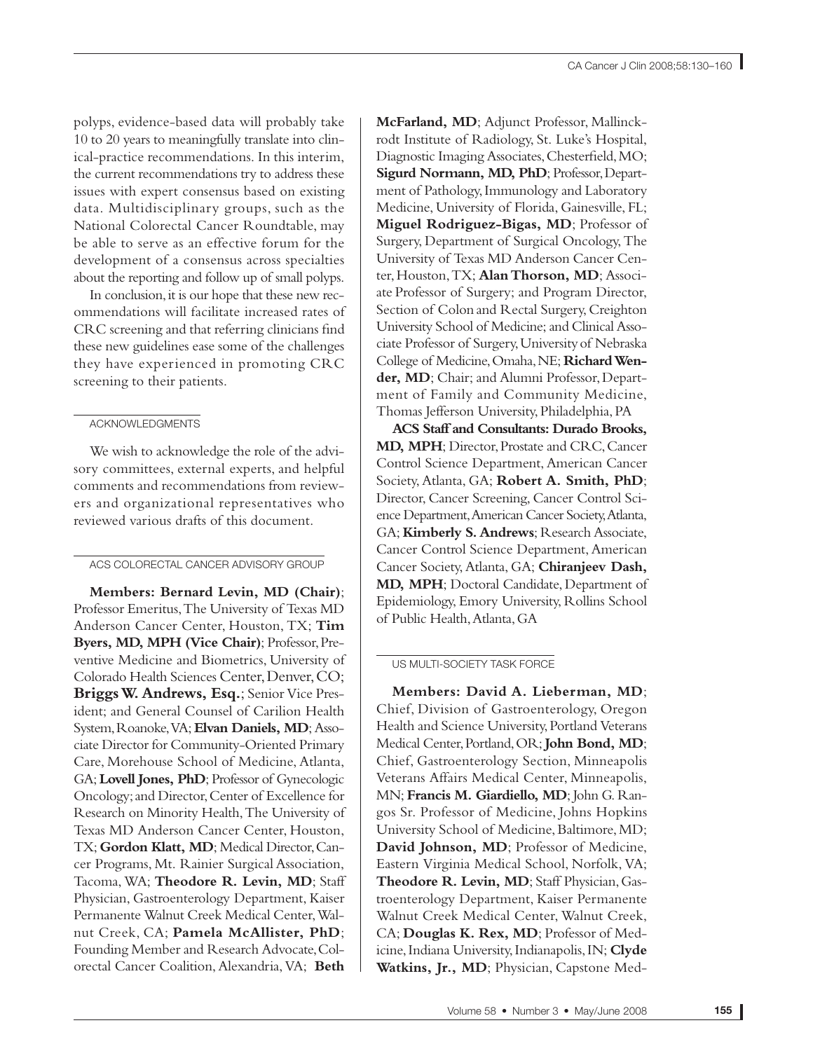polyps, evidence-based data will probably take 10 to 20 years to meaningfully translate into clinical-practice recommendations. In this interim, the current recommendations try to address these issues with expert consensus based on existing data. Multidisciplinary groups, such as the National Colorectal Cancer Roundtable, may be able to serve as an effective forum for the development of a consensus across specialties about the reporting and follow up of small polyps.

In conclusion, it is our hope that these new recommendations will facilitate increased rates of CRC screening and that referring clinicians find these new guidelines ease some of the challenges they have experienced in promoting CRC screening to their patients.

## ACKNOWLEDGMENTS

We wish to acknowledge the role of the advisory committees, external experts, and helpful comments and recommendations from reviewers and organizational representatives who reviewed various drafts of this document.

## ACS COLORECTAL CANCER ADVISORY GROUP

**Members: Bernard Levin, MD (Chair)**; Professor Emeritus, The University of Texas MD Anderson Cancer Center, Houston, TX; **Tim Byers, MD, MPH (Vice Chair)**; Professor, Preventive Medicine and Biometrics, University of Colorado Health Sciences Center, Denver, CO; **Briggs W. Andrews, Esq.**; Senior Vice President; and General Counsel of Carilion Health System, Roanoke, VA; **Elvan Daniels, MD**; Associate Director for Community-Oriented Primary Care, Morehouse School of Medicine, Atlanta, GA; **Lovell Jones, PhD**; Professor of Gynecologic Oncology; and Director, Center of Excellence for Research on Minority Health, The University of Texas MD Anderson Cancer Center, Houston, TX; **Gordon Klatt, MD**; Medical Director, Cancer Programs, Mt. Rainier Surgical Association, Tacoma, WA; **Theodore R. Levin, MD**; Staff Physician, Gastroenterology Department, Kaiser Permanente Walnut Creek Medical Center, Walnut Creek, CA; **Pamela McAllister, PhD**; Founding Member and Research Advocate, Colorectal Cancer Coalition, Alexandria, VA; **Beth McFarland, MD**; Adjunct Professor, Mallinckrodt Institute of Radiology, St. Luke's Hospital, Diagnostic Imaging Associates, Chesterfield, MO; **Sigurd Normann, MD, PhD**; Professor, Department of Pathology, Immunology and Laboratory Medicine, University of Florida, Gainesville, FL; **Miguel Rodriguez-Bigas, MD**; Professor of Surgery, Department of Surgical Oncology, The University of Texas MD Anderson Cancer Center, Houston, TX; **Alan Thorson, MD**; Associate Professor of Surgery; and Program Director, Section of Colon and Rectal Surgery, Creighton University School of Medicine; and Clinical Associate Professor of Surgery, University of Nebraska College of Medicine, Omaha, NE; **Richard Wender, MD**; Chair; and Alumni Professor, Department of Family and Community Medicine, Thomas Jefferson University, Philadelphia, PA

**ACS Staff and Consultants: Durado Brooks, MD, MPH**; Director, Prostate and CRC, Cancer Control Science Department, American Cancer Society, Atlanta, GA; **Robert A. Smith, PhD**; Director, Cancer Screening, Cancer Control Science Department, American Cancer Society, Atlanta, GA; **Kimberly S. Andrews**; Research Associate, Cancer Control Science Department, American Cancer Society, Atlanta, GA; **Chiranjeev Dash, MD, MPH**; Doctoral Candidate, Department of Epidemiology, Emory University, Rollins School of Public Health, Atlanta, GA

## US MULTI-SOCIETY TASK FORCE

**Members: David A. Lieberman, MD**; Chief, Division of Gastroenterology, Oregon Health and Science University, Portland Veterans Medical Center, Portland, OR; **John Bond, MD**; Chief, Gastroenterology Section, Minneapolis Veterans Affairs Medical Center, Minneapolis, MN; **Francis M. Giardiello, MD**; John G. Rangos Sr. Professor of Medicine, Johns Hopkins University School of Medicine, Baltimore, MD; **David Johnson, MD**; Professor of Medicine, Eastern Virginia Medical School, Norfolk, VA; **Theodore R. Levin, MD**; Staff Physician, Gastroenterology Department, Kaiser Permanente Walnut Creek Medical Center, Walnut Creek, CA; **Douglas K. Rex, MD**; Professor of Medicine, Indiana University, Indianapolis, IN; **Clyde Watkins, Jr., MD**; Physician, Capstone Med-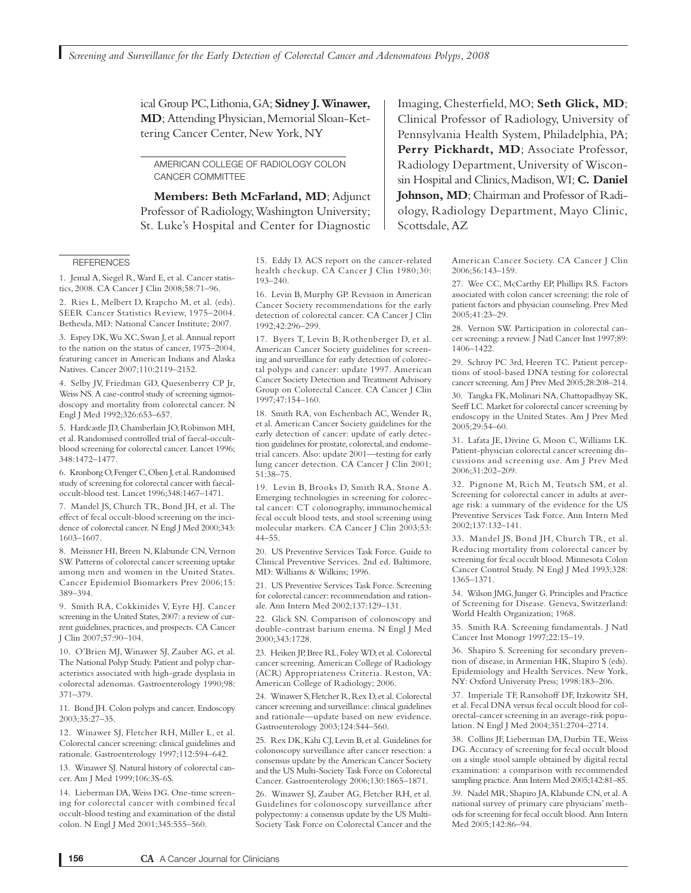ical Group PC, Lithonia, GA; **Sidney J. Winawer, MD**; Attending Physician, Memorial Sloan-Kettering Cancer Center, New York, NY

AMERICAN COLLEGE OF RADIOLOGY COLON CANCER COMMITTEE

**Members: Beth McFarland, MD**; Adjunct Professor of Radiology, Washington University; St. Luke's Hospital and Center for Diagnostic Imaging, Chesterfield, MO; **Seth Glick, MD**; Clinical Professor of Radiology, University of Pennsylvania Health System, Philadelphia, PA; **Perry Pickhardt, MD**; Associate Professor, Radiology Department, University of Wisconsin Hospital and Clinics, Madison, WI; **C. Daniel Johnson, MD**; Chairman and Professor of Radiology, Radiology Department, Mayo Clinic, Scottsdale, AZ

## REFERENCES

1. Jemal A, Siegel R, Ward E, et al. Cancer statistics, 2008. CA Cancer J Clin 2008;58:71–96.

2. Ries L, Melbert D, Krapcho M, et al. (eds). SEER Cancer Statistics Review, 1975–2004. Bethesda, MD: National Cancer Institute; 2007.

3. Espey DK, Wu XC, Swan J, et al. Annual report to the nation on the status of cancer, 1975–2004, featuring cancer in American Indians and Alaska Natives. Cancer 2007;110:2119–2152.

4. Selby JV, Friedman GD, Quesenberry CP Jr, Weiss NS. A case-control study of screening sigmoidoscopy and mortality from colorectal cancer. N Engl J Med 1992;326:653–657.

5. Hardcastle JD, Chamberlain JO, Robinson MH, et al. Randomised controlled trial of faecal-occult-blood screening for colorectal cancer. Lancet 1996; 348:1472–1477.

6. Kronborg O, Fenger C, Olsen J, et al. Randomised study of screening for colorectal cancer with faecal-occult-blood test. Lancet 1996;348:1467–1471.

7. Mandel JS, Church TR, Bond JH, et al. The effect of fecal occult-blood screening on the incidence of colorectal cancer. N Engl J Med 2000;343: 1603–1607.

8. Meissner HI, Breen N, Klabunde CN, Vernon SW. Patterns of colorectal cancer screening uptake among men and women in the United States. Cancer Epidemiol Biomarkers Prev 2006;15: 389–394.

9. Smith RA, Cokkinides V, Eyre HJ. Cancer screening in the United States, 2007: a review of current guidelines, practices, and prospects. CA Cancer J Clin 2007;57:90–104.

10. O'Brien MJ, Winawer SJ, Zauber AG, et al. The National Polyp Study. Patient and polyp characteristics associated with high-grade dysplasia in colorectal adenomas. Gastroenterology 1990;98: 371–379.

11. Bond JH. Colon polyps and cancer. Endoscopy 2003;35:27–35.

12. Winawer SJ, Fletcher RH, Miller L, et al. Colorectal cancer screening: clinical guidelines and rationale. Gastroenterology 1997;112:594–642.

13. Winawer SJ. Natural history of colorectal cancer. Am J Med 1999;106:3S-6S.

14. Lieberman DA, Weiss DG. One-time screening for colorectal cancer with combined fecal occult-blood testing and examination of the distal colon. N Engl J Med 2001;345:555–560.

15. Eddy D. ACS report on the cancer-related health checkup. CA Cancer J Clin 1980;30: 193–240.

16. Levin B, Murphy GP. Revision in American Cancer Society recommendations for the early detection of colorectal cancer. CA Cancer J Clin 1992;42:296–299.

17. Byers T, Levin B, Rothenberger D, et al. American Cancer Society guidelines for screening and surveillance for early detection of colorectal polyps and cancer: update 1997. American Cancer Society Detection and Treatment Advisory Group on Colorectal Cancer. CA Cancer J Clin 1997;47:154–160.

18. Smith RA, von Eschenbach AC, Wender R, et al. American Cancer Society guidelines for the early detection of cancer: update of early detection guidelines for prostate, colorectal, and endometrial cancers. Also: update 2001—testing for early lung cancer detection. CA Cancer J Clin 2001; 51:38–75.

19. Levin B, Brooks D, Smith RA, Stone A. Emerging technologies in screening for colorectal cancer: CT colonography, immunochemical fecal occult blood tests, and stool screening using molecular markers. CA Cancer J Clin 2003;53: 44–55.

20. US Preventive Services Task Force. Guide to Clinical Preventive Services. 2nd ed. Baltimore, MD: Williams & Wilkins; 1996.

21. US Preventive Services Task Force. Screening for colorectal cancer: recommendation and rationale. Ann Intern Med 2002;137:129–131.

22. Glick SN. Comparison of colonoscopy and double-contrast barium enema. N Engl J Med 2000;343:1728.

23. Heiken JP, Bree RL, Foley WD, et al. Colorectal cancer screening. American College of Radiology (ACR) Appropriateness Criteria. Reston, VA: American College of Radiology; 2006.

24. Winawer S, Fletcher R, Rex D, et al. Colorectal cancer screening and surveillance: clinical guidelines and rationale—update based on new evidence. Gastroenterology 2003;124:544–560.

25. Rex DK, Kahi CJ, Levin B, et al. Guidelines for colonoscopy surveillance after cancer resection: a consensus update by the American Cancer Society and the US Multi-Society Task Force on Colorectal Cancer. Gastroenterology 2006;130:1865–1871.

26. Winawer SJ, Zauber AG, Fletcher RH, et al. Guidelines for colonoscopy surveillance after polypectomy: a consensus update by the US Multi-Society Task Force on Colorectal Cancer and the American Cancer Society. CA Cancer J Clin 2006;56:143–159.

27. Wee CC, McCarthy EP, Phillips RS. Factors associated with colon cancer screening: the role of patient factors and physician counseling. Prev Med 2005;41:23–29.

28. Vernon SW. Participation in colorectal cancer screening: a review. J Natl Cancer Inst 1997;89: 1406–1422.

29. Schroy PC 3rd, Heeren TC. Patient perceptions of stool-based DNA testing for colorectal cancer screening. Am J Prev Med 2005;28:208–214.

30. Tangka FK, Molinari NA, Chattopadhyay SK, Seeff LC. Market for colorectal cancer screening by endoscopy in the United States. Am J Prev Med 2005;29:54–60.

31. Lafata JE, Divine G, Moon C, Williams LK. Patient-physician colorectal cancer screening discussions and screening use. Am J Prev Med 2006;31:202–209.

32. Pignone M, Rich M, Teutsch SM, et al. Screening for colorectal cancer in adults at average risk: a summary of the evidence for the US Preventive Services Task Force. Ann Intern Med 2002;137:132–141.

33. Mandel JS, Bond JH, Church TR, et al. Reducing mortality from colorectal cancer by screening for fecal occult blood. Minnesota Colon Cancer Control Study. N Engl J Med 1993;328: 1365–1371.

34. Wilson JMG, Junger G. Principles and Practice of Screening for Disease. Geneva, Switzerland: World Health Organization; 1968.

35. Smith RA. Screening fundamentals. J Natl Cancer Inst Monogr 1997;22:15–19.

36. Shapiro S. Screening for secondary prevention of disease, in Armenian HK, Shapiro S (eds). Epidemiology and Health Services. New York, NY: Oxford University Press; 1998:183–206.

37. Imperiale TF, Ransohoff DF, Itzkowitz SH, et al. Fecal DNA versus fecal occult blood for colorectal-cancer screening in an average-risk population. N Engl J Med 2004;351:2704–2714.

38. Collins JF, Lieberman DA, Durbin TE, Weiss DG. Accuracy of screening for fecal occult blood on a single stool sample obtained by digital rectal examination: a comparison with recommended sampling practice. Ann Intern Med 2005;142:81–85.

39. Nadel MR, Shapiro JA, Klabunde CN, et al. A national survey of primary care physicians' methods for screening for fecal occult blood. Ann Intern Med 2005;142:86–94.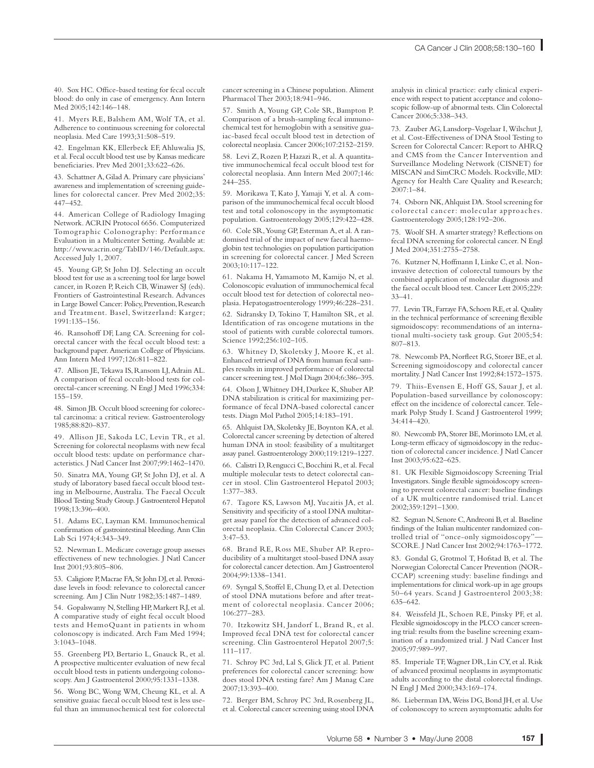40. Sox HC. Office-based testing for fecal occult blood: do only in case of emergency. Ann Intern Med 2005;142:146–148.

41. Myers RE, Balshem AM, Wolf TA, et al. Adherence to continuous screening for colorectal neoplasia. Med Care 1993;31:508–519.

42. Engelman KK, Ellerbeck EF, Ahluwalia JS, et al. Fecal occult blood test use by Kansas medicare beneficiaries. Prev Med 2001;33:622–626.

43. Schattner A, Gilad A. Primary care physicians' awareness and implementation of screening guidelines for colorectal cancer. Prev Med 2002;35: 447–452.

44. American College of Radiology Imaging Network. ACRIN Protocol 6656. Computerized Tomographic Colonography: Performance Evaluation in a Multicenter Setting. Available at: http://www.acrin.org/TabID/146/Default.aspx. Accessed July 1, 2007.

45. Young GP, St John DJ. Selecting an occult blood test for use as a screening tool for large bowel cancer, in Rozen P, Reich CB, Winawer SJ (eds). Frontiers of Gastrointestinal Research. Advances in Large Bowel Cancer: Policy, Prevention, Research and Treatment. Basel, Switzerland: Karger; 1991:135–156.

46. Ransohoff DF, Lang CA. Screening for colorectal cancer with the fecal occult blood test: a background paper. American College of Physicians. Ann Intern Med 1997;126:811–822.

47. Allison JE, Tekawa IS, Ransom LJ, Adrain AL. A comparison of fecal occult-blood tests for colorectal-cancer screening. N Engl J Med 1996;334: 155–159.

48. Simon JB. Occult blood screening for colorectal carcinoma: a critical review. Gastroenterology 1985;88:820–837.

49. Allison JE, Sakoda LC, Levin TR, et al. Screening for colorectal neoplasms with new fecal occult blood tests: update on performance characteristics. J Natl Cancer Inst 2007;99:1462–1470.

50. Sinatra MA, Young GP, St John DJ, et al. A study of laboratory based faecal occult blood testing in Melbourne, Australia. The Faecal Occult Blood Testing Study Group. J Gastroenterol Hepatol 1998;13:396–400.

51. Adams EC, Layman KM. Immunochemical confirmation of gastrointestinal bleeding. Ann Clin Lab Sci 1974;4:343–349.

52. Newman L. Medicare coverage group assesses effectiveness of new technologies. J Natl Cancer Inst 2001;93:805–806.

53. Caligiore P, Macrae FA, St John DJ, et al. Peroxidase levels in food: relevance to colorectal cancer screening. Am J Clin Nutr 1982;35:1487–1489.

54. Gopalswamy N, Stelling HP, Markert RJ, et al. A comparative study of eight fecal occult blood tests and HemoQuant in patients in whom colonoscopy is indicated. Arch Fam Med 1994; 3:1043–1048.

55. Greenberg PD, Bertario L, Gnauck R, et al. A prospective multicenter evaluation of new fecal occult blood tests in patients undergoing colonoscopy. Am J Gastroenterol 2000;95:1331–1338.

56. Wong BC, Wong WM, Cheung KL, et al. A sensitive guaiac faecal occult blood test is less useful than an immunochemical test for colorectal cancer screening in a Chinese population. Aliment Pharmacol Ther 2003;18:941–946.

57. Smith A, Young GP, Cole SR, Bampton P. Comparison of a brush-sampling fecal immunochemical test for hemoglobin with a sensitive guaiac-based fecal occult blood test in detection of colorectal neoplasia. Cancer 2006;107:2152–2159.

58. Levi Z, Rozen P, Hazazi R, et al. A quantitative immunochemical fecal occult blood test for colorectal neoplasia. Ann Intern Med 2007;146: 244–255.

59. Morikawa T, Kato J, Yamaji Y, et al. A comparison of the immunochemical fecal occult blood test and total colonoscopy in the asymptomatic population. Gastroenterology 2005;129:422–428.

60. Cole SR, Young GP, Esterman A, et al. A randomised trial of the impact of new faecal haemoglobin test technologies on population participation in screening for colorectal cancer. J Med Screen 2003;10:117–122.

61. Nakama H, Yamamoto M, Kamijo N, et al. Colonoscopic evaluation of immunochemical fecal occult blood test for detection of colorectal neoplasia. Hepatogastroenterology 1999;46:228–231.

62. Sidransky D, Tokino T, Hamilton SR, et al. Identification of ras oncogene mutations in the stool of patients with curable colorectal tumors. Science 1992;256:102–105.

63. Whitney D, Skoletsky J, Moore K, et al. Enhanced retrieval of DNA from human fecal samples results in improved performance of colorectal cancer screening test. J Mol Diagn 2004;6:386–395.

64. Olson J, Whitney DH, Durkee K, Shuber AP. DNA stabilization is critical for maximizing performance of fecal DNA-based colorectal cancer tests. Diagn Mol Pathol 2005;14:183–191.

65. Ahlquist DA, Skoletsky JE, Boynton KA, et al. Colorectal cancer screening by detection of altered human DNA in stool: feasibility of a multitarget assay panel. Gastroenterology 2000;119:1219–1227.

66. Calistri D, Rengucci C, Bocchini R, et al. Fecal multiple molecular tests to detect colorectal cancer in stool. Clin Gastroenterol Hepatol 2003; 1:377–383.

67. Tagore KS, Lawson MJ, Yucaitis JA, et al. Sensitivity and specificity of a stool DNA multitarget assay panel for the detection of advanced colorectal neoplasia. Clin Colorectal Cancer 2003; 3:47–53.

68. Brand RE, Ross ME, Shuber AP. Reproducibility of a multitarget stool-based DNA assay for colorectal cancer detection. Am J Gastroenterol 2004;99:1338–1341.

69. Syngal S, Stoffel E, Chung D, et al. Detection of stool DNA mutations before and after treatment of colorectal neoplasia. Cancer 2006; 106:277–283.

70. Itzkowitz SH, Jandorf L, Brand R, et al. Improved fecal DNA test for colorectal cancer screening. Clin Gastroenterol Hepatol 2007;5: 111–117.

71. Schroy PC 3rd, Lal S, Glick JT, et al. Patient preferences for colorectal cancer screening: how does stool DNA testing fare? Am J Manag Care 2007;13:393–400.

72. Berger BM, Schroy PC 3rd, Rosenberg JL, et al. Colorectal cancer screening using stool DNA analysis in clinical practice: early clinical experience with respect to patient acceptance and colonoscopic follow-up of abnormal tests. Clin Colorectal Cancer 2006;5:338–343.

73. Zauber AG, Lansdorp-Vogelaar I, Wilschut J, et al. Cost-Effectiveness of DNA Stool Testing to Screen for Colorectal Cancer: Report to AHRQ and CMS from the Cancer Intervention and Surveillance Modeling Network (CISNET) for MISCAN and SimCRC Models. Rockville, MD: Agency for Health Care Quality and Research; 2007:1–84.

74. Osborn NK, Ahlquist DA. Stool screening for colorectal cancer: molecular approaches. Gastroenterology 2005;128:192–206.

75. Woolf SH. A smarter strategy? Reflections on fecal DNA screening for colorectal cancer. N Engl J Med 2004;351:2755–2758.

76. Kutzner N, Hoffmann I, Linke C, et al. Non-invasive detection of colorectal tumours by the combined application of molecular diagnosis and the faecal occult blood test. Cancer Lett 2005;229: 33–41.

77. Levin TR, Farraye FA, Schoen RE, et al. Quality in the technical performance of screening flexible sigmoidoscopy: recommendations of an international multi-society task group. Gut 2005;54: 807–813.

78. Newcomb PA, Norfleet RG, Storer BE, et al. Screening sigmoidoscopy and colorectal cancer mortality. J Natl Cancer Inst 1992;84:1572–1575.

79. Thiis-Evensen E, Hoff GS, Sauar J, et al. Population-based surveillance by colonoscopy: effect on the incidence of colorectal cancer. Telemark Polyp Study I. Scand J Gastroenterol 1999; 34:414–420.

80. Newcomb PA, Storer BE, Morimoto LM, et al. Long-term efficacy of sigmoidoscopy in the reduction of colorectal cancer incidence. J Natl Cancer Inst 2003;95:622–625.

81. UK Flexible Sigmoidoscopy Screening Trial Investigators. Single flexible sigmoidoscopy screening to prevent colorectal cancer: baseline findings of a UK multicentre randomised trial. Lancet 2002;359:1291–1300.

82. Segnan N, Senore C, Andreoni B, et al. Baseline findings of the Italian multicenter randomized controlled trial of "once-only sigmoidoscopy"—SCORE. J Natl Cancer Inst 2002;94:1763–1772.

83. Gondal G, Grotmol T, Hofstad B, et al. The Norwegian Colorectal Cancer Prevention (NORCCAP) screening study: baseline findings and implementations for clinical work-up in age groups 50–64 years. Scand J Gastroenterol 2003;38: 635–642.

84. Weissfeld JL, Schoen RE, Pinsky PF, et al. Flexible sigmoidoscopy in the PLCO cancer screening trial: results from the baseline screening examination of a randomized trial. J Natl Cancer Inst 2005;97:989–997.

85. Imperiale TF, Wagner DR, Lin CY, et al. Risk of advanced proximal neoplasms in asymptomatic adults according to the distal colorectal findings. N Engl J Med 2000;343:169–174.

86. Lieberman DA, Weiss DG, Bond JH, et al. Use of colonoscopy to screen asymptomatic adults for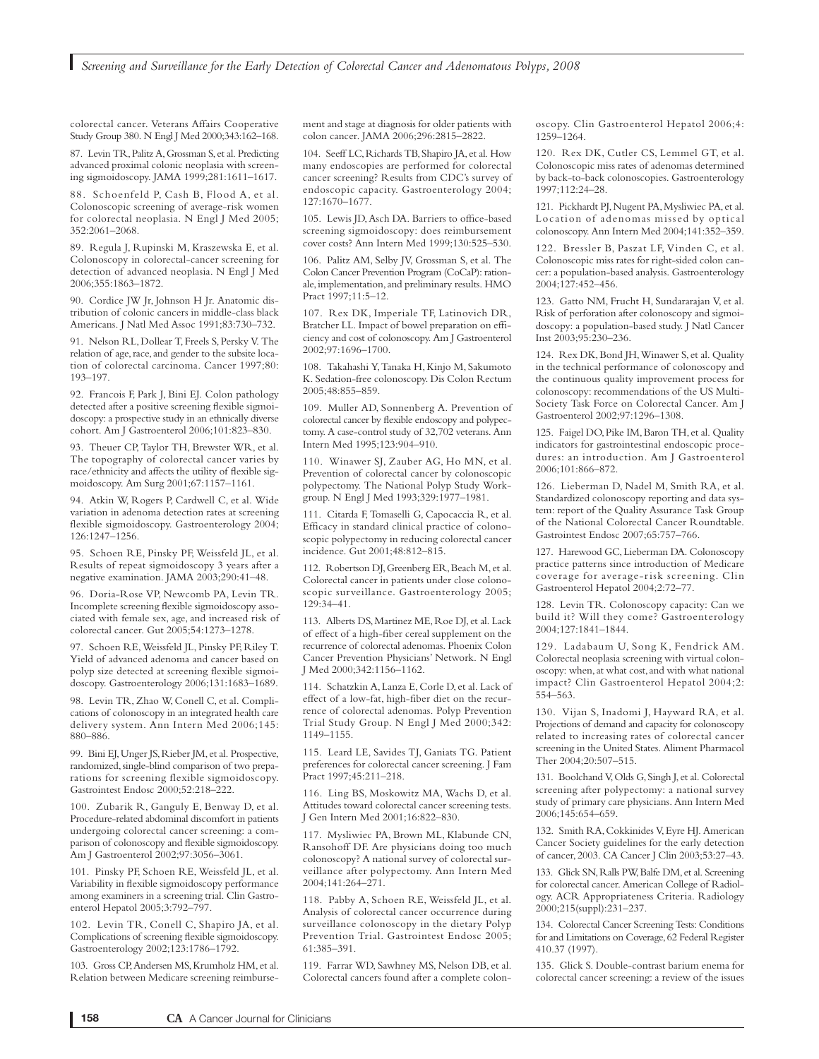colorectal cancer. Veterans Affairs Cooperative Study Group 380. N Engl J Med 2000;343:162–168.

87. Levin TR, Palitz A, Grossman S, et al. Predicting advanced proximal colonic neoplasia with screening sigmoidoscopy. JAMA 1999;281:1611–1617.

88. Schoenfeld P, Cash B, Flood A, et al. Colonoscopic screening of average-risk women for colorectal neoplasia. N Engl J Med 2005; 352:2061–2068.

89. Regula J, Rupinski M, Kraszewska E, et al. Colonoscopy in colorectal-cancer screening for detection of advanced neoplasia. N Engl J Med 2006;355:1863–1872.

90. Cordice JW Jr, Johnson H Jr. Anatomic distribution of colonic cancers in middle-class black Americans. J Natl Med Assoc 1991;83:730–732.

91. Nelson RL, Dollear T, Freels S, Persky V. The relation of age, race, and gender to the subsite location of colorectal carcinoma. Cancer 1997;80: 193–197.

92. Francois F, Park J, Bini EJ. Colon pathology detected after a positive screening flexible sigmoidoscopy: a prospective study in an ethnically diverse cohort. Am J Gastroenterol 2006;101:823–830.

93. Theuer CP, Taylor TH, Brewster WR, et al. The topography of colorectal cancer varies by race/ethnicity and affects the utility of flexible sigmoidoscopy. Am Surg 2001;67:1157–1161.

94. Atkin W, Rogers P, Cardwell C, et al. Wide variation in adenoma detection rates at screening flexible sigmoidoscopy. Gastroenterology 2004; 126:1247–1256.

95. Schoen RE, Pinsky PF, Weissfeld JL, et al. Results of repeat sigmoidoscopy 3 years after a negative examination. JAMA 2003;290:41–48.

96. Doria-Rose VP, Newcomb PA, Levin TR. Incomplete screening flexible sigmoidoscopy associated with female sex, age, and increased risk of colorectal cancer. Gut 2005;54:1273–1278.

97. Schoen RE, Weissfeld JL, Pinsky PF, Riley T. Yield of advanced adenoma and cancer based on polyp size detected at screening flexible sigmoidoscopy. Gastroenterology 2006;131:1683–1689.

98. Levin TR, Zhao W, Conell C, et al. Complications of colonoscopy in an integrated health care delivery system. Ann Intern Med 2006;145: 880–886.

99. Bini EJ, Unger JS, Rieber JM, et al. Prospective, randomized, single-blind comparison of two preparations for screening flexible sigmoidoscopy. Gastrointest Endosc 2000;52:218–222.

100. Zubarik R, Ganguly E, Benway D, et al. Procedure-related abdominal discomfort in patients undergoing colorectal cancer screening: a comparison of colonoscopy and flexible sigmoidoscopy. Am J Gastroenterol 2002;97:3056–3061.

101. Pinsky PF, Schoen RE, Weissfeld JL, et al. Variability in flexible sigmoidoscopy performance among examiners in a screening trial. Clin Gastroenterol Hepatol 2005;3:792–797.

102. Levin TR, Conell C, Shapiro JA, et al. Complications of screening flexible sigmoidoscopy. Gastroenterology 2002;123:1786–1792.

103. Gross CP, Andersen MS, Krumholz HM, et al. Relation between Medicare screening reimbursement and stage at diagnosis for older patients with colon cancer. JAMA 2006;296:2815–2822.

104. Seeff LC, Richards TB, Shapiro JA, et al. How many endoscopies are performed for colorectal cancer screening? Results from CDC's survey of endoscopic capacity. Gastroenterology 2004; 127:1670–1677.

105. Lewis JD, Asch DA. Barriers to office-based screening sigmoidoscopy: does reimbursement cover costs? Ann Intern Med 1999;130:525–530.

106. Palitz AM, Selby JV, Grossman S, et al. The Colon Cancer Prevention Program (CoCaP): rationale, implementation, and preliminary results. HMO Pract 1997;11:5–12.

107. Rex DK, Imperiale TF, Latinovich DR, Bratcher LL. Impact of bowel preparation on efficiency and cost of colonoscopy. Am J Gastroenterol 2002;97:1696–1700.

108. Takahashi Y, Tanaka H, Kinjo M, Sakumoto K. Sedation-free colonoscopy. Dis Colon Rectum 2005;48:855–859.

109. Muller AD, Sonnenberg A. Prevention of colorectal cancer by flexible endoscopy and polypectomy. A case-control study of 32,702 veterans. Ann Intern Med 1995;123:904–910.

110. Winawer SJ, Zauber AG, Ho MN, et al. Prevention of colorectal cancer by colonoscopic polypectomy. The National Polyp Study Workgroup. N Engl J Med 1993;329:1977–1981.

111. Citarda F, Tomaselli G, Capocaccia R, et al. Efficacy in standard clinical practice of colonoscopic polypectomy in reducing colorectal cancer incidence. Gut 2001;48:812–815.

112. Robertson DJ, Greenberg ER, Beach M, et al. Colorectal cancer in patients under close colonoscopic surveillance. Gastroenterology 2005; 129:34–41.

113. Alberts DS, Martinez ME, Roe DJ, et al. Lack of effect of a high-fiber cereal supplement on the recurrence of colorectal adenomas. Phoenix Colon Cancer Prevention Physicians' Network. N Engl J Med 2000;342:1156–1162.

114. Schatzkin A, Lanza E, Corle D, et al. Lack of effect of a low-fat, high-fiber diet on the recurrence of colorectal adenomas. Polyp Prevention Trial Study Group. N Engl J Med 2000;342: 1149–1155.

115. Leard LE, Savides TJ, Ganiats TG. Patient preferences for colorectal cancer screening. J Fam Pract 1997;45:211–218.

116. Ling BS, Moskowitz MA, Wachs D, et al. Attitudes toward colorectal cancer screening tests. J Gen Intern Med 2001;16:822–830.

117. Mysliwiec PA, Brown ML, Klabunde CN, Ransohoff DF. Are physicians doing too much colonoscopy? A national survey of colorectal surveillance after polypectomy. Ann Intern Med 2004;141:264–271.

118. Pabby A, Schoen RE, Weissfeld JL, et al. Analysis of colorectal cancer occurrence during surveillance colonoscopy in the dietary Polyp Prevention Trial. Gastrointest Endosc 2005; 61:385–391.

119. Farrar WD, Sawhney MS, Nelson DB, et al. Colorectal cancers found after a complete colonoscopy. Clin Gastroenterol Hepatol 2006;4: 1259–1264.

120. Rex DK, Cutler CS, Lemmel GT, et al. Colonoscopic miss rates of adenomas determined by back-to-back colonoscopies. Gastroenterology 1997;112:24–28.

121. Pickhardt PJ, Nugent PA, Mysliwiec PA, et al. Location of adenomas missed by optical colonoscopy. Ann Intern Med 2004;141:352–359.

122. Bressler B, Paszat LF, Vinden C, et al. Colonoscopic miss rates for right-sided colon cancer: a population-based analysis. Gastroenterology 2004;127:452–456.

123. Gatto NM, Frucht H, Sundararajan V, et al. Risk of perforation after colonoscopy and sigmoidoscopy: a population-based study. J Natl Cancer Inst 2003;95:230–236.

124. Rex DK, Bond JH, Winawer S, et al. Quality in the technical performance of colonoscopy and the continuous quality improvement process for colonoscopy: recommendations of the US Multi-Society Task Force on Colorectal Cancer. Am J Gastroenterol 2002;97:1296–1308.

125. Faigel DO, Pike IM, Baron TH, et al. Quality indicators for gastrointestinal endoscopic procedures: an introduction. Am J Gastroenterol 2006;101:866–872.

126. Lieberman D, Nadel M, Smith RA, et al. Standardized colonoscopy reporting and data system: report of the Quality Assurance Task Group of the National Colorectal Cancer Roundtable. Gastrointest Endosc 2007;65:757–766.

127. Harewood GC, Lieberman DA. Colonoscopy practice patterns since introduction of Medicare coverage for average-risk screening. Clin Gastroenterol Hepatol 2004;2:72–77.

128. Levin TR. Colonoscopy capacity: Can we build it? Will they come? Gastroenterology 2004;127:1841–1844.

129. Ladabaum U, Song K, Fendrick AM. Colorectal neoplasia screening with virtual colonoscopy: when, at what cost, and with what national impact? Clin Gastroenterol Hepatol 2004;2: 554–563.

130. Vijan S, Inadomi J, Hayward RA, et al. Projections of demand and capacity for colonoscopy related to increasing rates of colorectal cancer screening in the United States. Aliment Pharmacol Ther 2004;20:507–515.

131. Boolchand V, Olds G, Singh J, et al. Colorectal screening after polypectomy: a national survey study of primary care physicians. Ann Intern Med 2006;145:654–659.

132. Smith RA, Cokkinides V, Eyre HJ. American Cancer Society guidelines for the early detection of cancer, 2003. CA Cancer J Clin 2003;53:27–43.

133. Glick SN, Ralls PW, Balfe DM, et al. Screening for colorectal cancer. American College of Radiology. ACR Appropriateness Criteria. Radiology 2000;215(suppl):231–237.

134. Colorectal Cancer Screening Tests: Conditions for and Limitations on Coverage, 62 Federal Register 410.37 (1997).

135. Glick S. Double-contrast barium enema for colorectal cancer screening: a review of the issues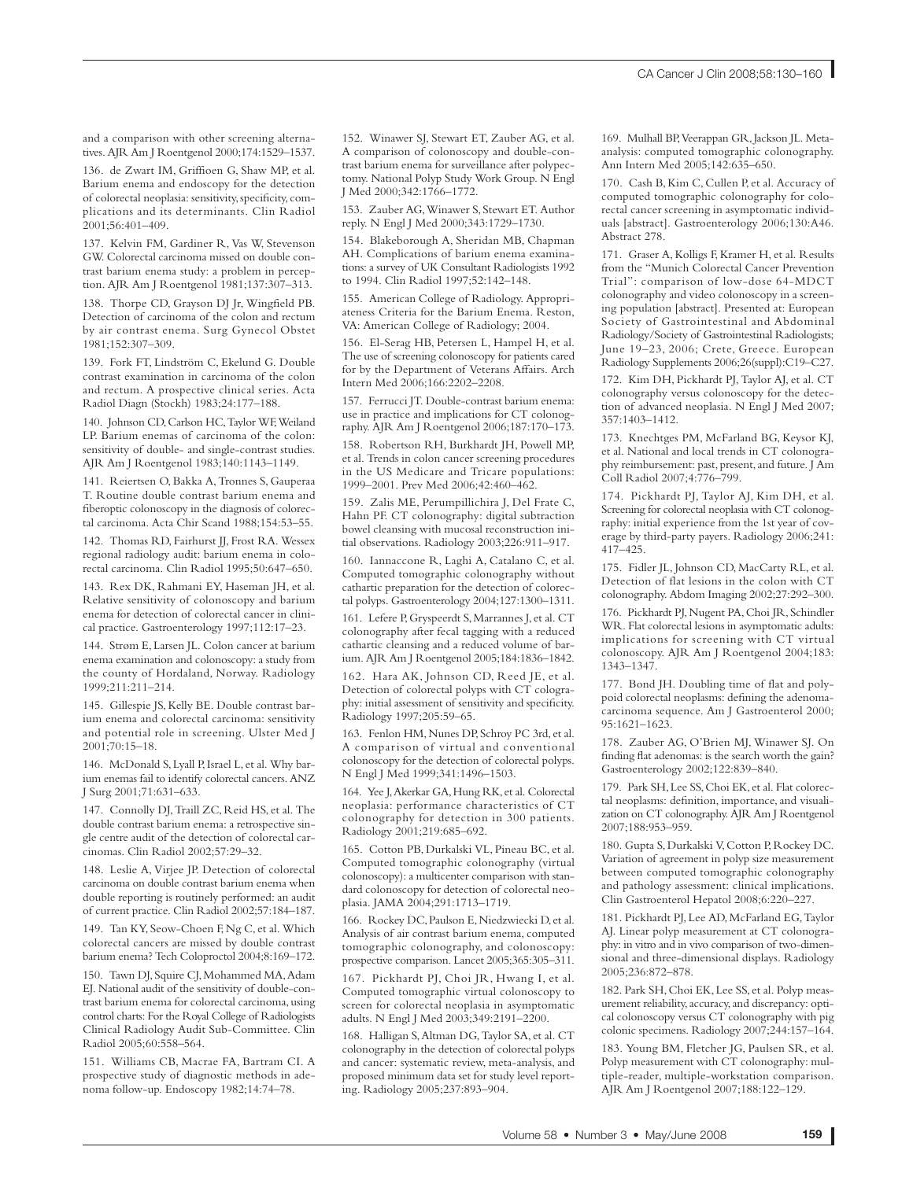and a comparison with other screening alternatives. AJR Am J Roentgenol 2000;174:1529–1537.

136. de Zwart IM, Griffioen G, Shaw MP, et al. Barium enema and endoscopy for the detection of colorectal neoplasia: sensitivity, specificity, complications and its determinants. Clin Radiol 2001;56:401–409.

137. Kelvin FM, Gardiner R, Vas W, Stevenson GW. Colorectal carcinoma missed on double contrast barium enema study: a problem in perception. AJR Am J Roentgenol 1981;137:307–313.

138. Thorpe CD, Grayson DJ Jr, Wingfield PB. Detection of carcinoma of the colon and rectum by air contrast enema. Surg Gynecol Obstet 1981;152:307–309.

139. Fork FT, Lindström C, Ekelund G. Double contrast examination in carcinoma of the colon and rectum. A prospective clinical series. Acta Radiol Diagn (Stockh) 1983;24:177–188.

140. Johnson CD, Carlson HC, Taylor WF, Weiland LP. Barium enemas of carcinoma of the colon: sensitivity of double- and single-contrast studies. AJR Am J Roentgenol 1983;140:1143–1149.

141. Reiertsen O, Bakka A, Tronnes S, Gauperaa T. Routine double contrast barium enema and fiberoptic colonoscopy in the diagnosis of colorectal carcinoma. Acta Chir Scand 1988;154:53–55.

142. Thomas RD, Fairhurst JJ, Frost RA. Wessex regional radiology audit: barium enema in colorectal carcinoma. Clin Radiol 1995;50:647–650.

143. Rex DK, Rahmani EY, Haseman JH, et al. Relative sensitivity of colonoscopy and barium enema for detection of colorectal cancer in clinical practice. Gastroenterology 1997;112:17–23.

144. Strøm E, Larsen JL. Colon cancer at barium enema examination and colonoscopy: a study from the county of Hordaland, Norway. Radiology 1999;211:211–214.

145. Gillespie JS, Kelly BE. Double contrast barium enema and colorectal carcinoma: sensitivity and potential role in screening. Ulster Med J 2001;70:15–18.

146. McDonald S, Lyall P, Israel L, et al. Why barium enemas fail to identify colorectal cancers. ANZ J Surg 2001;71:631–633.

147. Connolly DJ, Traill ZC, Reid HS, et al. The double contrast barium enema: a retrospective single centre audit of the detection of colorectal carcinomas. Clin Radiol 2002;57:29–32.

148. Leslie A, Virjee JP. Detection of colorectal carcinoma on double contrast barium enema when double reporting is routinely performed: an audit of current practice. Clin Radiol 2002;57:184–187.

149. Tan KY, Seow-Choen F, Ng C, et al. Which colorectal cancers are missed by double contrast barium enema? Tech Coloproctol 2004;8:169–172.

150. Tawn DJ, Squire CJ, Mohammed MA, Adam EJ. National audit of the sensitivity of double-contrast barium enema for colorectal carcinoma, using control charts: For the Royal College of Radiologists Clinical Radiology Audit Sub-Committee. Clin Radiol 2005;60:558–564.

151. Williams CB, Macrae FA, Bartram CI. A prospective study of diagnostic methods in adenoma follow-up. Endoscopy 1982;14:74–78.

152. Winawer SJ, Stewart ET, Zauber AG, et al. A comparison of colonoscopy and double-contrast barium enema for surveillance after polypectomy. National Polyp Study Work Group. N Engl J Med 2000;342:1766–1772.

153. Zauber AG, Winawer S, Stewart ET. Author reply. N Engl J Med 2000;343:1729–1730.

154. Blakeborough A, Sheridan MB, Chapman AH. Complications of barium enema examinations: a survey of UK Consultant Radiologists 1992 to 1994. Clin Radiol 1997;52:142–148.

155. American College of Radiology. Appropriateness Criteria for the Barium Enema. Reston, VA: American College of Radiology; 2004.

156. El-Serag HB, Petersen L, Hampel H, et al. The use of screening colonoscopy for patients cared for by the Department of Veterans Affairs. Arch Intern Med 2006;166:2202–2208.

157. Ferrucci JT. Double-contrast barium enema: use in practice and implications for CT colonography. AJR Am J Roentgenol 2006;187:170–173.

158. Robertson RH, Burkhardt JH, Powell MP, et al. Trends in colon cancer screening procedures in the US Medicare and Tricare populations: 1999–2001. Prev Med 2006;42:460–462.

159. Zalis ME, Perumpillichira J, Del Frate C, Hahn PF. CT colonography: digital subtraction bowel cleansing with mucosal reconstruction initial observations. Radiology 2003;226:911–917.

160. Iannaccone R, Laghi A, Catalano C, et al. Computed tomographic colonography without cathartic preparation for the detection of colorectal polyps. Gastroenterology 2004;127:1300–1311.

161. Lefere P, Gryspeerdt S, Marrannes J, et al. CT colonography after fecal tagging with a reduced cathartic cleansing and a reduced volume of barium. AJR Am J Roentgenol 2005;184:1836–1842.

162. Hara AK, Johnson CD, Reed JE, et al. Detection of colorectal polyps with CT colography: initial assessment of sensitivity and specificity. Radiology 1997;205:59–65.

163. Fenlon HM, Nunes DP, Schroy PC 3rd, et al. A comparison of virtual and conventional colonoscopy for the detection of colorectal polyps. N Engl J Med 1999;341:1496–1503.

164. Yee J, Akerkar GA, Hung RK, et al. Colorectal neoplasia: performance characteristics of CT colonography for detection in 300 patients. Radiology 2001;219:685–692.

165. Cotton PB, Durkalski VL, Pineau BC, et al. Computed tomographic colonography (virtual colonoscopy): a multicenter comparison with standard colonoscopy for detection of colorectal neoplasia. JAMA 2004;291:1713–1719.

166. Rockey DC, Paulson E, Niedzwiecki D, et al. Analysis of air contrast barium enema, computed tomographic colonography, and colonoscopy: prospective comparison. Lancet 2005;365:305–311.

167. Pickhardt PJ, Choi JR, Hwang I, et al. Computed tomographic virtual colonoscopy to screen for colorectal neoplasia in asymptomatic adults. N Engl J Med 2003;349:2191–2200.

168. Halligan S, Altman DG, Taylor SA, et al. CT colonography in the detection of colorectal polyps and cancer: systematic review, meta-analysis, and proposed minimum data set for study level reporting. Radiology 2005;237:893–904.

169. Mulhall BP, Veerappan GR, Jackson JL. Meta-analysis: computed tomographic colonography. Ann Intern Med 2005;142:635–650.

170. Cash B, Kim C, Cullen P, et al. Accuracy of computed tomographic colonography for colorectal cancer screening in asymptomatic individuals [abstract]. Gastroenterology 2006;130:A46. Abstract 278.

171. Graser A, Kolligs F, Kramer H, et al. Results from the "Munich Colorectal Cancer Prevention Trial": comparison of low-dose 64-MDCT colonography and video colonoscopy in a screening population [abstract]. Presented at: European Society of Gastrointestinal and Abdominal Radiology/Society of Gastrointestinal Radiologists; June 19–23, 2006; Crete, Greece. European Radiology Supplements 2006;26(suppl):C19–C27.

172. Kim DH, Pickhardt PJ, Taylor AJ, et al. CT colonography versus colonoscopy for the detection of advanced neoplasia. N Engl J Med 2007; 357:1403–1412.

173. Knechtges PM, McFarland BG, Keysor KJ, et al. National and local trends in CT colonography reimbursement: past, present, and future. J Am Coll Radiol 2007;4:776–799.

174. Pickhardt PJ, Taylor AJ, Kim DH, et al. Screening for colorectal neoplasia with CT colonography: initial experience from the 1st year of coverage by third-party payers. Radiology 2006;241: 417–425.

175. Fidler JL, Johnson CD, MacCarty RL, et al. Detection of flat lesions in the colon with CT colonography. Abdom Imaging 2002;27:292–300.

176. Pickhardt PJ, Nugent PA, Choi JR, Schindler WR. Flat colorectal lesions in asymptomatic adults: implications for screening with CT virtual colonoscopy. AJR Am J Roentgenol 2004;183: 1343–1347.

177. Bond JH. Doubling time of flat and polypoid colorectal neoplasms: defining the adenoma-carcinoma sequence. Am J Gastroenterol 2000; 95:1621–1623.

178. Zauber AG, O'Brien MJ, Winawer SJ. On finding flat adenomas: is the search worth the gain? Gastroenterology 2002;122:839–840.

179. Park SH, Lee SS, Choi EK, et al. Flat colorectal neoplasms: definition, importance, and visualization on CT colonography. AJR Am J Roentgenol 2007;188:953–959.

180. Gupta S, Durkalski V, Cotton P, Rockey DC. Variation of agreement in polyp size measurement between computed tomographic colonography and pathology assessment: clinical implications. Clin Gastroenterol Hepatol 2008;6:220–227.

181. Pickhardt PJ, Lee AD, McFarland EG, Taylor AJ. Linear polyp measurement at CT colonography: in vitro and in vivo comparison of two-dimensional and three-dimensional displays. Radiology 2005;236:872–878.

182. Park SH, Choi EK, Lee SS, et al. Polyp measurement reliability, accuracy, and discrepancy: optical colonoscopy versus CT colonography with pig colonic specimens. Radiology 2007;244:157–164.

183. Young BM, Fletcher JG, Paulsen SR, et al. Polyp measurement with CT colonography: multiple-reader, multiple-workstation comparison. AJR Am J Roentgenol 2007;188:122–129.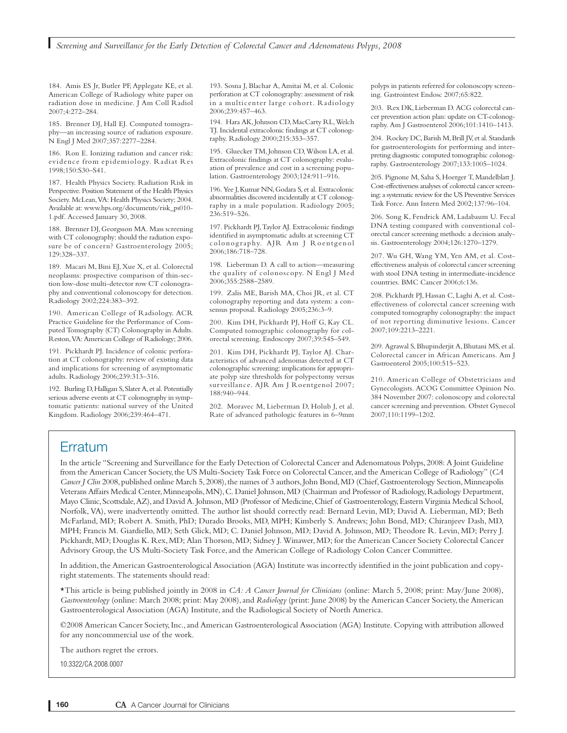184. Amis ES Jr, Butler PF, Applegate KE, et al. American College of Radiology white paper on radiation dose in medicine. J Am Coll Radiol 2007;4:272–284.

185. Brenner DJ, Hall EJ. Computed tomography—an increasing source of radiation exposure. N Engl J Med 2007;357:2277–2284.

186. Ron E. Ionizing radiation and cancer risk: evidence from epidemiology. Radiat Res 1998;150:S30–S41.

187. Health Physics Society. Radiation Risk in Perspective. Position Statement of the Health Physics Society. McLean, VA: Health Physics Society; 2004. Available at: www.hps.org/documents/risk_ps010-1.pdf. Accessed January 30, 2008.

188. Brenner DJ, Georgsson MA. Mass screening with CT colonography: should the radiation exposure be of concern? Gastroenterology 2005; 129:328–337.

189. Macari M, Bini EJ, Xue X, et al. Colorectal neoplasms: prospective comparison of thin-section low-dose multi-detector row CT colonography and conventional colonoscopy for detection. Radiology 2002;224:383–392.

190. American College of Radiology. ACR Practice Guideline for the Performance of Computed Tomography (CT) Colonography in Adults. Reston, VA: American College of Radiology; 2006.

191. Pickhardt PJ. Incidence of colonic perforation at CT colonography: review of existing data and implications for screening of asymptomatic adults. Radiology 2006;239:313–316.

192. Burling D, Halligan S, Slater A, et al. Potentially serious adverse events at CT colonography in symptomatic patients: national survey of the United Kingdom. Radiology 2006;239:464–471.

193. Sosna J, Blachar A, Amitai M, et al. Colonic perforation at CT colonography: assessment of risk in a multicenter large cohort. Radiology 2006;239:457–463.

194. Hara AK, Johnson CD, MacCarty RL, Welch TJ. Incidental extracolonic findings at CT colonography. Radiology 2000;215:353–357.

195. Gluecker TM, Johnson CD, Wilson LA, et al. Extracolonic findings at CT colonography: evaluation of prevalence and cost in a screening population. Gastroenterology 2003;124:911–916.

196. Yee J, Kumar NN, Godara S, et al. Extracolonic abnormalities discovered incidentally at CT colonography in a male population. Radiology 2005; 236:519–526.

197. Pickhardt PJ, Taylor AJ. Extracolonic findings identified in asymptomatic adults at screening CT colonography. AJR Am J Roentgenol 2006;186:718–728.

198. Lieberman D. A call to action—measuring the quality of colonoscopy. N Engl J Med 2006;355:2588–2589.

199. Zalis ME, Barish MA, Choi JR, et al. CT colonography reporting and data system: a consensus proposal. Radiology 2005;236:3–9.

200. Kim DH, Pickhardt PJ, Hoff G, Kay CL. Computed tomographic colonography for colorectal screening. Endoscopy 2007;39:545–549.

201. Kim DH, Pickhardt PJ, Taylor AJ. Characteristics of advanced adenomas detected at CT colonographic screening: implications for appropriate polyp size thresholds for polypectomy versus surveillance. AJR Am J Roentgenol 2007; 188:940–944.

202. Moravec M, Lieberman D, Holub J, et al. Rate of advanced pathologic features in 6–9mm polyps in patients referred for colonoscopy screening. Gastrointest Endosc 2007;65:822.

203. Rex DK, Lieberman D. ACG colorectal cancer prevention action plan: update on CT-colonography. Am J Gastroenterol 2006;101:1410–1413.

204. Rockey DC, Barish M, Brill JV, et al. Standards for gastroenterologists for performing and interpreting diagnostic computed tomographic colonography. Gastroenterology 2007;133:1005–1024.

205. Pignone M, Saha S, Hoerger T, Mandelblatt J. Cost-effectiveness analyses of colorectal cancer screening: a systematic review for the US Preventive Services Task Force. Ann Intern Med 2002;137:96–104.

206. Song K, Fendrick AM, Ladabaum U. Fecal DNA testing compared with conventional colorectal cancer screening methods: a decision analysis. Gastroenterology 2004;126:1270–1279.

207. Wu GH, Wang YM, Yen AM, et al. Cost-effectiveness analysis of colorectal cancer screening with stool DNA testing in intermediate-incidence countries. BMC Cancer 2006;6:136.

208. Pickhardt PJ, Hassan C, Laghi A, et al. Cost-effectiveness of colorectal cancer screening with computed tomography colonography: the impact of not reporting diminutive lesions. Cancer 2007;109:2213–2221.

209. Agrawal S, Bhupinderjit A, Bhutani MS, et al. Colorectal cancer in African Americans. Am J Gastroenterol 2005;100:515–523.

210. American College of Obstetricians and Gynecologists. ACOG Committee Opinion No. 384 November 2007: colonoscopy and colorectal cancer screening and prevention. Obstet Gynecol 2007;110:1199–1202.

## Erratum

In the article "Screening and Surveillance for the Early Detection of Colorectal Cancer and Adenomatous Polyps, 2008: A Joint Guideline from the American Cancer Society, the US Multi-Society Task Force on Colorectal Cancer, and the American College of Radiology" (*CA Cancer J Clin* 2008, published online March 5, 2008), the names of 3 authors, John Bond, MD (Chief, Gastroenterology Section, Minneapolis Veterans Affairs Medical Center, Minneapolis, MN), C. Daniel Johnson, MD (Chairman and Professor of Radiology, Radiology Department, Mayo Clinic, Scottsdale, AZ), and David A. Johnson, MD (Professor of Medicine, Chief of Gastroenterology, Eastern Virginia Medical School, Norfolk, VA), were inadvertently omitted. The author list should correctly read: Bernard Levin, MD; David A. Lieberman, MD; Beth McFarland, MD; Robert A. Smith, PhD; Durado Brooks, MD, MPH; Kimberly S. Andrews; John Bond, MD; Chiranjeev Dash, MD, MPH; Francis M. Giardiello, MD; Seth Glick, MD; C. Daniel Johnson, MD; David A. Johnson, MD; Theodore R. Levin, MD; Perry J. Pickhardt, MD; Douglas K. Rex, MD; Alan Thorson, MD; Sidney J. Winawer, MD; for the American Cancer Society Colorectal Cancer Advisory Group, the US Multi-Society Task Force, and the American College of Radiology Colon Cancer Committee.

In addition, the American Gastroenterological Association (AGA) Institute was incorrectly identified in the joint publication and copyright statements. The statements should read:

*This article is being published jointly in 2008 in *CA: A Cancer Journal for Clinicians* (online: March 5, 2008; print: May/June 2008), *Gastroenterology* (online: March 2008; print: May 2008), and *Radiology* (print: June 2008) by the American Cancer Society, the American Gastroenterological Association (AGA) Institute, and the Radiological Society of North America.

©2008 American Cancer Society, Inc., and American Gastroenterological Association (AGA) Institute. Copying with attribution allowed for any noncommercial use of the work.

The authors regret the errors.

10.3322/CA.2008.0007